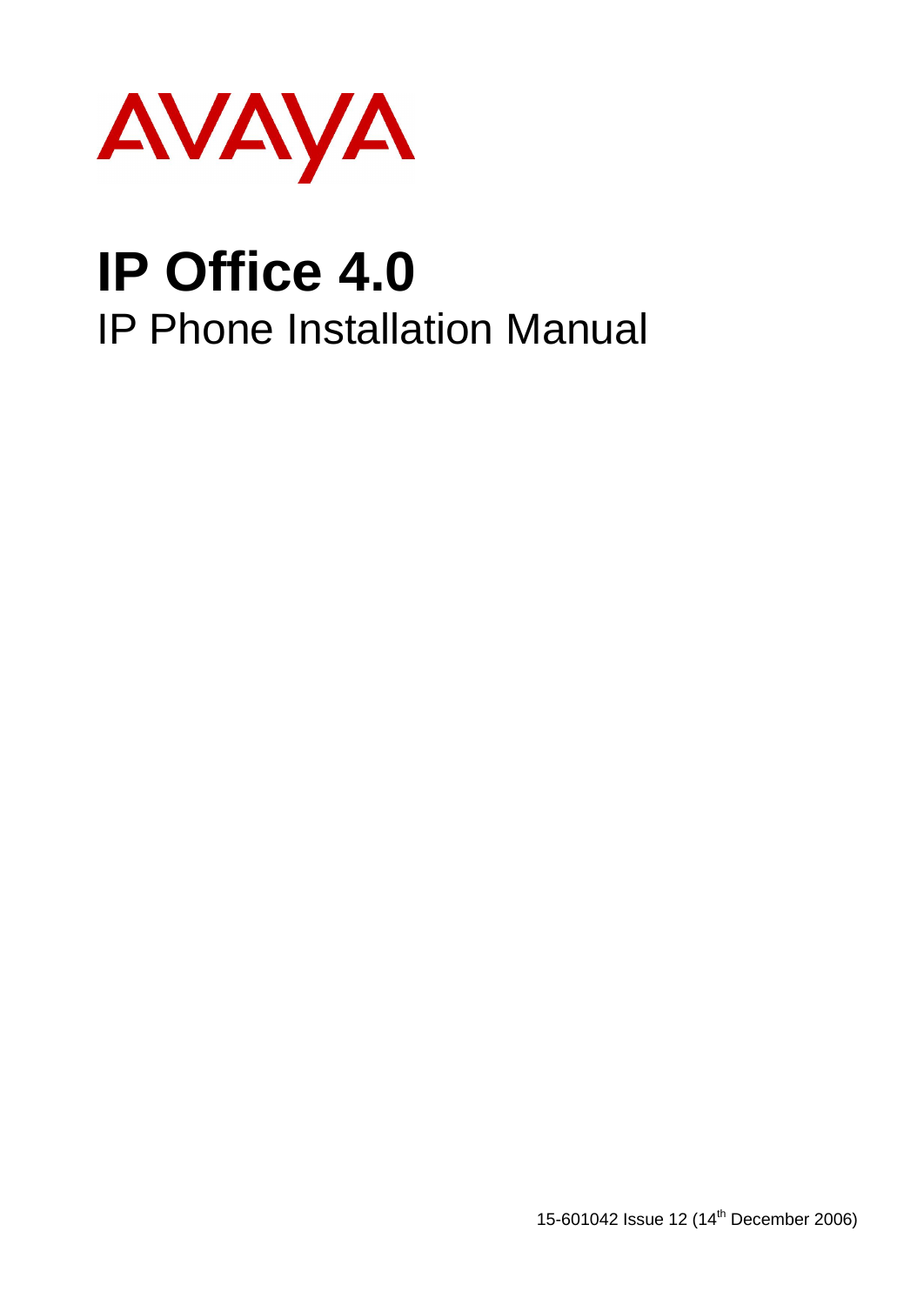AVAYA

# IP Office 4.0

## IP Phone Installation Manual

15-601042 Issue 12 (14th December 2006)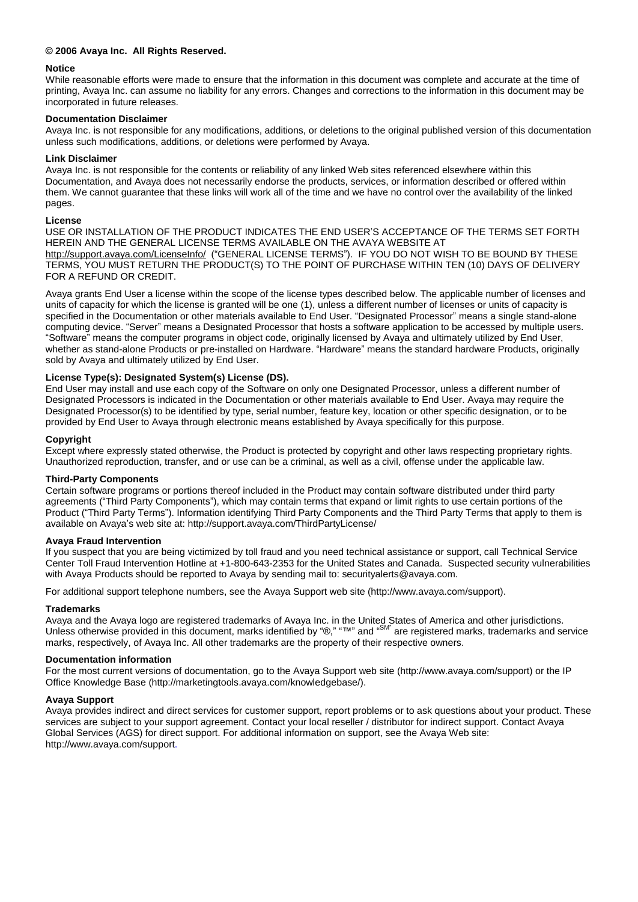**© 2006 Avaya Inc. All Rights Reserved.**

**Notice**

While reasonable efforts were made to ensure that the information in this document was complete and accurate at the time of printing, Avaya Inc. can assume no liability for any errors. Changes and corrections to the information in this document may be incorporated in future releases.

**Documentation Disclaimer**

Avaya Inc. is not responsible for any modifications, additions, or deletions to the original published version of this documentation unless such modifications, additions, or deletions were performed by Avaya.

**Link Disclaimer**

Avaya Inc. is not responsible for the contents or reliability of any linked Web sites referenced elsewhere within this Documentation, and Avaya does not necessarily endorse the products, services, or information described or offered within them. We cannot guarantee that these links will work all of the time and we have no control over the availability of the linked pages.

**License**

USE OR INSTALLATION OF THE PRODUCT INDICATES THE END USER'S ACCEPTANCE OF THE TERMS SET FORTH HEREIN AND THE GENERAL LICENSE TERMS AVAILABLE ON THE AVAYA WEBSITE AT http://support.avaya.com/LicenseInfo/ ("GENERAL LICENSE TERMS"). IF YOU DO NOT WISH TO BE BOUND BY THESE TERMS, YOU MUST RETURN THE PRODUCT(S) TO THE POINT OF PURCHASE WITHIN TEN (10) DAYS OF DELIVERY FOR A REFUND OR CREDIT.

Avaya grants End User a license within the scope of the license types described below. The applicable number of licenses and units of capacity for which the license is granted will be one (1), unless a different number of licenses or units of capacity is specified in the Documentation or other materials available to End User. "Designated Processor" means a single stand-alone computing device. "Server" means a Designated Processor that hosts a software application to be accessed by multiple users. "Software" means the computer programs in object code, originally licensed by Avaya and ultimately utilized by End User, whether as stand-alone Products or pre-installed on Hardware. "Hardware" means the standard hardware Products, originally sold by Avaya and ultimately utilized by End User.

**License Type(s): Designated System(s) License (DS).**

End User may install and use each copy of the Software on only one Designated Processor, unless a different number of Designated Processors is indicated in the Documentation or other materials available to End User. Avaya may require the Designated Processor(s) to be identified by type, serial number, feature key, location or other specific designation, or to be provided by End User to Avaya through electronic means established by Avaya specifically for this purpose.

**Copyright**

Except where expressly stated otherwise, the Product is protected by copyright and other laws respecting proprietary rights. Unauthorized reproduction, transfer, and or use can be a criminal, as well as a civil, offense under the applicable law.

**Third-Party Components**

Certain software programs or portions thereof included in the Product may contain software distributed under third party agreements ("Third Party Components"), which may contain terms that expand or limit rights to use certain portions of the Product ("Third Party Terms"). Information identifying Third Party Components and the Third Party Terms that apply to them is available on Avaya's web site at: http://support.avaya.com/ThirdPartyLicense/

**Avaya Fraud Intervention**

If you suspect that you are being victimized by toll fraud and you need technical assistance or support, call Technical Service Center Toll Fraud Intervention Hotline at +1-800-643-2353 for the United States and Canada. Suspected security vulnerabilities with Avaya Products should be reported to Avaya by sending mail to: securityalerts@avaya.com.

For additional support telephone numbers, see the Avaya Support web site (http://www.avaya.com/support).

**Trademarks**

Avaya and the Avaya logo are registered trademarks of Avaya Inc. in the United States of America and other jurisdictions. Unless otherwise provided in this document, marks identified by "®," "™" and "SM" are registered marks, trademarks and service marks, respectively, of Avaya Inc. All other trademarks are the property of their respective owners.

**Documentation information**

For the most current versions of documentation, go to the Avaya Support web site (http://www.avaya.com/support) or the IP Office Knowledge Base (http://marketingtools.avaya.com/knowledgebase/).

**Avaya Support**

Avaya provides indirect and direct services for customer support, report problems or to ask questions about your product. These services are subject to your support agreement. Contact your local reseller / distributor for indirect support. Contact Avaya Global Services (AGS) for direct support. For additional information on support, see the Avaya Web site: http://www.avaya.com/support.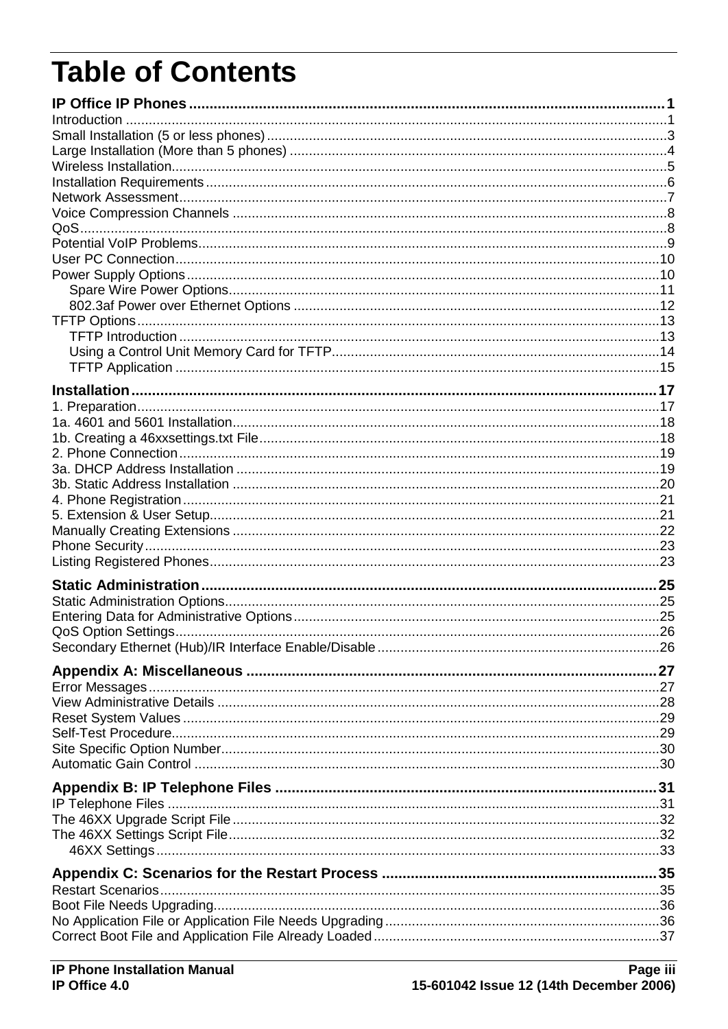# Table of Contents

**IP Office IP Phones ..... 1**

Introduction ..... 1
Small Installation (5 or less phones) ..... 3
Large Installation (More than 5 phones) ..... 4
Wireless Installation ..... 5
Installation Requirements ..... 6
Network Assessment ..... 7
Voice Compression Channels ..... 8
QoS ..... 8
Potential VoIP Problems ..... 9
User PC Connection ..... 10
Power Supply Options ..... 10
- Spare Wire Power Options ..... 11
- 802.3af Power over Ethernet Options ..... 12

TFTP Options ..... 13
- TFTP Introduction ..... 13
- Using a Control Unit Memory Card for TFTP ..... 14
- TFTP Application ..... 15

**Installation ..... 17**

1. Preparation ..... 17
1a. 4601 and 5601 Installation ..... 18
1b. Creating a 46xxsettings.txt File ..... 18
2. Phone Connection ..... 19
3a. DHCP Address Installation ..... 19
3b. Static Address Installation ..... 20
4. Phone Registration ..... 21
5. Extension & User Setup ..... 21
Manually Creating Extensions ..... 22
Phone Security ..... 23
Listing Registered Phones ..... 23

**Static Administration ..... 25**

Static Administration Options ..... 25
Entering Data for Administrative Options ..... 25
QoS Option Settings ..... 26
Secondary Ethernet (Hub)/IR Interface Enable/Disable ..... 26

**Appendix A: Miscellaneous ..... 27**

Error Messages ..... 27
View Administrative Details ..... 28
Reset System Values ..... 29
Self-Test Procedure ..... 29
Site Specific Option Number ..... 30
Automatic Gain Control ..... 30

**Appendix B: IP Telephone Files ..... 31**

IP Telephone Files ..... 31
The 46XX Upgrade Script File ..... 32
The 46XX Settings Script File ..... 32
- 46XX Settings ..... 33

**Appendix C: Scenarios for the Restart Process ..... 35**

Restart Scenarios ..... 35
Boot File Needs Upgrading ..... 36
No Application File or Application File Needs Upgrading ..... 36
Correct Boot File and Application File Already Loaded ..... 37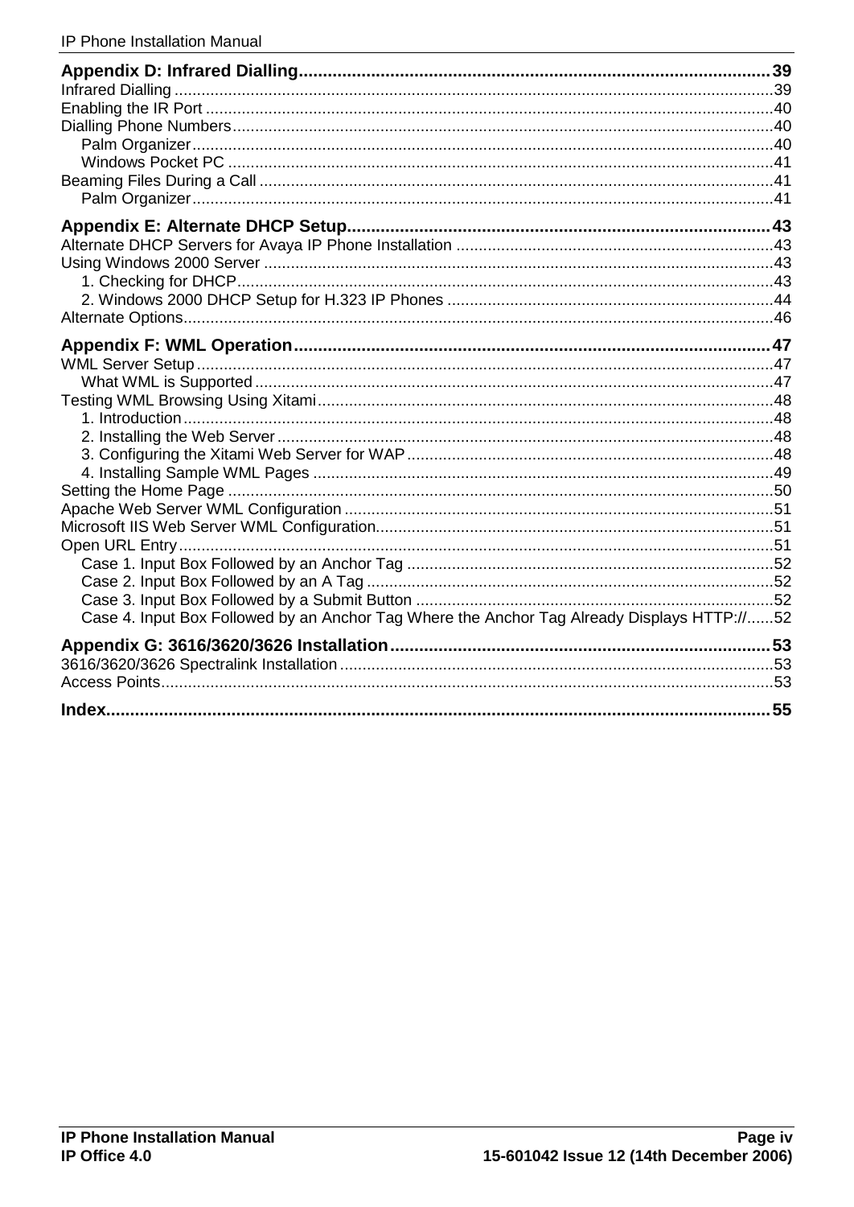**Appendix D: Infrared Dialling** .......... 39

Infrared Dialling .......... 39
Enabling the IR Port .......... 40
Dialling Phone Numbers .......... 40
    Palm Organizer .......... 40
    Windows Pocket PC .......... 41
Beaming Files During a Call .......... 41
    Palm Organizer .......... 41

**Appendix E: Alternate DHCP Setup** .......... 43

Alternate DHCP Servers for Avaya IP Phone Installation .......... 43
Using Windows 2000 Server .......... 43
    1. Checking for DHCP .......... 43
    2. Windows 2000 DHCP Setup for H.323 IP Phones .......... 44
Alternate Options .......... 46

**Appendix F: WML Operation** .......... 47

WML Server Setup .......... 47
    What WML is Supported .......... 47
Testing WML Browsing Using Xitami .......... 48
    1. Introduction .......... 48
    2. Installing the Web Server .......... 48
    3. Configuring the Xitami Web Server for WAP .......... 48
    4. Installing Sample WML Pages .......... 49
Setting the Home Page .......... 50
Apache Web Server WML Configuration .......... 51
Microsoft IIS Web Server WML Configuration .......... 51
Open URL Entry .......... 51
    Case 1. Input Box Followed by an Anchor Tag .......... 52
    Case 2. Input Box Followed by an A Tag .......... 52
    Case 3. Input Box Followed by a Submit Button .......... 52
    Case 4. Input Box Followed by an Anchor Tag Where the Anchor Tag Already Displays HTTP:// .......... 52

**Appendix G: 3616/3620/3626 Installation** .......... 53

3616/3620/3626 Spectralink Installation .......... 53
Access Points .......... 53

**Index** .......... 55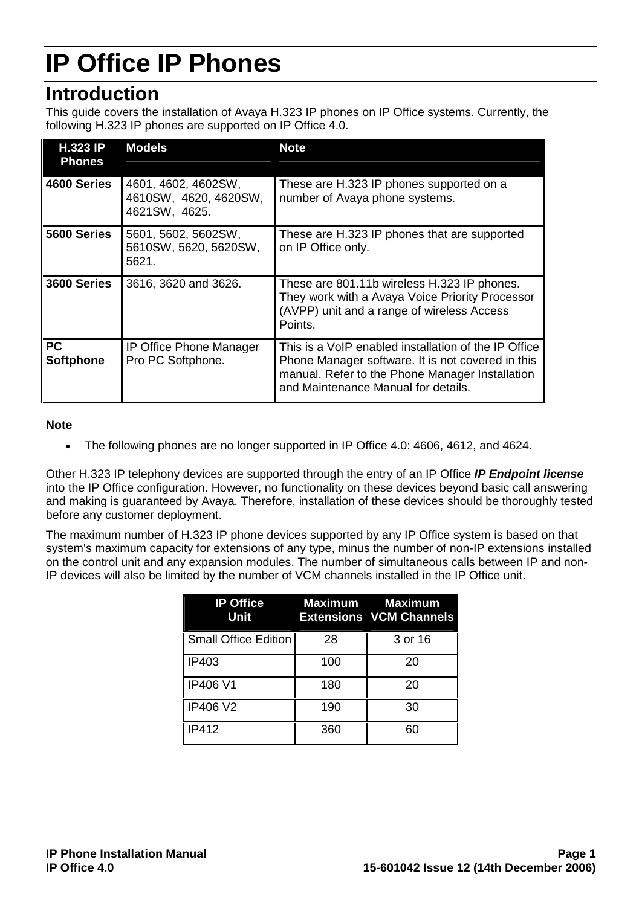# IP Office IP Phones

## Introduction

This guide covers the installation of Avaya H.323 IP phones on IP Office systems. Currently, the following H.323 IP phones are supported on IP Office 4.0.

| H.323 IP Phones | Models | Note |
|---|---|---|
| **4600 Series** | 4601, 4602, 4602SW, 4610SW, 4620, 4620SW, 4621SW, 4625. | These are H.323 IP phones supported on a number of Avaya phone systems. |
| **5600 Series** | 5601, 5602, 5602SW, 5610SW, 5620, 5620SW, 5621. | These are H.323 IP phones that are supported on IP Office only. |
| **3600 Series** | 3616, 3620 and 3626. | These are 801.11b wireless H.323 IP phones. They work with a Avaya Voice Priority Processor (AVPP) unit and a range of wireless Access Points. |
| **PC Softphone** | IP Office Phone Manager Pro PC Softphone. | This is a VoIP enabled installation of the IP Office Phone Manager software. It is not covered in this manual. Refer to the Phone Manager Installation and Maintenance Manual for details. |

**Note**

- The following phones are no longer supported in IP Office 4.0: 4606, 4612, and 4624.

Other H.323 IP telephony devices are supported through the entry of an IP Office ***IP Endpoint license*** into the IP Office configuration. However, no functionality on these devices beyond basic call answering and making is guaranteed by Avaya. Therefore, installation of these devices should be thoroughly tested before any customer deployment.

The maximum number of H.323 IP phone devices supported by any IP Office system is based on that system's maximum capacity for extensions of any type, minus the number of non-IP extensions installed on the control unit and any expansion modules. The number of simultaneous calls between IP and non-IP devices will also be limited by the number of VCM channels installed in the IP Office unit.

| IP Office Unit | Maximum Extensions | Maximum VCM Channels |
|---|---|---|
| Small Office Edition | 28 | 3 or 16 |
| IP403 | 100 | 20 |
| IP406 V1 | 180 | 20 |
| IP406 V2 | 190 | 30 |
| IP412 | 360 | 60 |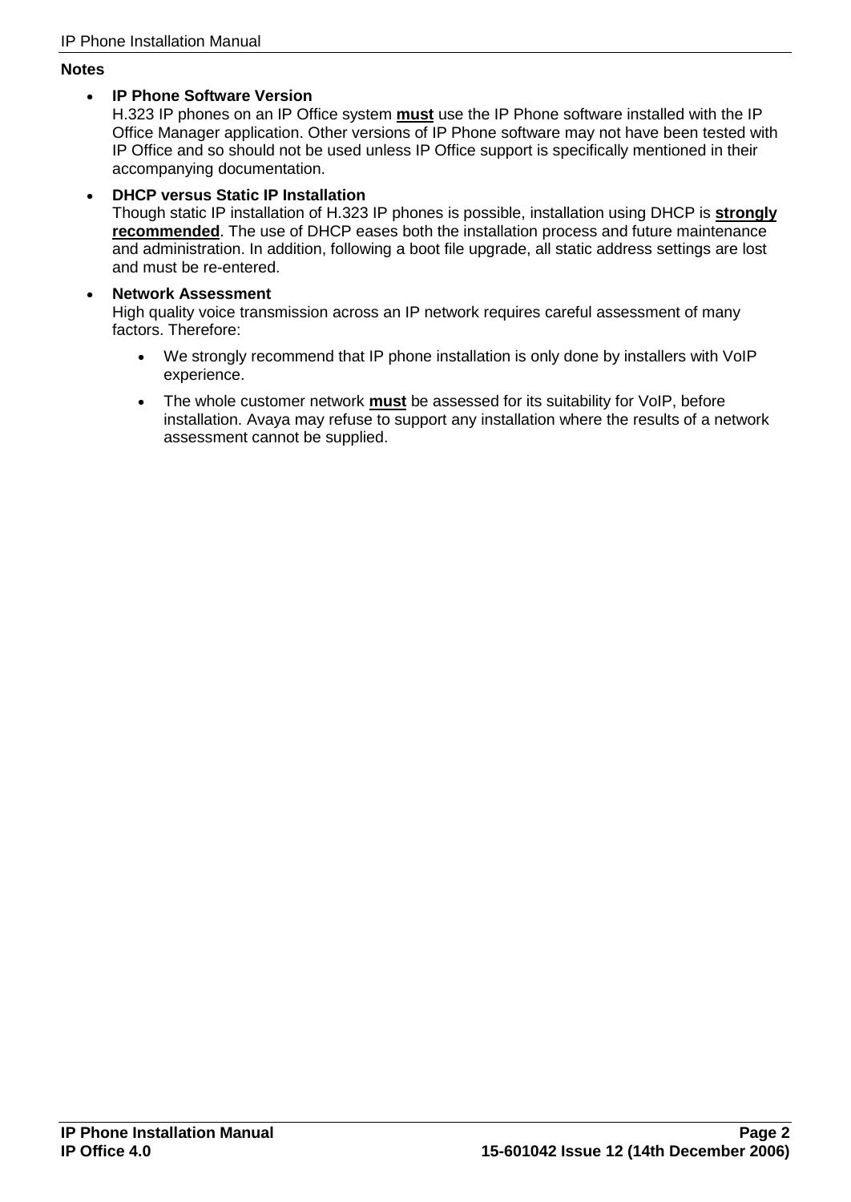**Notes**

- **IP Phone Software Version**
  H.323 IP phones on an IP Office system **must** use the IP Phone software installed with the IP Office Manager application. Other versions of IP Phone software may not have been tested with IP Office and so should not be used unless IP Office support is specifically mentioned in their accompanying documentation.

- **DHCP versus Static IP Installation**
  Though static IP installation of H.323 IP phones is possible, installation using DHCP is **strongly recommended**. The use of DHCP eases both the installation process and future maintenance and administration. In addition, following a boot file upgrade, all static address settings are lost and must be re-entered.

- **Network Assessment**
  High quality voice transmission across an IP network requires careful assessment of many factors. Therefore:

  - We strongly recommend that IP phone installation is only done by installers with VoIP experience.
  - The whole customer network **must** be assessed for its suitability for VoIP, before installation. Avaya may refuse to support any installation where the results of a network assessment cannot be supplied.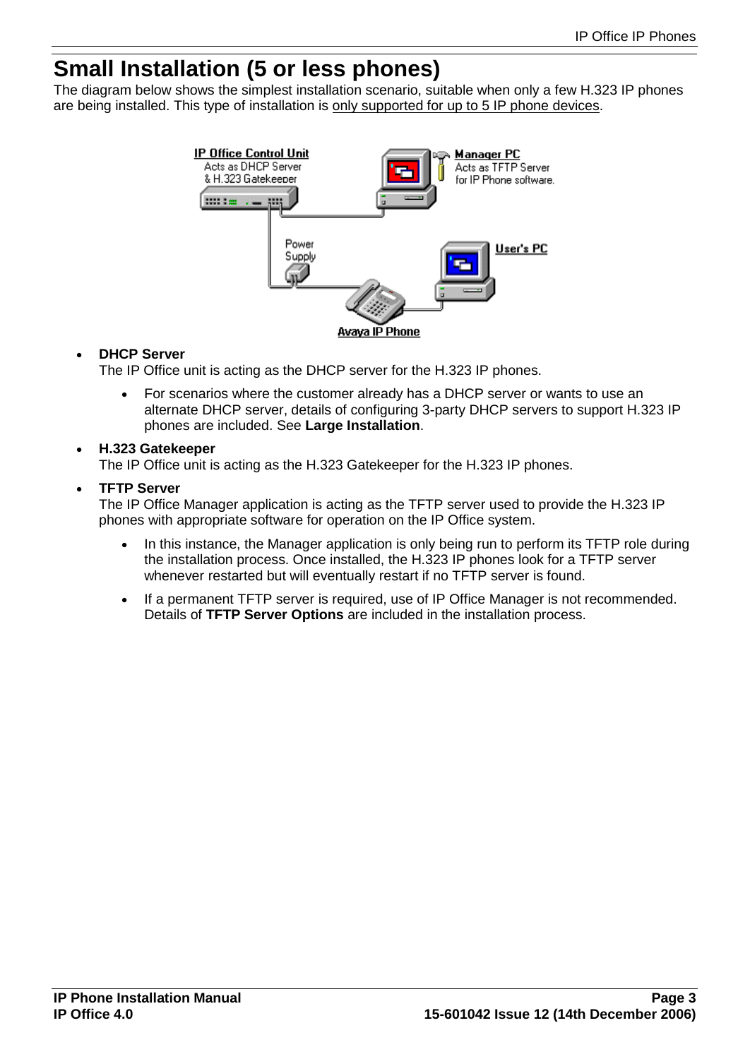# Small Installation (5 or less phones)

The diagram below shows the simplest installation scenario, suitable when only a few H.323 IP phones are being installed. This type of installation is only supported for up to 5 IP phone devices.

- **DHCP Server**
  The IP Office unit is acting as the DHCP server for the H.323 IP phones.
  - For scenarios where the customer already has a DHCP server or wants to use an alternate DHCP server, details of configuring 3-party DHCP servers to support H.323 IP phones are included. See **Large Installation**.
- **H.323 Gatekeeper**
  The IP Office unit is acting as the H.323 Gatekeeper for the H.323 IP phones.
- **TFTP Server**
  The IP Office Manager application is acting as the TFTP server used to provide the H.323 IP phones with appropriate software for operation on the IP Office system.
  - In this instance, the Manager application is only being run to perform its TFTP role during the installation process. Once installed, the H.323 IP phones look for a TFTP server whenever restarted but will eventually restart if no TFTP server is found.
  - If a permanent TFTP server is required, use of IP Office Manager is not recommended. Details of **TFTP Server Options** are included in the installation process.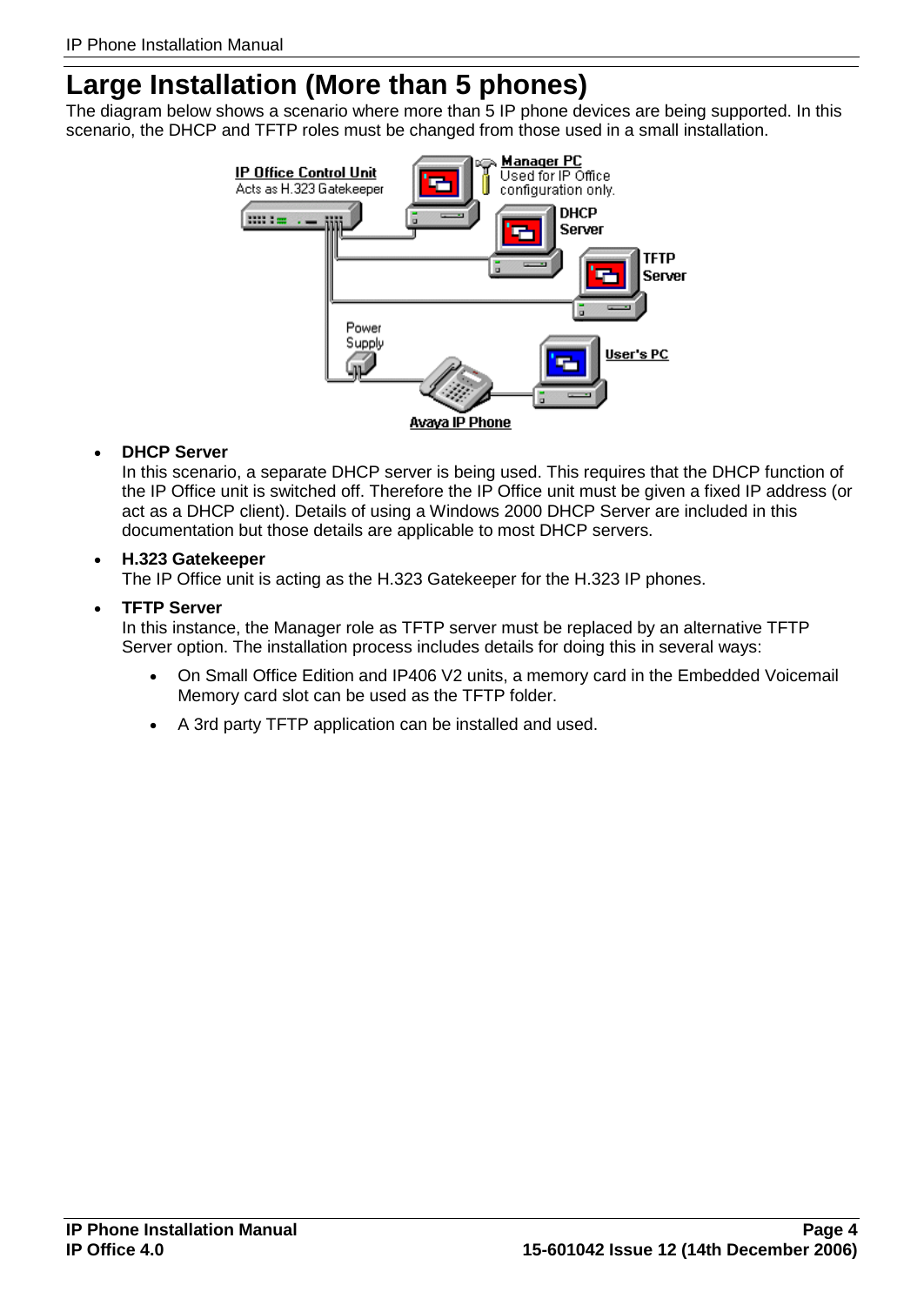# Large Installation (More than 5 phones)

The diagram below shows a scenario where more than 5 IP phone devices are being supported. In this scenario, the DHCP and TFTP roles must be changed from those used in a small installation.

- **DHCP Server**
  In this scenario, a separate DHCP server is being used. This requires that the DHCP function of the IP Office unit is switched off. Therefore the IP Office unit must be given a fixed IP address (or act as a DHCP client). Details of using a Windows 2000 DHCP Server are included in this documentation but those details are applicable to most DHCP servers.

- **H.323 Gatekeeper**
  The IP Office unit is acting as the H.323 Gatekeeper for the H.323 IP phones.

- **TFTP Server**
  In this instance, the Manager role as TFTP server must be replaced by an alternative TFTP Server option. The installation process includes details for doing this in several ways:

  - On Small Office Edition and IP406 V2 units, a memory card in the Embedded Voicemail Memory card slot can be used as the TFTP folder.
  - A 3rd party TFTP application can be installed and used.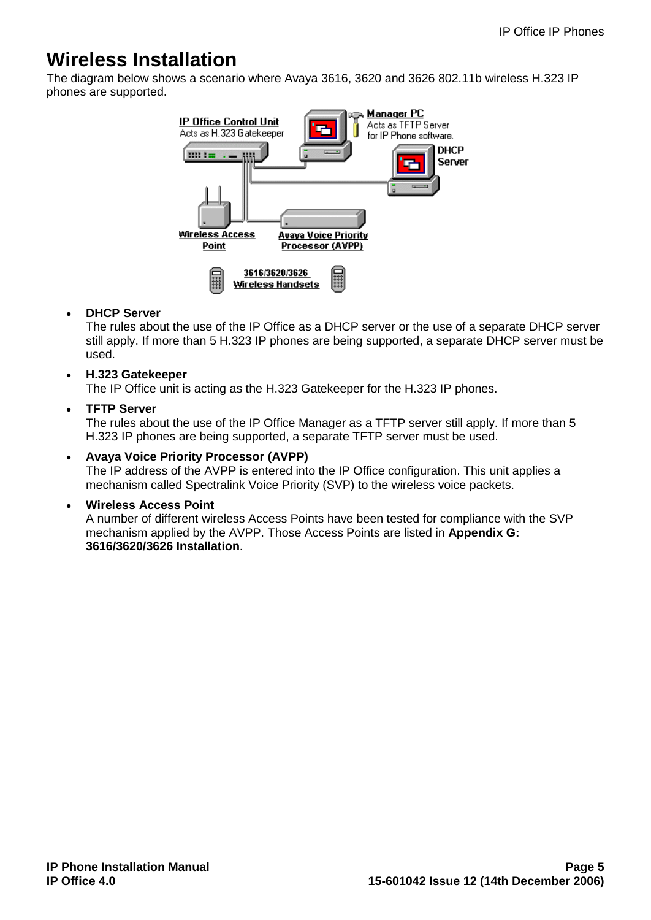# Wireless Installation

The diagram below shows a scenario where Avaya 3616, 3620 and 3626 802.11b wireless H.323 IP phones are supported.

- **DHCP Server**
  The rules about the use of the IP Office as a DHCP server or the use of a separate DHCP server still apply. If more than 5 H.323 IP phones are being supported, a separate DHCP server must be used.
- **H.323 Gatekeeper**
  The IP Office unit is acting as the H.323 Gatekeeper for the H.323 IP phones.
- **TFTP Server**
  The rules about the use of the IP Office Manager as a TFTP server still apply. If more than 5 H.323 IP phones are being supported, a separate TFTP server must be used.
- **Avaya Voice Priority Processor (AVPP)**
  The IP address of the AVPP is entered into the IP Office configuration. This unit applies a mechanism called Spectralink Voice Priority (SVP) to the wireless voice packets.
- **Wireless Access Point**
  A number of different wireless Access Points have been tested for compliance with the SVP mechanism applied by the AVPP. Those Access Points are listed in **Appendix G: 3616/3620/3626 Installation**.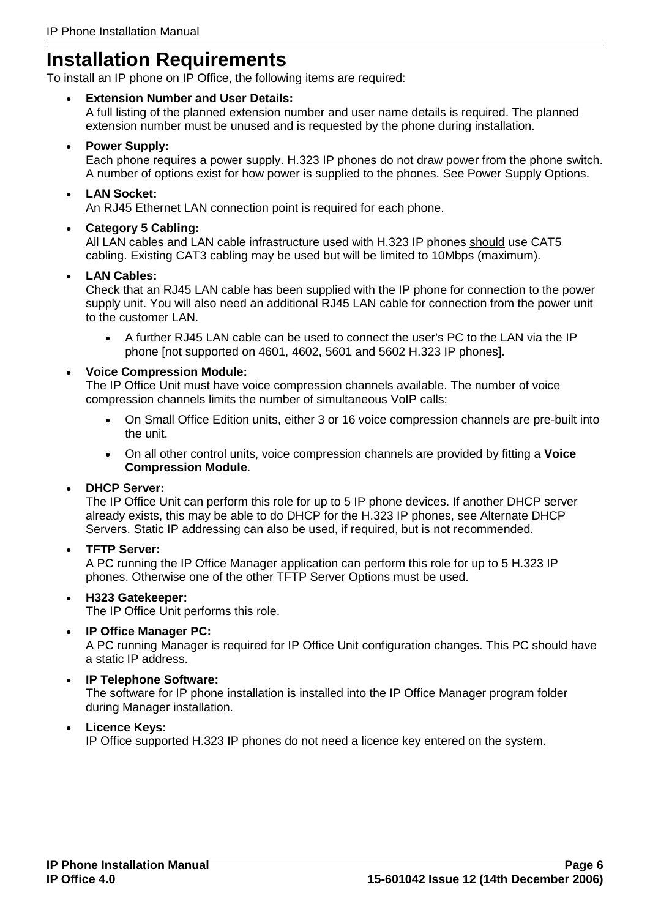# Installation Requirements

To install an IP phone on IP Office, the following items are required:

- **Extension Number and User Details:**
  A full listing of the planned extension number and user name details is required. The planned extension number must be unused and is requested by the phone during installation.

- **Power Supply:**
  Each phone requires a power supply. H.323 IP phones do not draw power from the phone switch. A number of options exist for how power is supplied to the phones. See Power Supply Options.

- **LAN Socket:**
  An RJ45 Ethernet LAN connection point is required for each phone.

- **Category 5 Cabling:**
  All LAN cables and LAN cable infrastructure used with H.323 IP phones should use CAT5 cabling. Existing CAT3 cabling may be used but will be limited to 10Mbps (maximum).

- **LAN Cables:**
  Check that an RJ45 LAN cable has been supplied with the IP phone for connection to the power supply unit. You will also need an additional RJ45 LAN cable for connection from the power unit to the customer LAN.

  - A further RJ45 LAN cable can be used to connect the user's PC to the LAN via the IP phone [not supported on 4601, 4602, 5601 and 5602 H.323 IP phones].

- **Voice Compression Module:**
  The IP Office Unit must have voice compression channels available. The number of voice compression channels limits the number of simultaneous VoIP calls:

  - On Small Office Edition units, either 3 or 16 voice compression channels are pre-built into the unit.
  - On all other control units, voice compression channels are provided by fitting a **Voice Compression Module**.

- **DHCP Server:**
  The IP Office Unit can perform this role for up to 5 IP phone devices. If another DHCP server already exists, this may be able to do DHCP for the H.323 IP phones, see Alternate DHCP Servers. Static IP addressing can also be used, if required, but is not recommended.

- **TFTP Server:**
  A PC running the IP Office Manager application can perform this role for up to 5 H.323 IP phones. Otherwise one of the other TFTP Server Options must be used.

- **H323 Gatekeeper:**
  The IP Office Unit performs this role.

- **IP Office Manager PC:**
  A PC running Manager is required for IP Office Unit configuration changes. This PC should have a static IP address.

- **IP Telephone Software:**
  The software for IP phone installation is installed into the IP Office Manager program folder during Manager installation.

- **Licence Keys:**
  IP Office supported H.323 IP phones do not need a licence key entered on the system.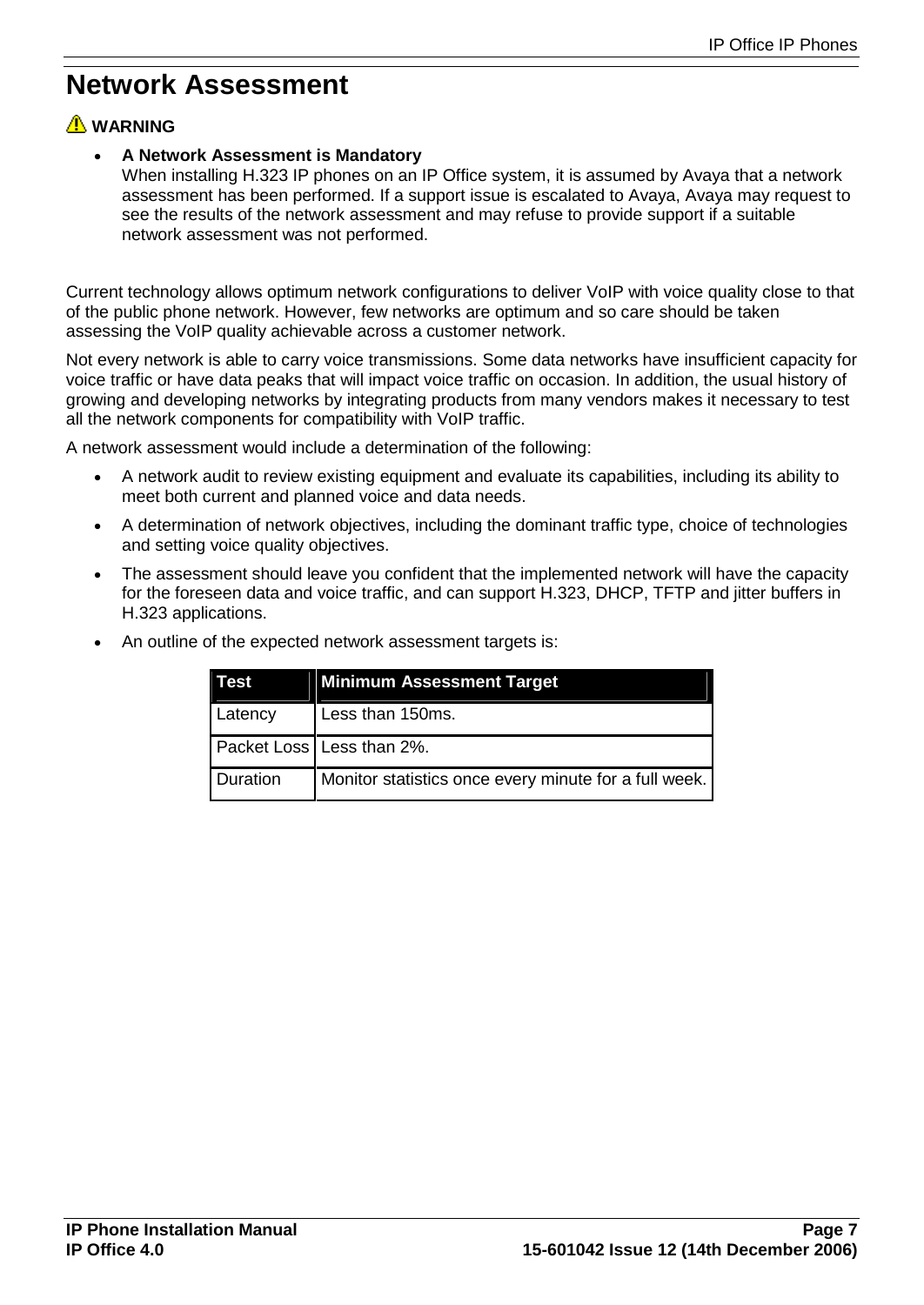# Network Assessment

⚠ **WARNING**

- **A Network Assessment is Mandatory**
  When installing H.323 IP phones on an IP Office system, it is assumed by Avaya that a network assessment has been performed. If a support issue is escalated to Avaya, Avaya may request to see the results of the network assessment and may refuse to provide support if a suitable network assessment was not performed.

Current technology allows optimum network configurations to deliver VoIP with voice quality close to that of the public phone network. However, few networks are optimum and so care should be taken assessing the VoIP quality achievable across a customer network.

Not every network is able to carry voice transmissions. Some data networks have insufficient capacity for voice traffic or have data peaks that will impact voice traffic on occasion. In addition, the usual history of growing and developing networks by integrating products from many vendors makes it necessary to test all the network components for compatibility with VoIP traffic.

A network assessment would include a determination of the following:

- A network audit to review existing equipment and evaluate its capabilities, including its ability to meet both current and planned voice and data needs.
- A determination of network objectives, including the dominant traffic type, choice of technologies and setting voice quality objectives.
- The assessment should leave you confident that the implemented network will have the capacity for the foreseen data and voice traffic, and can support H.323, DHCP, TFTP and jitter buffers in H.323 applications.
- An outline of the expected network assessment targets is:

| Test | Minimum Assessment Target |
| --- | --- |
| Latency | Less than 150ms. |
| Packet Loss | Less than 2%. |
| Duration | Monitor statistics once every minute for a full week. |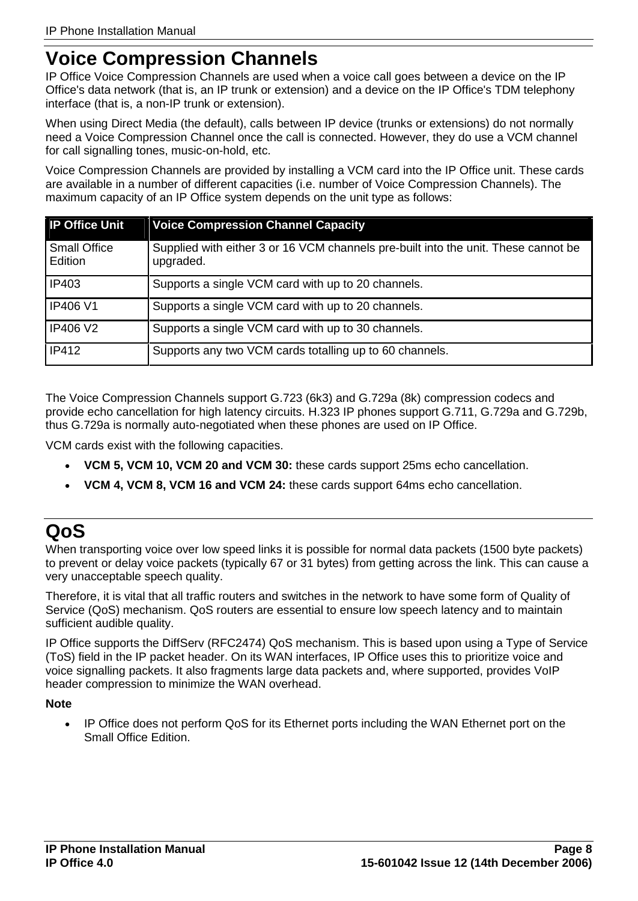# Voice Compression Channels

IP Office Voice Compression Channels are used when a voice call goes between a device on the IP Office's data network (that is, an IP trunk or extension) and a device on the IP Office's TDM telephony interface (that is, a non-IP trunk or extension).

When using Direct Media (the default), calls between IP device (trunks or extensions) do not normally need a Voice Compression Channel once the call is connected. However, they do use a VCM channel for call signalling tones, music-on-hold, etc.

Voice Compression Channels are provided by installing a VCM card into the IP Office unit. These cards are available in a number of different capacities (i.e. number of Voice Compression Channels). The maximum capacity of an IP Office system depends on the unit type as follows:

| IP Office Unit | Voice Compression Channel Capacity |
| --- | --- |
| Small Office Edition | Supplied with either 3 or 16 VCM channels pre-built into the unit. These cannot be upgraded. |
| IP403 | Supports a single VCM card with up to 20 channels. |
| IP406 V1 | Supports a single VCM card with up to 20 channels. |
| IP406 V2 | Supports a single VCM card with up to 30 channels. |
| IP412 | Supports any two VCM cards totalling up to 60 channels. |

The Voice Compression Channels support G.723 (6k3) and G.729a (8k) compression codecs and provide echo cancellation for high latency circuits. H.323 IP phones support G.711, G.729a and G.729b, thus G.729a is normally auto-negotiated when these phones are used on IP Office.

VCM cards exist with the following capacities.

- **VCM 5, VCM 10, VCM 20 and VCM 30:** these cards support 25ms echo cancellation.
- **VCM 4, VCM 8, VCM 16 and VCM 24:** these cards support 64ms echo cancellation.

# QoS

When transporting voice over low speed links it is possible for normal data packets (1500 byte packets) to prevent or delay voice packets (typically 67 or 31 bytes) from getting across the link. This can cause a very unacceptable speech quality.

Therefore, it is vital that all traffic routers and switches in the network to have some form of Quality of Service (QoS) mechanism. QoS routers are essential to ensure low speech latency and to maintain sufficient audible quality.

IP Office supports the DiffServ (RFC2474) QoS mechanism. This is based upon using a Type of Service (ToS) field in the IP packet header. On its WAN interfaces, IP Office uses this to prioritize voice and voice signalling packets. It also fragments large data packets and, where supported, provides VoIP header compression to minimize the WAN overhead.

**Note**

- IP Office does not perform QoS for its Ethernet ports including the WAN Ethernet port on the Small Office Edition.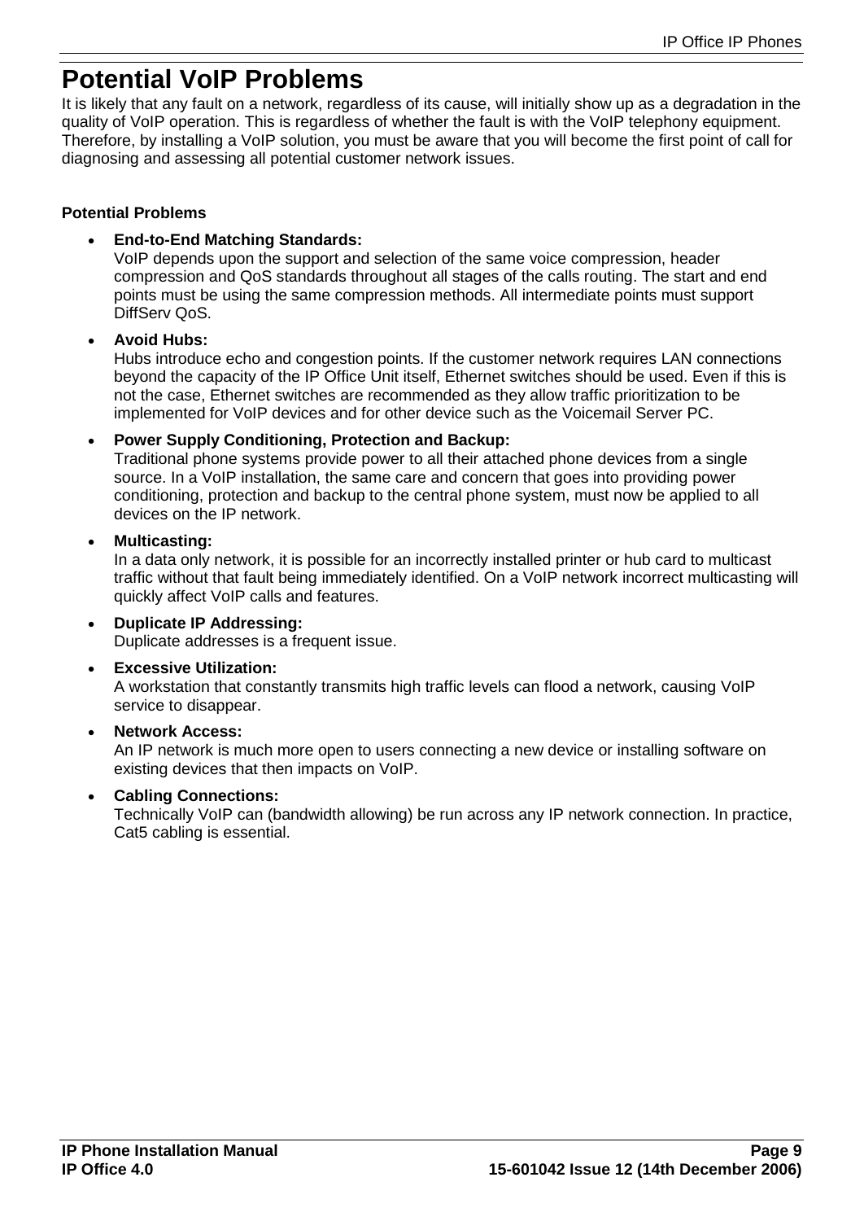# Potential VoIP Problems

It is likely that any fault on a network, regardless of its cause, will initially show up as a degradation in the quality of VoIP operation. This is regardless of whether the fault is with the VoIP telephony equipment. Therefore, by installing a VoIP solution, you must be aware that you will become the first point of call for diagnosing and assessing all potential customer network issues.

**Potential Problems**

- **End-to-End Matching Standards:**
  VoIP depends upon the support and selection of the same voice compression, header compression and QoS standards throughout all stages of the calls routing. The start and end points must be using the same compression methods. All intermediate points must support DiffServ QoS.
- **Avoid Hubs:**
  Hubs introduce echo and congestion points. If the customer network requires LAN connections beyond the capacity of the IP Office Unit itself, Ethernet switches should be used. Even if this is not the case, Ethernet switches are recommended as they allow traffic prioritization to be implemented for VoIP devices and for other device such as the Voicemail Server PC.
- **Power Supply Conditioning, Protection and Backup:**
  Traditional phone systems provide power to all their attached phone devices from a single source. In a VoIP installation, the same care and concern that goes into providing power conditioning, protection and backup to the central phone system, must now be applied to all devices on the IP network.
- **Multicasting:**
  In a data only network, it is possible for an incorrectly installed printer or hub card to multicast traffic without that fault being immediately identified. On a VoIP network incorrect multicasting will quickly affect VoIP calls and features.
- **Duplicate IP Addressing:**
  Duplicate addresses is a frequent issue.
- **Excessive Utilization:**
  A workstation that constantly transmits high traffic levels can flood a network, causing VoIP service to disappear.
- **Network Access:**
  An IP network is much more open to users connecting a new device or installing software on existing devices that then impacts on VoIP.
- **Cabling Connections:**
  Technically VoIP can (bandwidth allowing) be run across any IP network connection. In practice, Cat5 cabling is essential.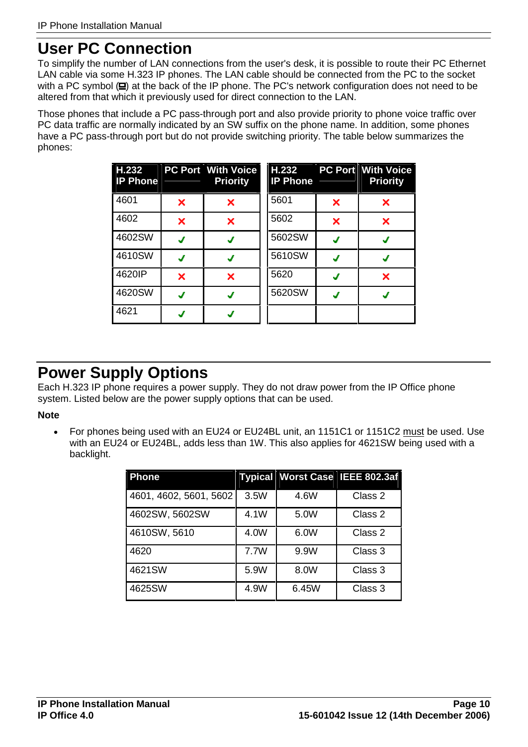# User PC Connection

To simplify the number of LAN connections from the user's desk, it is possible to route their PC Ethernet LAN cable via some H.323 IP phones. The LAN cable should be connected from the PC to the socket with a PC symbol (🖳) at the back of the IP phone. The PC's network configuration does not need to be altered from that which it previously used for direct connection to the LAN.

Those phones that include a PC pass-through port and also provide priority to phone voice traffic over PC data traffic are normally indicated by an SW suffix on the phone name. In addition, some phones have a PC pass-through port but do not provide switching priority. The table below summarizes the phones:

| H.232 IP Phone | PC Port | With Voice Priority | H.232 IP Phone | PC Port | With Voice Priority |
|---|---|---|---|---|---|
| 4601 | ✗ | ✗ | 5601 | ✗ | ✗ |
| 4602 | ✗ | ✗ | 5602 | ✗ | ✗ |
| 4602SW | ✓ | ✓ | 5602SW | ✓ | ✓ |
| 4610SW | ✓ | ✓ | 5610SW | ✓ | ✓ |
| 4620IP | ✗ | ✗ | 5620 | ✓ | ✗ |
| 4620SW | ✓ | ✓ | 5620SW | ✓ | ✓ |
| 4621 | ✓ | ✓ | | | |

# Power Supply Options

Each H.323 IP phone requires a power supply. They do not draw power from the IP Office phone system. Listed below are the power supply options that can be used.

**Note**

- For phones being used with an EU24 or EU24BL unit, an 1151C1 or 1151C2 must be used. Use with an EU24 or EU24BL, adds less than 1W. This also applies for 4621SW being used with a backlight.

| Phone | Typical | Worst Case | IEEE 802.3af |
|---|---|---|---|
| 4601, 4602, 5601, 5602 | 3.5W | 4.6W | Class 2 |
| 4602SW, 5602SW | 4.1W | 5.0W | Class 2 |
| 4610SW, 5610 | 4.0W | 6.0W | Class 2 |
| 4620 | 7.7W | 9.9W | Class 3 |
| 4621SW | 5.9W | 8.0W | Class 3 |
| 4625SW | 4.9W | 6.45W | Class 3 |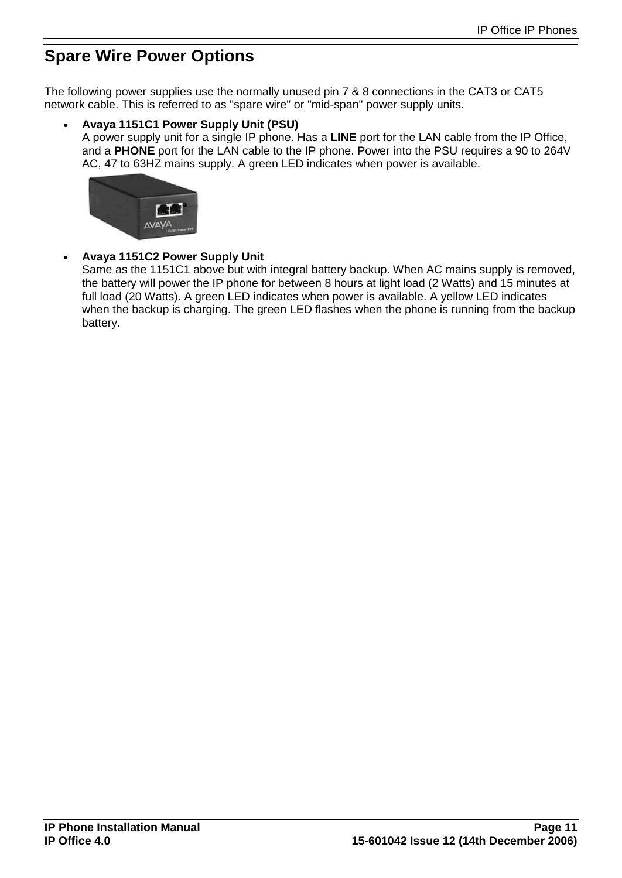# Spare Wire Power Options

The following power supplies use the normally unused pin 7 & 8 connections in the CAT3 or CAT5 network cable. This is referred to as "spare wire" or "mid-span" power supply units.

- **Avaya 1151C1 Power Supply Unit (PSU)**
  A power supply unit for a single IP phone. Has a **LINE** port for the LAN cable from the IP Office, and a **PHONE** port for the LAN cable to the IP phone. Power into the PSU requires a 90 to 264V AC, 47 to 63HZ mains supply. A green LED indicates when power is available.

- **Avaya 1151C2 Power Supply Unit**
  Same as the 1151C1 above but with integral battery backup. When AC mains supply is removed, the battery will power the IP phone for between 8 hours at light load (2 Watts) and 15 minutes at full load (20 Watts). A green LED indicates when power is available. A yellow LED indicates when the backup is charging. The green LED flashes when the phone is running from the backup battery.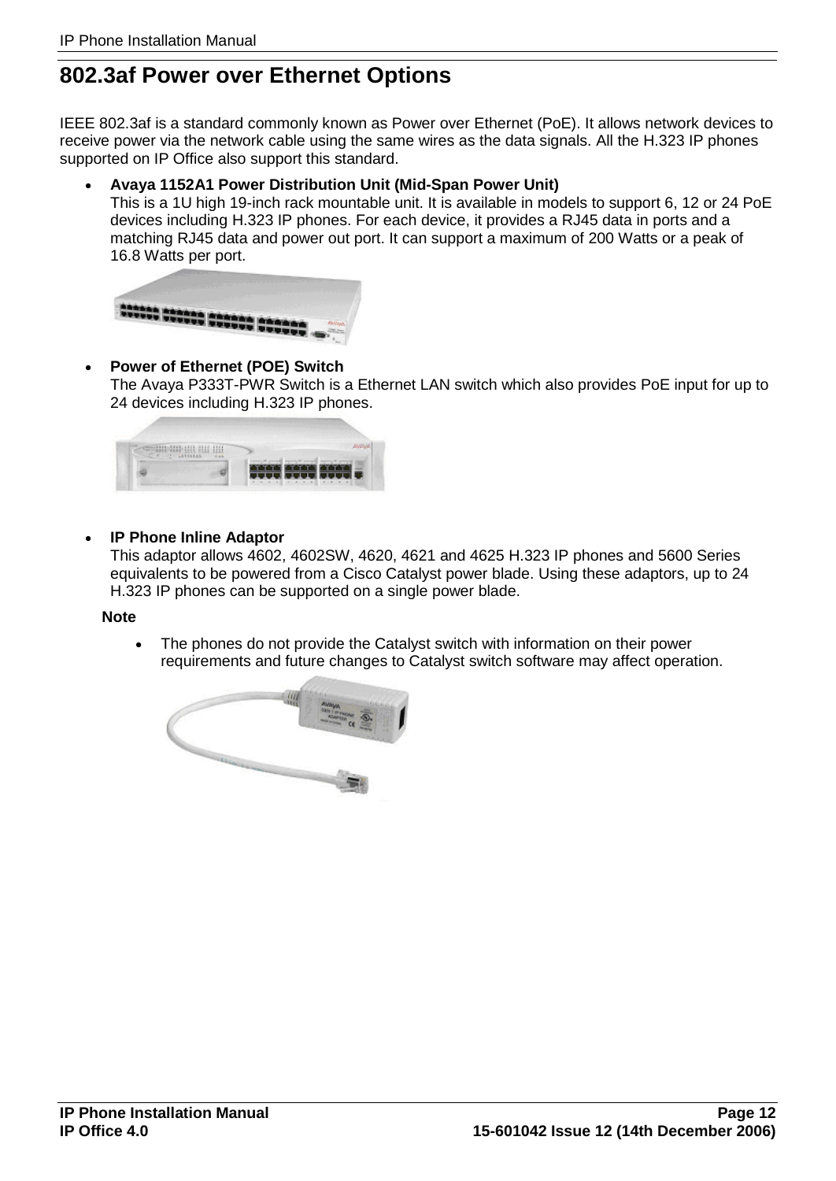# 802.3af Power over Ethernet Options

IEEE 802.3af is a standard commonly known as Power over Ethernet (PoE). It allows network devices to receive power via the network cable using the same wires as the data signals. All the H.323 IP phones supported on IP Office also support this standard.

- **Avaya 1152A1 Power Distribution Unit (Mid-Span Power Unit)**
  This is a 1U high 19-inch rack mountable unit. It is available in models to support 6, 12 or 24 PoE devices including H.323 IP phones. For each device, it provides a RJ45 data in ports and a matching RJ45 data and power out port. It can support a maximum of 200 Watts or a peak of 16.8 Watts per port.

- **Power of Ethernet (POE) Switch**
  The Avaya P333T-PWR Switch is a Ethernet LAN switch which also provides PoE input for up to 24 devices including H.323 IP phones.

- **IP Phone Inline Adaptor**
  This adaptor allows 4602, 4602SW, 4620, 4621 and 4625 H.323 IP phones and 5600 Series equivalents to be powered from a Cisco Catalyst power blade. Using these adaptors, up to 24 H.323 IP phones can be supported on a single power blade.

  **Note**

  - The phones do not provide the Catalyst switch with information on their power requirements and future changes to Catalyst switch software may affect operation.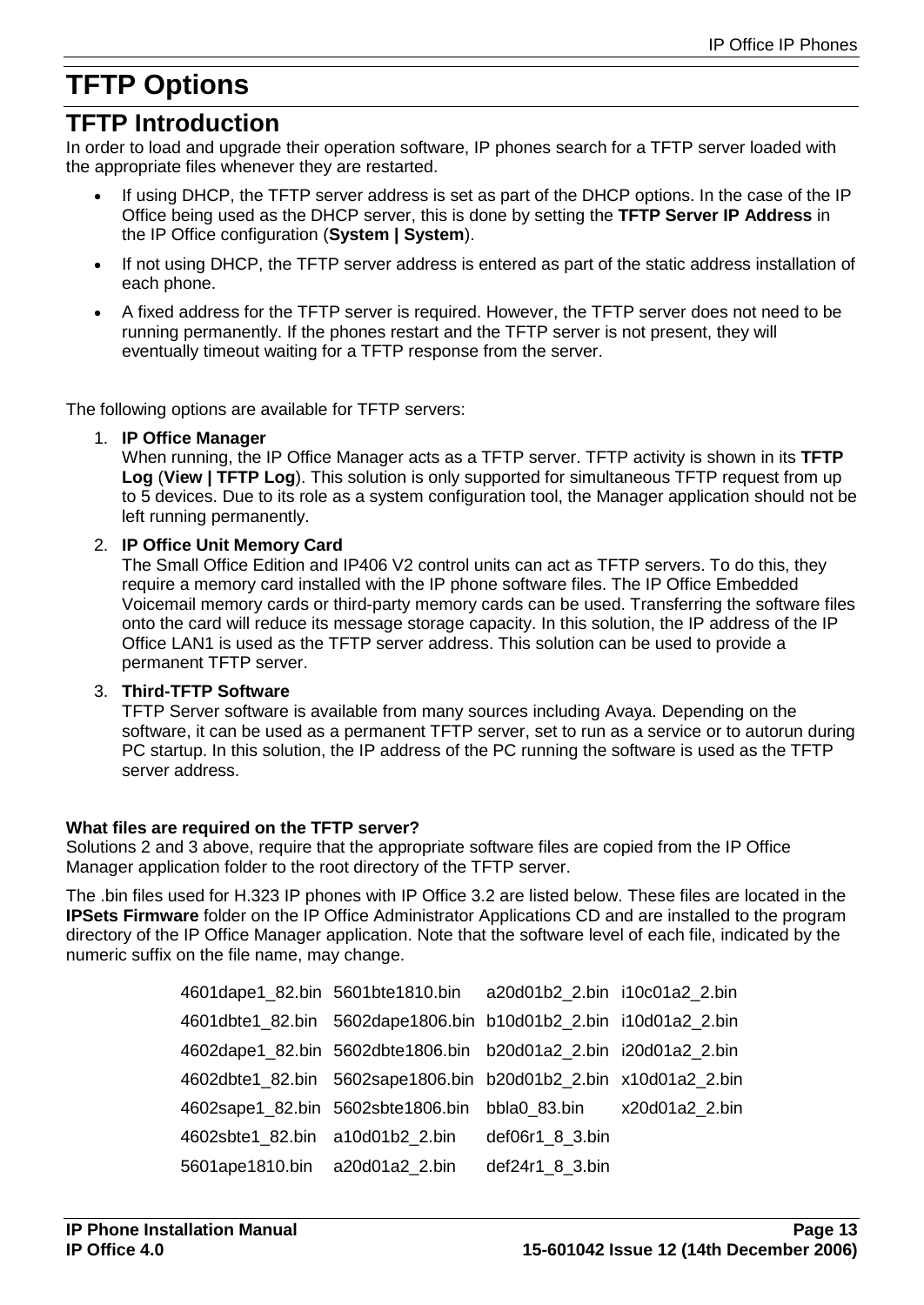# TFTP Options

## TFTP Introduction

In order to load and upgrade their operation software, IP phones search for a TFTP server loaded with the appropriate files whenever they are restarted.

- If using DHCP, the TFTP server address is set as part of the DHCP options. In the case of the IP Office being used as the DHCP server, this is done by setting the **TFTP Server IP Address** in the IP Office configuration (**System | System**).
- If not using DHCP, the TFTP server address is entered as part of the static address installation of each phone.
- A fixed address for the TFTP server is required. However, the TFTP server does not need to be running permanently. If the phones restart and the TFTP server is not present, they will eventually timeout waiting for a TFTP response from the server.

The following options are available for TFTP servers:

1. **IP Office Manager**
   When running, the IP Office Manager acts as a TFTP server. TFTP activity is shown in its **TFTP Log** (**View | TFTP Log**). This solution is only supported for simultaneous TFTP request from up to 5 devices. Due to its role as a system configuration tool, the Manager application should not be left running permanently.
2. **IP Office Unit Memory Card**
   The Small Office Edition and IP406 V2 control units can act as TFTP servers. To do this, they require a memory card installed with the IP phone software files. The IP Office Embedded Voicemail memory cards or third-party memory cards can be used. Transferring the software files onto the card will reduce its message storage capacity. In this solution, the IP address of the IP Office LAN1 is used as the TFTP server address. This solution can be used to provide a permanent TFTP server.
3. **Third-TFTP Software**
   TFTP Server software is available from many sources including Avaya. Depending on the software, it can be used as a permanent TFTP server, set to run as a service or to autorun during PC startup. In this solution, the IP address of the PC running the software is used as the TFTP server address.

**What files are required on the TFTP server?**
Solutions 2 and 3 above, require that the appropriate software files are copied from the IP Office Manager application folder to the root directory of the TFTP server.

The .bin files used for H.323 IP phones with IP Office 3.2 are listed below. These files are located in the **IPSets Firmware** folder on the IP Office Administrator Applications CD and are installed to the program directory of the IP Office Manager application. Note that the software level of each file, indicated by the numeric suffix on the file name, may change.

| | | | |
|---|---|---|---|
| 4601dape1_82.bin | 5601bte1810.bin | a20d01b2_2.bin | i10c01a2_2.bin |
| 4601dbte1_82.bin | 5602dape1806.bin | b10d01b2_2.bin | i10d01a2_2.bin |
| 4602dape1_82.bin | 5602dbte1806.bin | b20d01a2_2.bin | i20d01a2_2.bin |
| 4602dbte1_82.bin | 5602sape1806.bin | b20d01b2_2.bin | x10d01a2_2.bin |
| 4602sape1_82.bin | 5602sbte1806.bin | bbla0_83.bin | x20d01a2_2.bin |
| 4602sbte1_82.bin | a10d01b2_2.bin | def06r1_8_3.bin | |
| 5601ape1810.bin | a20d01a2_2.bin | def24r1_8_3.bin | |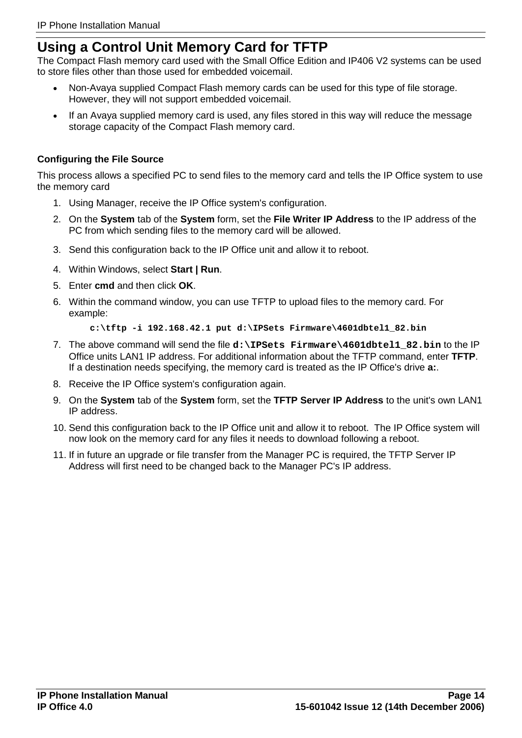# Using a Control Unit Memory Card for TFTP

The Compact Flash memory card used with the Small Office Edition and IP406 V2 systems can be used to store files other than those used for embedded voicemail.

- Non-Avaya supplied Compact Flash memory cards can be used for this type of file storage. However, they will not support embedded voicemail.
- If an Avaya supplied memory card is used, any files stored in this way will reduce the message storage capacity of the Compact Flash memory card.

### Configuring the File Source

This process allows a specified PC to send files to the memory card and tells the IP Office system to use the memory card

1. Using Manager, receive the IP Office system's configuration.
2. On the **System** tab of the **System** form, set the **File Writer IP Address** to the IP address of the PC from which sending files to the memory card will be allowed.
3. Send this configuration back to the IP Office unit and allow it to reboot.
4. Within Windows, select **Start | Run**.
5. Enter **cmd** and then click **OK**.
6. Within the command window, you can use TFTP to upload files to the memory card. For example:

   ```
   c:\tftp -i 192.168.42.1 put d:\IPSets Firmware\4601dbtel1_82.bin
   ```

7. The above command will send the file **`d:\IPSets Firmware\4601dbtel1_82.bin`** to the IP Office units LAN1 IP address. For additional information about the TFTP command, enter **TFTP**. If a destination needs specifying, the memory card is treated as the IP Office's drive **a:**.
8. Receive the IP Office system's configuration again.
9. On the **System** tab of the **System** form, set the **TFTP Server IP Address** to the unit's own LAN1 IP address.
10. Send this configuration back to the IP Office unit and allow it to reboot. The IP Office system will now look on the memory card for any files it needs to download following a reboot.
11. If in future an upgrade or file transfer from the Manager PC is required, the TFTP Server IP Address will first need to be changed back to the Manager PC's IP address.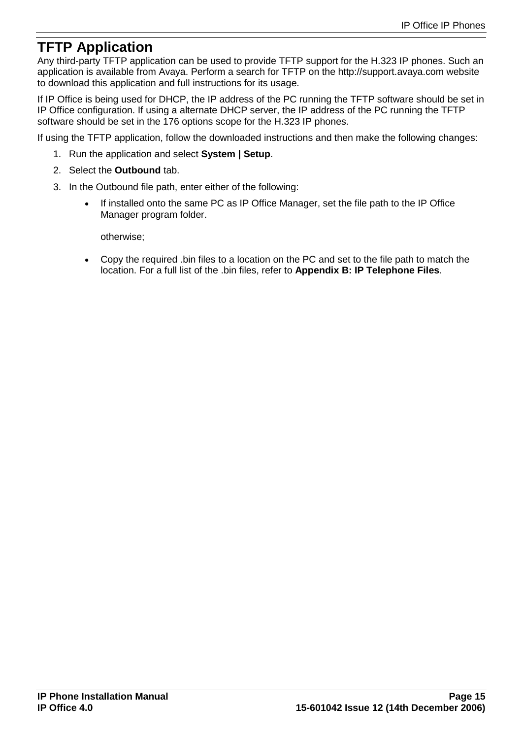# TFTP Application

Any third-party TFTP application can be used to provide TFTP support for the H.323 IP phones. Such an application is available from Avaya. Perform a search for TFTP on the http://support.avaya.com website to download this application and full instructions for its usage.

If IP Office is being used for DHCP, the IP address of the PC running the TFTP software should be set in IP Office configuration. If using a alternate DHCP server, the IP address of the PC running the TFTP software should be set in the 176 options scope for the H.323 IP phones.

If using the TFTP application, follow the downloaded instructions and then make the following changes:

1. Run the application and select **System | Setup**.
2. Select the **Outbound** tab.
3. In the Outbound file path, enter either of the following:
   - If installed onto the same PC as IP Office Manager, set the file path to the IP Office Manager program folder.

     otherwise;

   - Copy the required .bin files to a location on the PC and set to the file path to match the location. For a full list of the .bin files, refer to **Appendix B: IP Telephone Files**.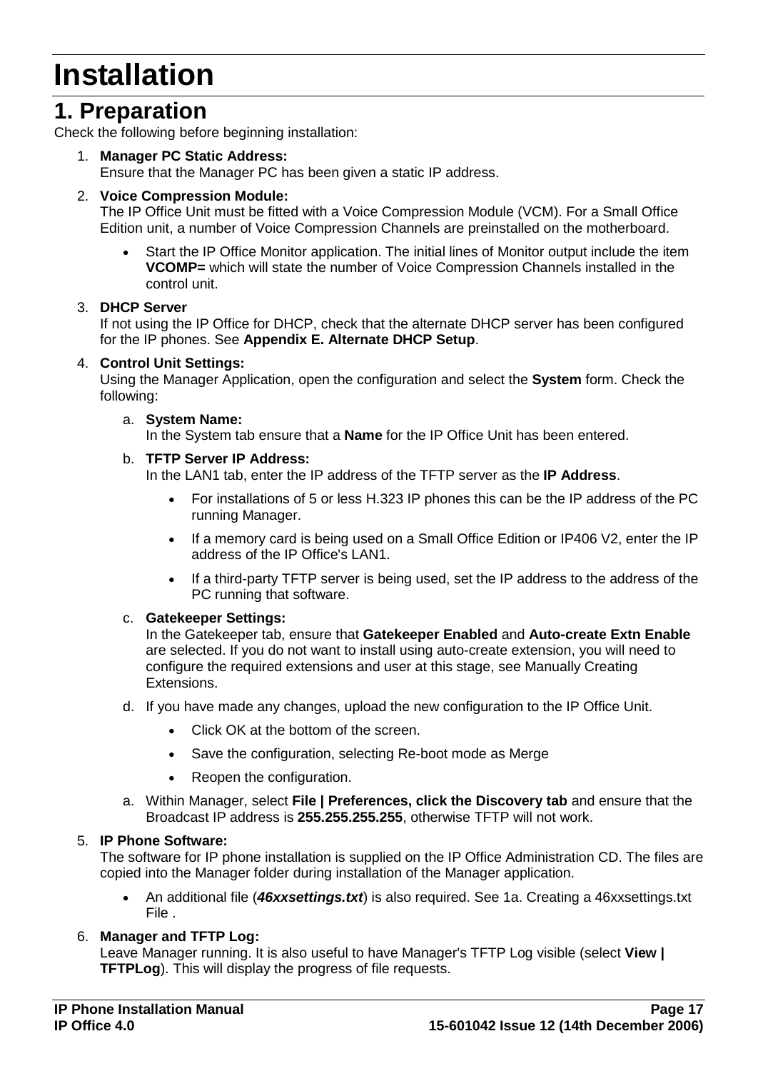# Installation

## 1. Preparation

Check the following before beginning installation:

1. **Manager PC Static Address:**
   Ensure that the Manager PC has been given a static IP address.

2. **Voice Compression Module:**
   The IP Office Unit must be fitted with a Voice Compression Module (VCM). For a Small Office Edition unit, a number of Voice Compression Channels are preinstalled on the motherboard.

   - Start the IP Office Monitor application. The initial lines of Monitor output include the item **VCOMP=** which will state the number of Voice Compression Channels installed in the control unit.

3. **DHCP Server**
   If not using the IP Office for DHCP, check that the alternate DHCP server has been configured for the IP phones. See **Appendix E. Alternate DHCP Setup**.

4. **Control Unit Settings:**
   Using the Manager Application, open the configuration and select the **System** form. Check the following:

   a. **System Name:**
      In the System tab ensure that a **Name** for the IP Office Unit has been entered.

   b. **TFTP Server IP Address:**
      In the LAN1 tab, enter the IP address of the TFTP server as the **IP Address**.

      - For installations of 5 or less H.323 IP phones this can be the IP address of the PC running Manager.
      - If a memory card is being used on a Small Office Edition or IP406 V2, enter the IP address of the IP Office's LAN1.
      - If a third-party TFTP server is being used, set the IP address to the address of the PC running that software.

   c. **Gatekeeper Settings:**
      In the Gatekeeper tab, ensure that **Gatekeeper Enabled** and **Auto-create Extn Enable** are selected. If you do not want to install using auto-create extension, you will need to configure the required extensions and user at this stage, see Manually Creating Extensions.

   d. If you have made any changes, upload the new configuration to the IP Office Unit.

      - Click OK at the bottom of the screen.
      - Save the configuration, selecting Re-boot mode as Merge
      - Reopen the configuration.

   a. Within Manager, select **File | Preferences, click the Discovery tab** and ensure that the Broadcast IP address is **255.255.255.255**, otherwise TFTP will not work.

5. **IP Phone Software:**
   The software for IP phone installation is supplied on the IP Office Administration CD. The files are copied into the Manager folder during installation of the Manager application.

   - An additional file (***46xxsettings.txt***) is also required. See 1a. Creating a 46xxsettings.txt File .

6. **Manager and TFTP Log:**
   Leave Manager running. It is also useful to have Manager's TFTP Log visible (select **View | TFTPLog**). This will display the progress of file requests.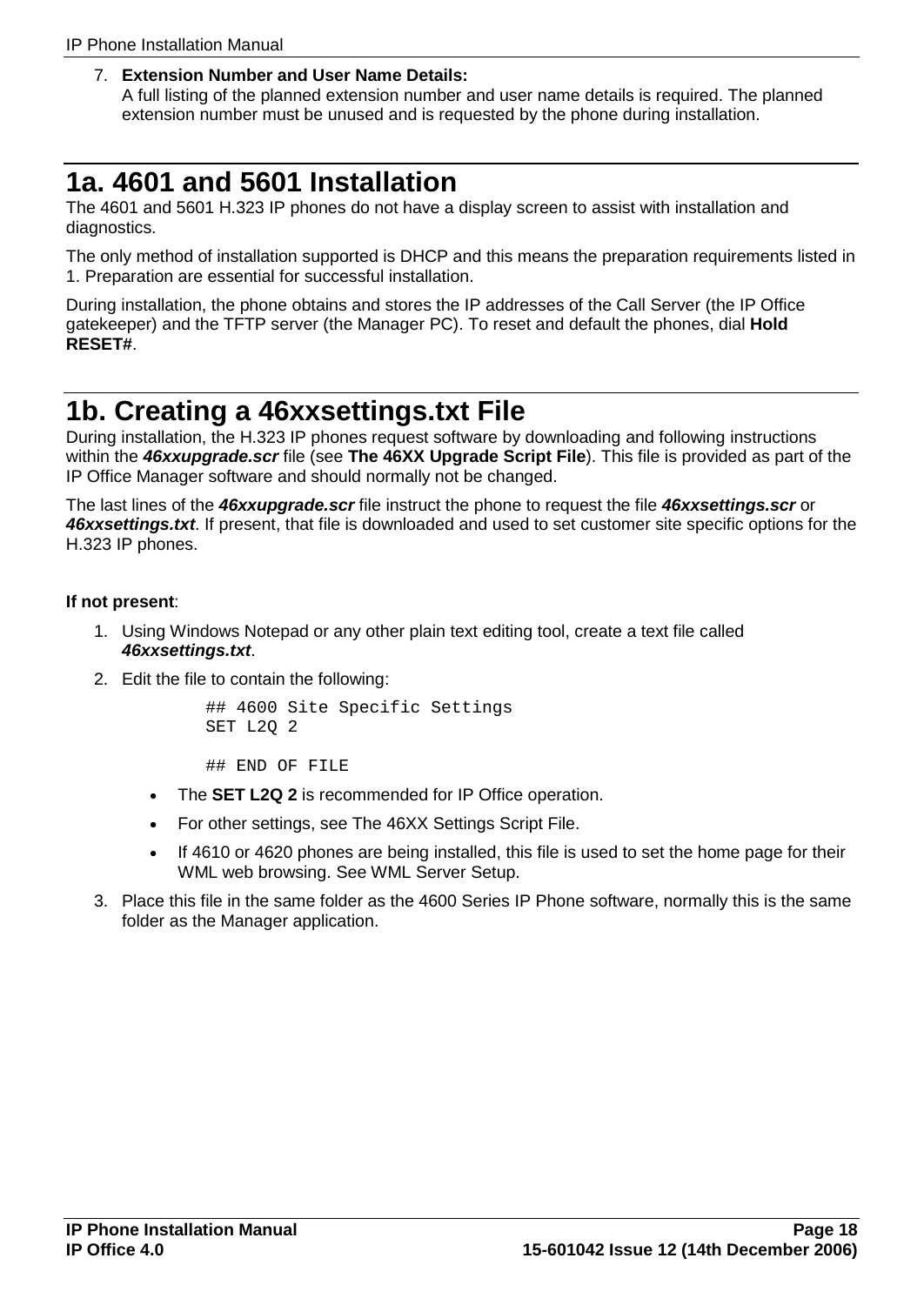7. **Extension Number and User Name Details:**
   A full listing of the planned extension number and user name details is required. The planned extension number must be unused and is requested by the phone during installation.

# 1a. 4601 and 5601 Installation

The 4601 and 5601 H.323 IP phones do not have a display screen to assist with installation and diagnostics.

The only method of installation supported is DHCP and this means the preparation requirements listed in 1. Preparation are essential for successful installation.

During installation, the phone obtains and stores the IP addresses of the Call Server (the IP Office gatekeeper) and the TFTP server (the Manager PC). To reset and default the phones, dial **Hold RESET#**.

# 1b. Creating a 46xxsettings.txt File

During installation, the H.323 IP phones request software by downloading and following instructions within the ***46xxupgrade.scr*** file (see **The 46XX Upgrade Script File**). This file is provided as part of the IP Office Manager software and should normally not be changed.

The last lines of the ***46xxupgrade.scr*** file instruct the phone to request the file ***46xxsettings.scr*** or ***46xxsettings.txt***. If present, that file is downloaded and used to set customer site specific options for the H.323 IP phones.

**If not present**:

1. Using Windows Notepad or any other plain text editing tool, create a text file called ***46xxsettings.txt***.
2. Edit the file to contain the following:

   ```
   ## 4600 Site Specific Settings
   SET L2Q 2

   ## END OF FILE
   ```

   - The **SET L2Q 2** is recommended for IP Office operation.
   - For other settings, see The 46XX Settings Script File.
   - If 4610 or 4620 phones are being installed, this file is used to set the home page for their WML web browsing. See WML Server Setup.
3. Place this file in the same folder as the 4600 Series IP Phone software, normally this is the same folder as the Manager application.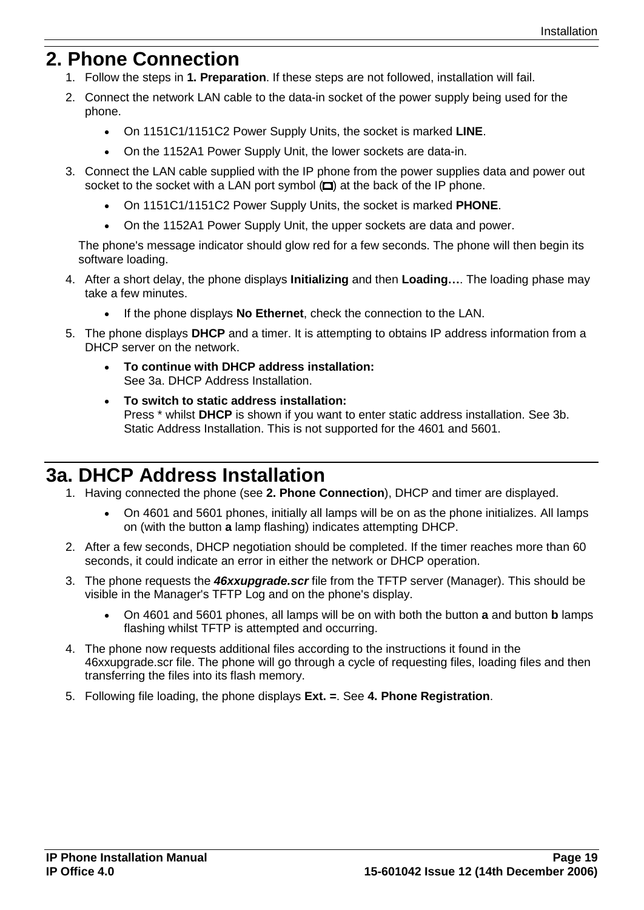## 2. Phone Connection

1. Follow the steps in **1. Preparation**. If these steps are not followed, installation will fail.
2. Connect the network LAN cable to the data-in socket of the power supply being used for the phone.
   - On 1151C1/1151C2 Power Supply Units, the socket is marked **LINE**.
   - On the 1152A1 Power Supply Unit, the lower sockets are data-in.
3. Connect the LAN cable supplied with the IP phone from the power supplies data and power out socket to the socket with a LAN port symbol (▭) at the back of the IP phone.
   - On 1151C1/1151C2 Power Supply Units, the socket is marked **PHONE**.
   - On the 1152A1 Power Supply Unit, the upper sockets are data and power.

   The phone's message indicator should glow red for a few seconds. The phone will then begin its software loading.
4. After a short delay, the phone displays **Initializing** and then **Loading…**. The loading phase may take a few minutes.
   - If the phone displays **No Ethernet**, check the connection to the LAN.
5. The phone displays **DHCP** and a timer. It is attempting to obtains IP address information from a DHCP server on the network.
   - **To continue with DHCP address installation:**
     See 3a. DHCP Address Installation.
   - **To switch to static address installation:**
     Press * whilst **DHCP** is shown if you want to enter static address installation. See 3b. Static Address Installation. This is not supported for the 4601 and 5601.

## 3a. DHCP Address Installation

1. Having connected the phone (see **2. Phone Connection**), DHCP and timer are displayed.
   - On 4601 and 5601 phones, initially all lamps will be on as the phone initializes. All lamps on (with the button **a** lamp flashing) indicates attempting DHCP.
2. After a few seconds, DHCP negotiation should be completed. If the timer reaches more than 60 seconds, it could indicate an error in either the network or DHCP operation.
3. The phone requests the ***46xxupgrade.scr*** file from the TFTP server (Manager). This should be visible in the Manager's TFTP Log and on the phone's display.
   - On 4601 and 5601 phones, all lamps will be on with both the button **a** and button **b** lamps flashing whilst TFTP is attempted and occurring.
4. The phone now requests additional files according to the instructions it found in the 46xxupgrade.scr file. The phone will go through a cycle of requesting files, loading files and then transferring the files into its flash memory.
5. Following file loading, the phone displays **Ext. =**. See **4. Phone Registration**.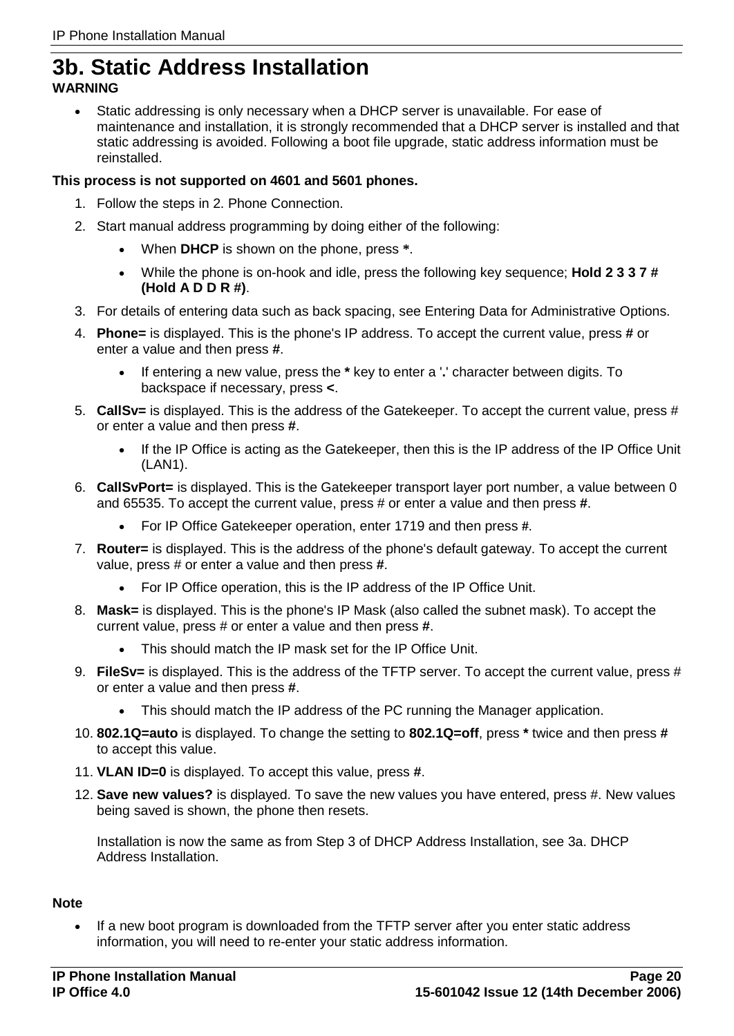# 3b. Static Address Installation

**WARNING**

- Static addressing is only necessary when a DHCP server is unavailable. For ease of maintenance and installation, it is strongly recommended that a DHCP server is installed and that static addressing is avoided. Following a boot file upgrade, static address information must be reinstalled.

**This process is not supported on 4601 and 5601 phones.**

1. Follow the steps in 2. Phone Connection.
2. Start manual address programming by doing either of the following:
   - When **DHCP** is shown on the phone, press *****.
   - While the phone is on-hook and idle, press the following key sequence; **Hold 2 3 3 7 # (Hold A D D R #)**.
3. For details of entering data such as back spacing, see Entering Data for Administrative Options.
4. **Phone=** is displayed. This is the phone's IP address. To accept the current value, press **#** or enter a value and then press **#**.
   - If entering a new value, press the ***** key to enter a '**.**' character between digits. To backspace if necessary, press **<**.
5. **CallSv=** is displayed. This is the address of the Gatekeeper. To accept the current value, press # or enter a value and then press **#**.
   - If the IP Office is acting as the Gatekeeper, then this is the IP address of the IP Office Unit (LAN1).
6. **CallSvPort=** is displayed. This is the Gatekeeper transport layer port number, a value between 0 and 65535. To accept the current value, press # or enter a value and then press **#**.
   - For IP Office Gatekeeper operation, enter 1719 and then press #.
7. **Router=** is displayed. This is the address of the phone's default gateway. To accept the current value, press # or enter a value and then press **#**.
   - For IP Office operation, this is the IP address of the IP Office Unit.
8. **Mask=** is displayed. This is the phone's IP Mask (also called the subnet mask). To accept the current value, press # or enter a value and then press **#**.
   - This should match the IP mask set for the IP Office Unit.
9. **FileSv=** is displayed. This is the address of the TFTP server. To accept the current value, press # or enter a value and then press **#**.
   - This should match the IP address of the PC running the Manager application.
10. **802.1Q=auto** is displayed. To change the setting to **802.1Q=off**, press ***** twice and then press **#** to accept this value.
11. **VLAN ID=0** is displayed. To accept this value, press **#**.
12. **Save new values?** is displayed. To save the new values you have entered, press #. New values being saved is shown, the phone then resets.

    Installation is now the same as from Step 3 of DHCP Address Installation, see 3a. DHCP Address Installation.

**Note**

- If a new boot program is downloaded from the TFTP server after you enter static address information, you will need to re-enter your static address information.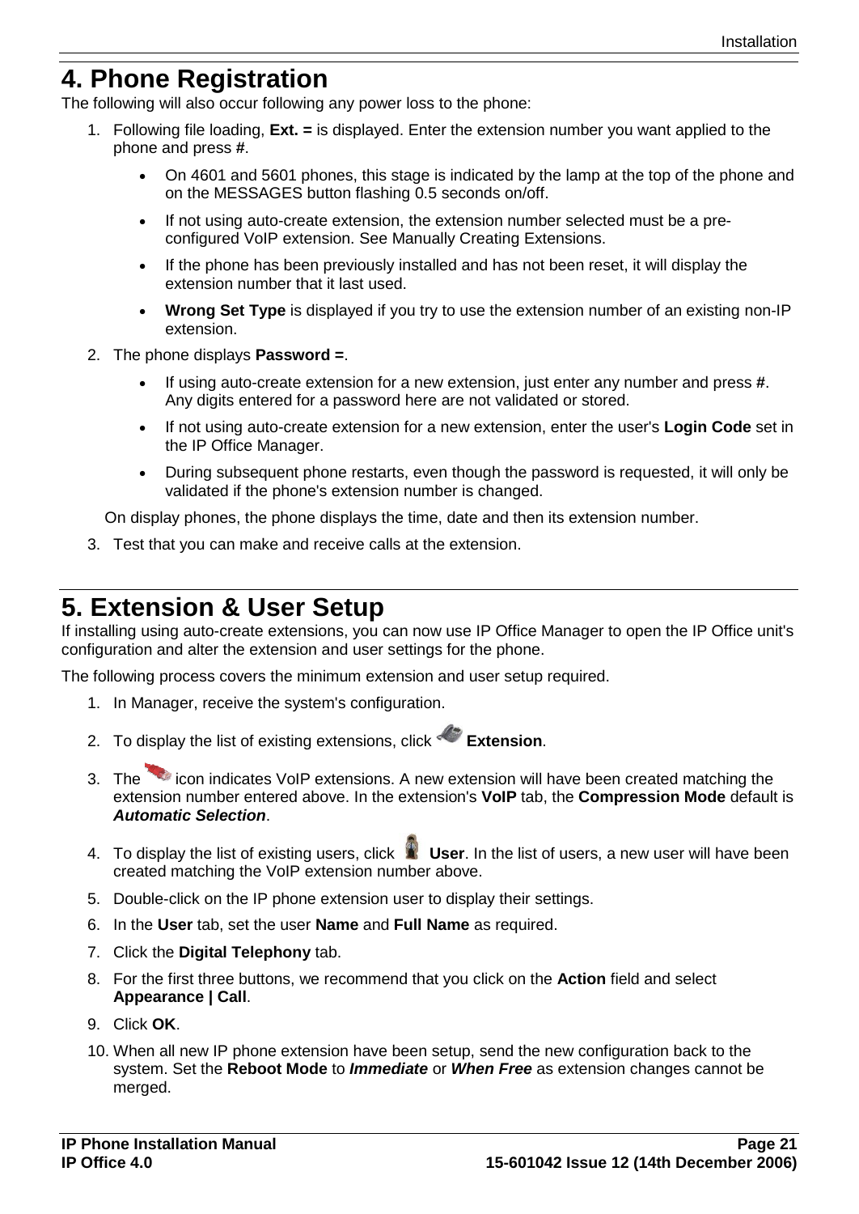# 4. Phone Registration

The following will also occur following any power loss to the phone:

1. Following file loading, **Ext. =** is displayed. Enter the extension number you want applied to the phone and press **#**.
   - On 4601 and 5601 phones, this stage is indicated by the lamp at the top of the phone and on the MESSAGES button flashing 0.5 seconds on/off.
   - If not using auto-create extension, the extension number selected must be a pre-configured VoIP extension. See Manually Creating Extensions.
   - If the phone has been previously installed and has not been reset, it will display the extension number that it last used.
   - **Wrong Set Type** is displayed if you try to use the extension number of an existing non-IP extension.
2. The phone displays **Password =**.
   - If using auto-create extension for a new extension, just enter any number and press **#**. Any digits entered for a password here are not validated or stored.
   - If not using auto-create extension for a new extension, enter the user's **Login Code** set in the IP Office Manager.
   - During subsequent phone restarts, even though the password is requested, it will only be validated if the phone's extension number is changed.

   On display phones, the phone displays the time, date and then its extension number.
3. Test that you can make and receive calls at the extension.

# 5. Extension & User Setup

If installing using auto-create extensions, you can now use IP Office Manager to open the IP Office unit's configuration and alter the extension and user settings for the phone.

The following process covers the minimum extension and user setup required.

1. In Manager, receive the system's configuration.
2. To display the list of existing extensions, click **Extension**.
3. The icon indicates VoIP extensions. A new extension will have been created matching the extension number entered above. In the extension's **VoIP** tab, the **Compression Mode** default is ***Automatic Selection***.
4. To display the list of existing users, click **User**. In the list of users, a new user will have been created matching the VoIP extension number above.
5. Double-click on the IP phone extension user to display their settings.
6. In the **User** tab, set the user **Name** and **Full Name** as required.
7. Click the **Digital Telephony** tab.
8. For the first three buttons, we recommend that you click on the **Action** field and select **Appearance | Call**.
9. Click **OK**.
10. When all new IP phone extension have been setup, send the new configuration back to the system. Set the **Reboot Mode** to ***Immediate*** or ***When Free*** as extension changes cannot be merged.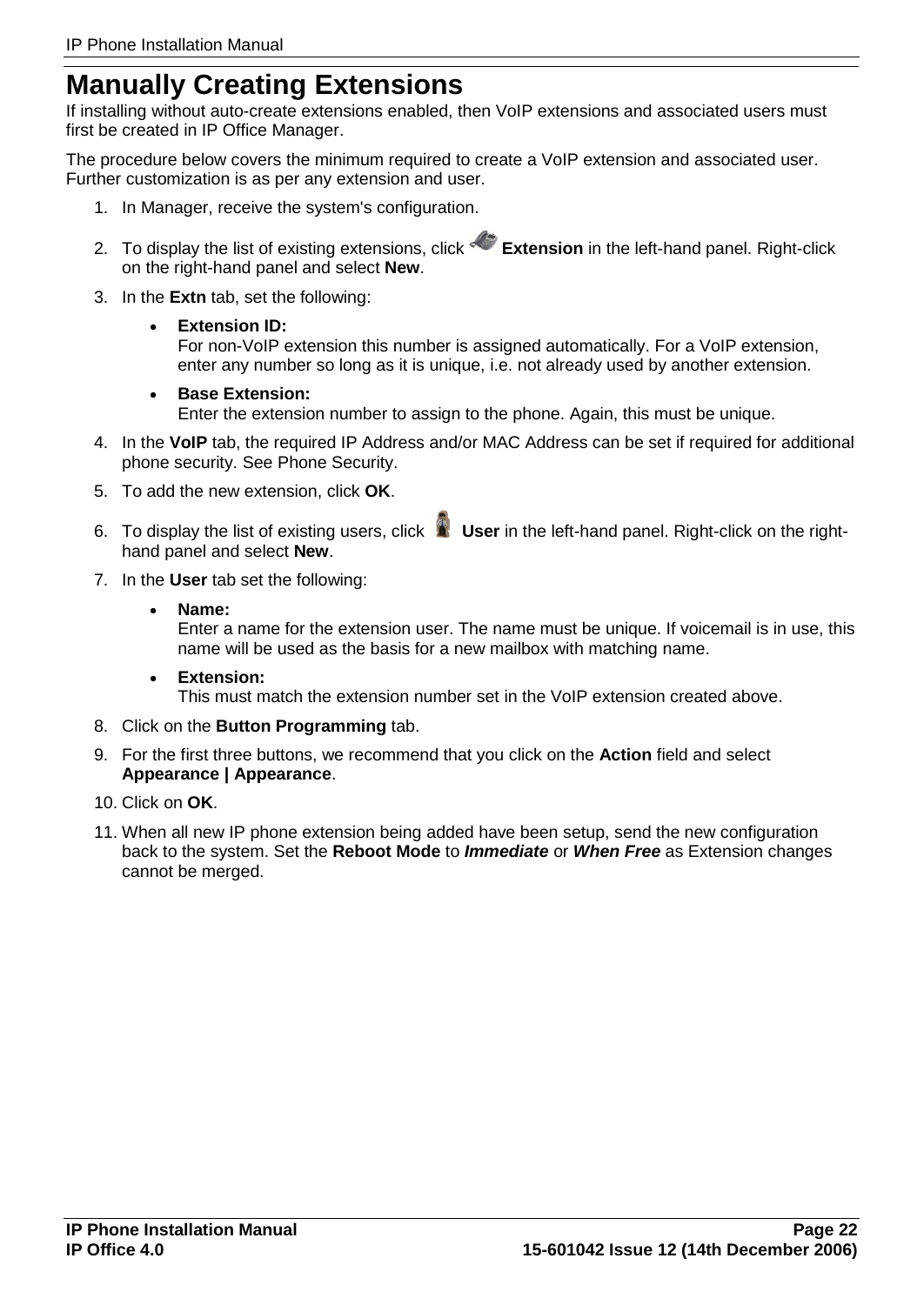# Manually Creating Extensions

If installing without auto-create extensions enabled, then VoIP extensions and associated users must first be created in IP Office Manager.

The procedure below covers the minimum required to create a VoIP extension and associated user. Further customization is as per any extension and user.

1. In Manager, receive the system's configuration.
2. To display the list of existing extensions, click **Extension** in the left-hand panel. Right-click on the right-hand panel and select **New**.
3. In the **Extn** tab, set the following:
   - **Extension ID:**
     For non-VoIP extension this number is assigned automatically. For a VoIP extension, enter any number so long as it is unique, i.e. not already used by another extension.
   - **Base Extension:**
     Enter the extension number to assign to the phone. Again, this must be unique.
4. In the **VoIP** tab, the required IP Address and/or MAC Address can be set if required for additional phone security. See Phone Security.
5. To add the new extension, click **OK**.
6. To display the list of existing users, click **User** in the left-hand panel. Right-click on the right-hand panel and select **New**.
7. In the **User** tab set the following:
   - **Name:**
     Enter a name for the extension user. The name must be unique. If voicemail is in use, this name will be used as the basis for a new mailbox with matching name.
   - **Extension:**
     This must match the extension number set in the VoIP extension created above.
8. Click on the **Button Programming** tab.
9. For the first three buttons, we recommend that you click on the **Action** field and select **Appearance | Appearance**.
10. Click on **OK**.
11. When all new IP phone extension being added have been setup, send the new configuration back to the system. Set the **Reboot Mode** to ***Immediate*** or ***When Free*** as Extension changes cannot be merged.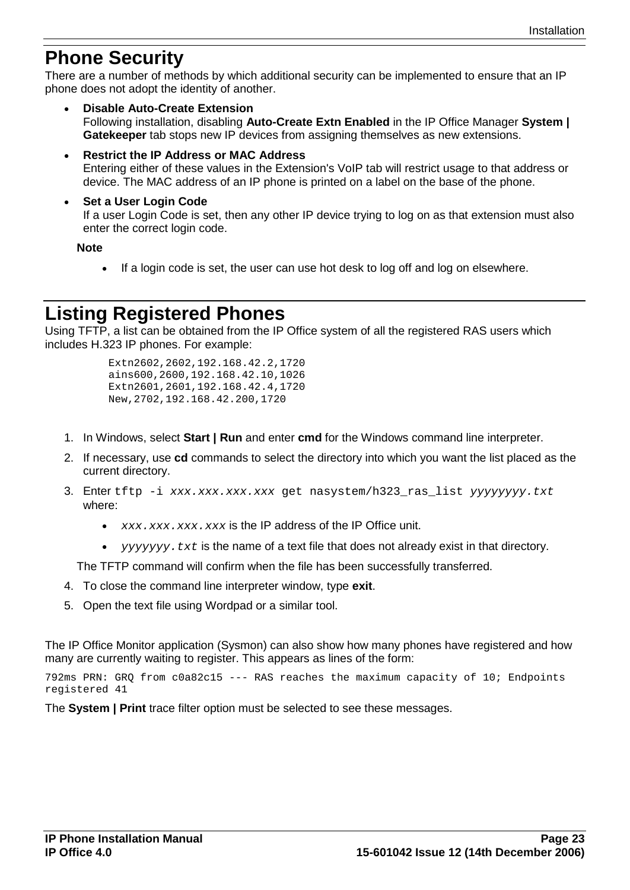# Phone Security

There are a number of methods by which additional security can be implemented to ensure that an IP phone does not adopt the identity of another.

- **Disable Auto-Create Extension**
  Following installation, disabling **Auto-Create Extn Enabled** in the IP Office Manager **System | Gatekeeper** tab stops new IP devices from assigning themselves as new extensions.
- **Restrict the IP Address or MAC Address**
  Entering either of these values in the Extension's VoIP tab will restrict usage to that address or device. The MAC address of an IP phone is printed on a label on the base of the phone.
- **Set a User Login Code**
  If a user Login Code is set, then any other IP device trying to log on as that extension must also enter the correct login code.

  **Note**

  - If a login code is set, the user can use hot desk to log off and log on elsewhere.

# Listing Registered Phones

Using TFTP, a list can be obtained from the IP Office system of all the registered RAS users which includes H.323 IP phones. For example:

```
Extn2602,2602,192.168.42.2,1720
ains600,2600,192.168.42.10,1026
Extn2601,2601,192.168.42.4,1720
New,2702,192.168.42.200,1720
```

1. In Windows, select **Start | Run** and enter **cmd** for the Windows command line interpreter.
2. If necessary, use **cd** commands to select the directory into which you want the list placed as the current directory.
3. Enter `tftp -i xxx.xxx.xxx.xxx get nasystem/h323_ras_list yyyyyyyy.txt` where:
   - *`xxx.xxx.xxx.xxx`* is the IP address of the IP Office unit.
   - *`yyyyyyy.txt`* is the name of a text file that does not already exist in that directory.

   The TFTP command will confirm when the file has been successfully transferred.
4. To close the command line interpreter window, type **exit**.
5. Open the text file using Wordpad or a similar tool.

The IP Office Monitor application (Sysmon) can also show how many phones have registered and how many are currently waiting to register. This appears as lines of the form:

```
792ms PRN: GRQ from c0a82c15 --- RAS reaches the maximum capacity of 10; Endpoints registered 41
```

The **System | Print** trace filter option must be selected to see these messages.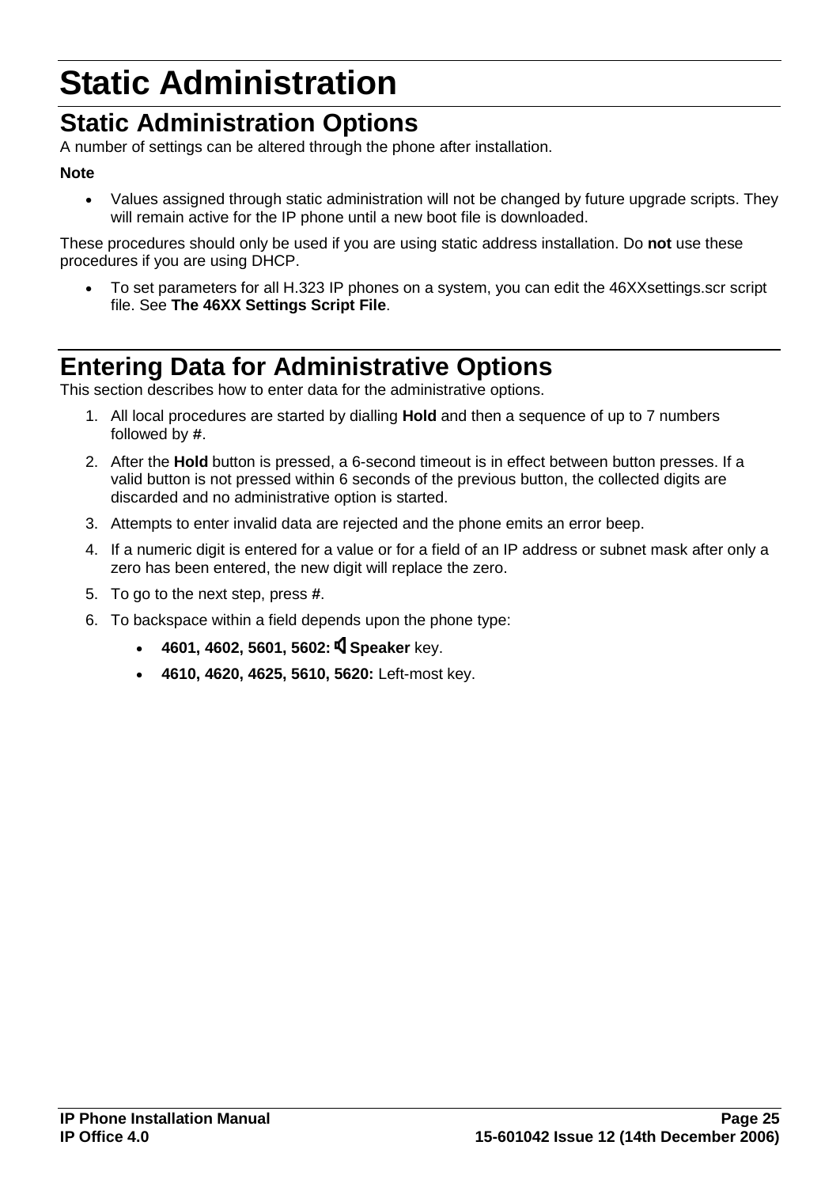# Static Administration

## Static Administration Options

A number of settings can be altered through the phone after installation.

**Note**

- Values assigned through static administration will not be changed by future upgrade scripts. They will remain active for the IP phone until a new boot file is downloaded.

These procedures should only be used if you are using static address installation. Do **not** use these procedures if you are using DHCP.

- To set parameters for all H.323 IP phones on a system, you can edit the 46XXsettings.scr script file. See **The 46XX Settings Script File**.

## Entering Data for Administrative Options

This section describes how to enter data for the administrative options.

1. All local procedures are started by dialling **Hold** and then a sequence of up to 7 numbers followed by **#**.
2. After the **Hold** button is pressed, a 6-second timeout is in effect between button presses. If a valid button is not pressed within 6 seconds of the previous button, the collected digits are discarded and no administrative option is started.
3. Attempts to enter invalid data are rejected and the phone emits an error beep.
4. If a numeric digit is entered for a value or for a field of an IP address or subnet mask after only a zero has been entered, the new digit will replace the zero.
5. To go to the next step, press **#**.
6. To backspace within a field depends upon the phone type:
   - **4601, 4602, 5601, 5602: Speaker** key.
   - **4610, 4620, 4625, 5610, 5620:** Left-most key.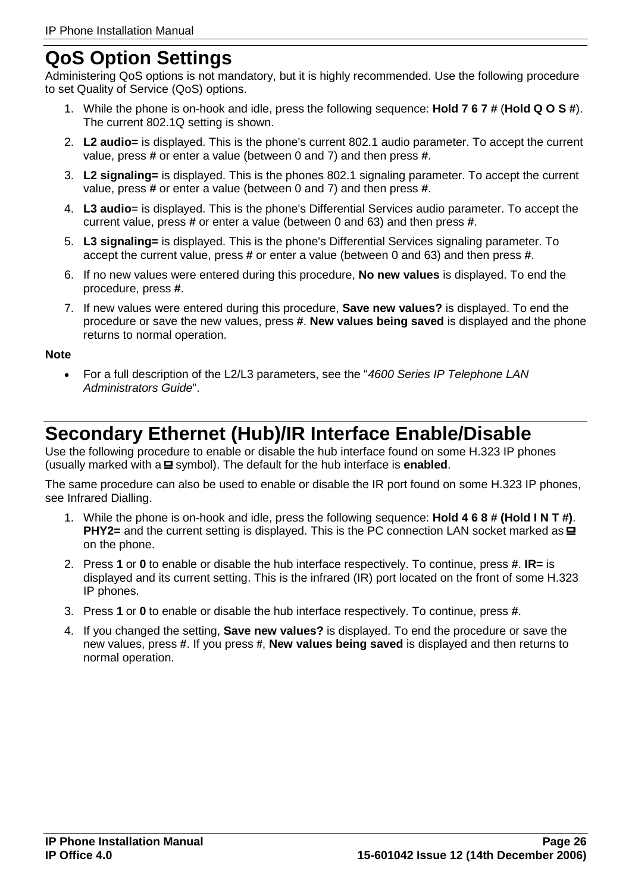# QoS Option Settings

Administering QoS options is not mandatory, but it is highly recommended. Use the following procedure to set Quality of Service (QoS) options.

1. While the phone is on-hook and idle, press the following sequence: **Hold 7 6 7 #** (**Hold Q O S #**). The current 802.1Q setting is shown.
2. **L2 audio=** is displayed. This is the phone's current 802.1 audio parameter. To accept the current value, press **#** or enter a value (between 0 and 7) and then press **#**.
3. **L2 signaling=** is displayed. This is the phones 802.1 signaling parameter. To accept the current value, press **#** or enter a value (between 0 and 7) and then press **#**.
4. **L3 audio**= is displayed. This is the phone's Differential Services audio parameter. To accept the current value, press **#** or enter a value (between 0 and 63) and then press **#**.
5. **L3 signaling=** is displayed. This is the phone's Differential Services signaling parameter. To accept the current value, press **#** or enter a value (between 0 and 63) and then press **#**.
6. If no new values were entered during this procedure, **No new values** is displayed. To end the procedure, press **#**.
7. If new values were entered during this procedure, **Save new values?** is displayed. To end the procedure or save the new values, press **#**. **New values being saved** is displayed and the phone returns to normal operation.

**Note**

- For a full description of the L2/L3 parameters, see the "*4600 Series IP Telephone LAN Administrators Guide*".

# Secondary Ethernet (Hub)/IR Interface Enable/Disable

Use the following procedure to enable or disable the hub interface found on some H.323 IP phones (usually marked with a 🖳 symbol). The default for the hub interface is **enabled**.

The same procedure can also be used to enable or disable the IR port found on some H.323 IP phones, see Infrared Dialling.

1. While the phone is on-hook and idle, press the following sequence: **Hold 4 6 8 # (Hold I N T #)**. **PHY2=** and the current setting is displayed. This is the PC connection LAN socket marked as 🖳 on the phone.
2. Press **1** or **0** to enable or disable the hub interface respectively. To continue, press **#**. **IR=** is displayed and its current setting. This is the infrared (IR) port located on the front of some H.323 IP phones.
3. Press **1** or **0** to enable or disable the hub interface respectively. To continue, press **#**.
4. If you changed the setting, **Save new values?** is displayed. To end the procedure or save the new values, press **#**. If you press **#**, **New values being saved** is displayed and then returns to normal operation.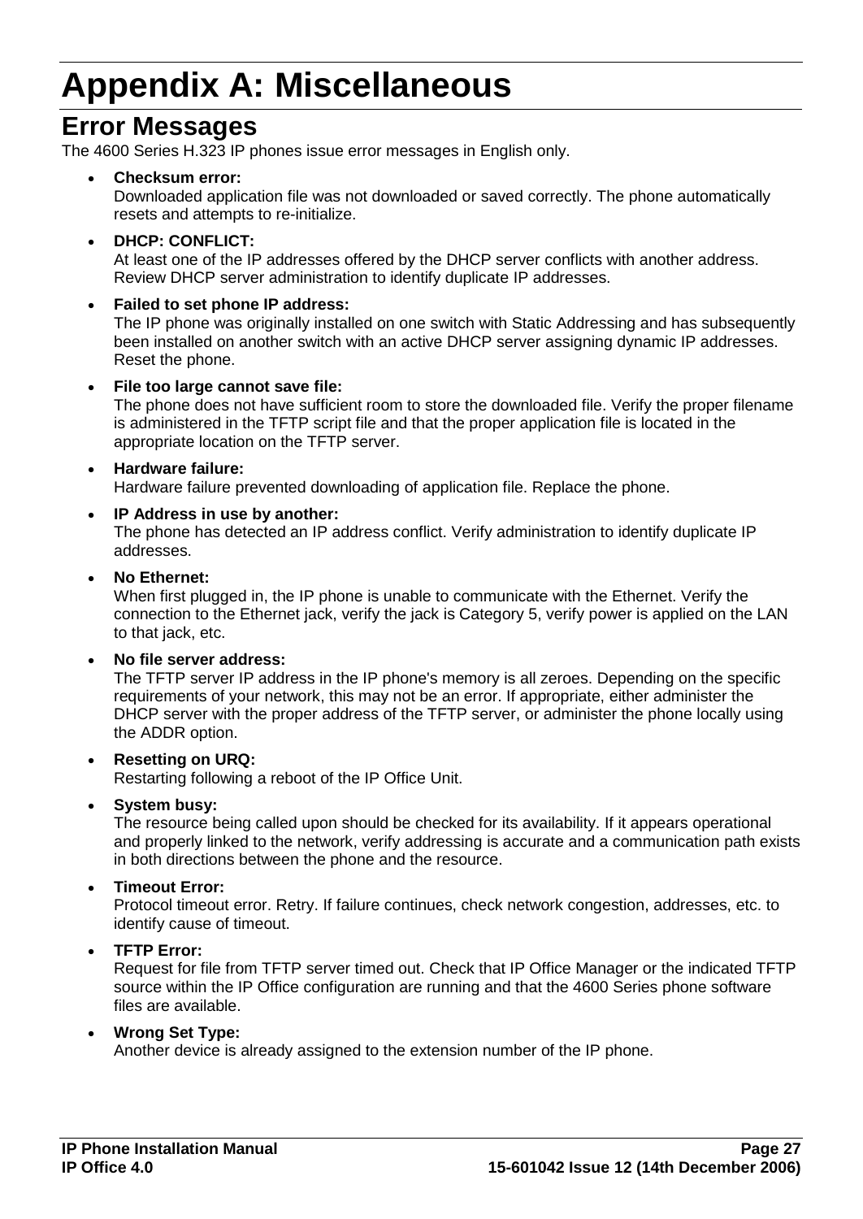# Appendix A: Miscellaneous

## Error Messages

The 4600 Series H.323 IP phones issue error messages in English only.

- **Checksum error:**
  Downloaded application file was not downloaded or saved correctly. The phone automatically resets and attempts to re-initialize.
- **DHCP: CONFLICT:**
  At least one of the IP addresses offered by the DHCP server conflicts with another address. Review DHCP server administration to identify duplicate IP addresses.
- **Failed to set phone IP address:**
  The IP phone was originally installed on one switch with Static Addressing and has subsequently been installed on another switch with an active DHCP server assigning dynamic IP addresses. Reset the phone.
- **File too large cannot save file:**
  The phone does not have sufficient room to store the downloaded file. Verify the proper filename is administered in the TFTP script file and that the proper application file is located in the appropriate location on the TFTP server.
- **Hardware failure:**
  Hardware failure prevented downloading of application file. Replace the phone.
- **IP Address in use by another:**
  The phone has detected an IP address conflict. Verify administration to identify duplicate IP addresses.
- **No Ethernet:**
  When first plugged in, the IP phone is unable to communicate with the Ethernet. Verify the connection to the Ethernet jack, verify the jack is Category 5, verify power is applied on the LAN to that jack, etc.
- **No file server address:**
  The TFTP server IP address in the IP phone's memory is all zeroes. Depending on the specific requirements of your network, this may not be an error. If appropriate, either administer the DHCP server with the proper address of the TFTP server, or administer the phone locally using the ADDR option.
- **Resetting on URQ:**
  Restarting following a reboot of the IP Office Unit.
- **System busy:**
  The resource being called upon should be checked for its availability. If it appears operational and properly linked to the network, verify addressing is accurate and a communication path exists in both directions between the phone and the resource.
- **Timeout Error:**
  Protocol timeout error. Retry. If failure continues, check network congestion, addresses, etc. to identify cause of timeout.
- **TFTP Error:**
  Request for file from TFTP server timed out. Check that IP Office Manager or the indicated TFTP source within the IP Office configuration are running and that the 4600 Series phone software files are available.
- **Wrong Set Type:**
  Another device is already assigned to the extension number of the IP phone.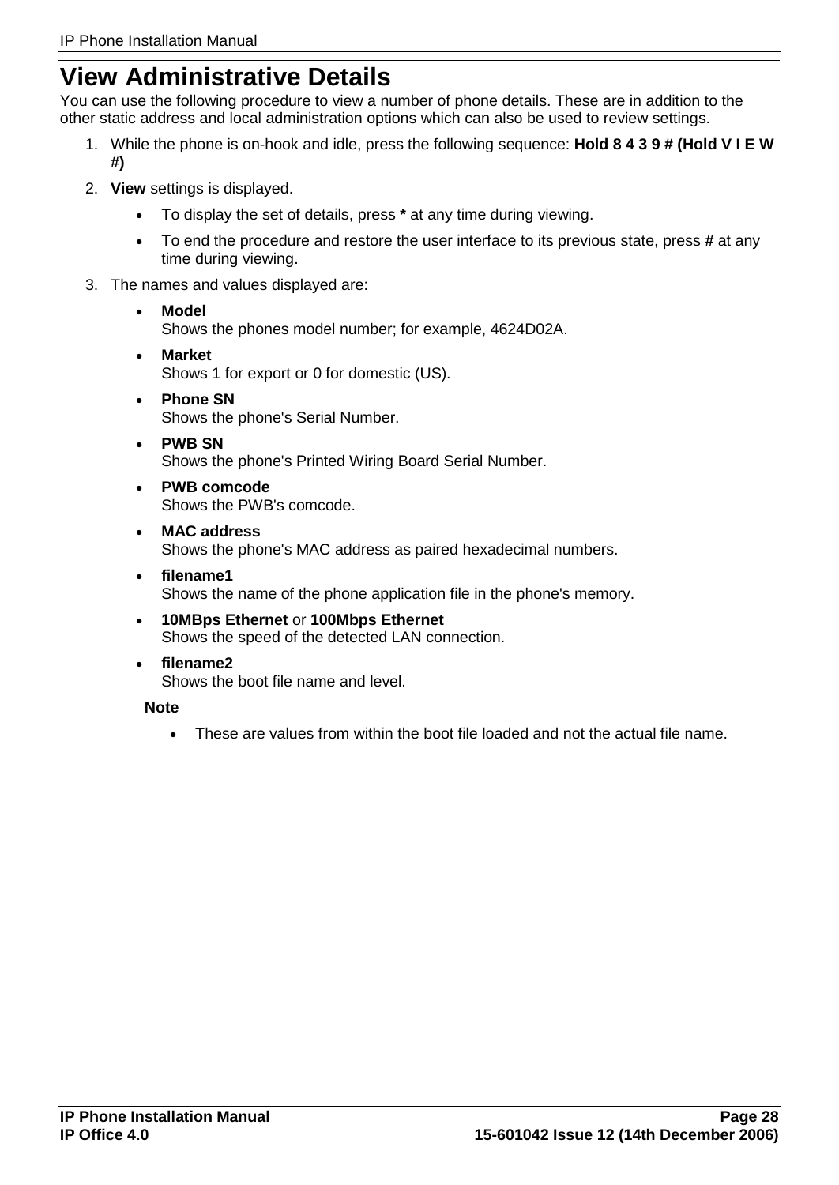# View Administrative Details

You can use the following procedure to view a number of phone details. These are in addition to the other static address and local administration options which can also be used to review settings.

1. While the phone is on-hook and idle, press the following sequence: **Hold 8 4 3 9 # (Hold V I E W #)**
2. **View** settings is displayed.
   - To display the set of details, press **\*** at any time during viewing.
   - To end the procedure and restore the user interface to its previous state, press **#** at any time during viewing.
3. The names and values displayed are:
   - **Model**
     Shows the phones model number; for example, 4624D02A.
   - **Market**
     Shows 1 for export or 0 for domestic (US).
   - **Phone SN**
     Shows the phone's Serial Number.
   - **PWB SN**
     Shows the phone's Printed Wiring Board Serial Number.
   - **PWB comcode**
     Shows the PWB's comcode.
   - **MAC address**
     Shows the phone's MAC address as paired hexadecimal numbers.
   - **filename1**
     Shows the name of the phone application file in the phone's memory.
   - **10MBps Ethernet** or **100Mbps Ethernet**
     Shows the speed of the detected LAN connection.
   - **filename2**
     Shows the boot file name and level.

   **Note**

   - These are values from within the boot file loaded and not the actual file name.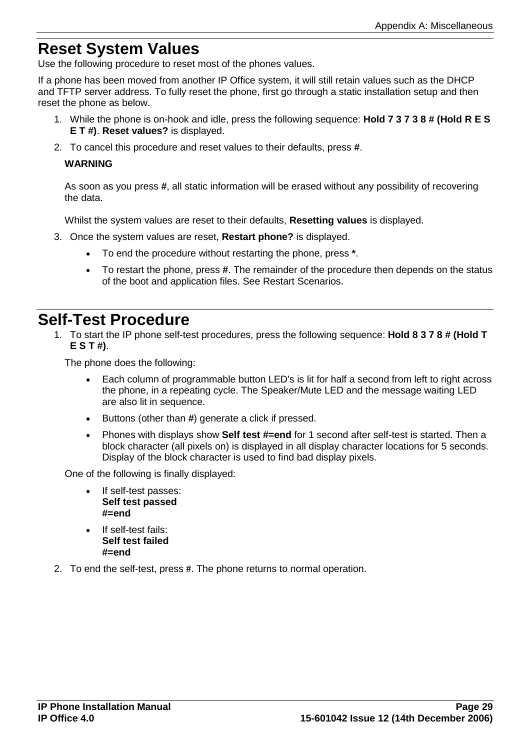# Reset System Values

Use the following procedure to reset most of the phones values.

If a phone has been moved from another IP Office system, it will still retain values such as the DHCP and TFTP server address. To fully reset the phone, first go through a static installation setup and then reset the phone as below.

1. While the phone is on-hook and idle, press the following sequence: **Hold 7 3 7 3 8 # (Hold R E S E T #)**. **Reset values?** is displayed.
2. To cancel this procedure and reset values to their defaults, press **#**.

   **WARNING**

   As soon as you press **#**, all static information will be erased without any possibility of recovering the data.

   Whilst the system values are reset to their defaults, **Resetting values** is displayed.
3. Once the system values are reset, **Restart phone?** is displayed.
   - To end the procedure without restarting the phone, press *****.
   - To restart the phone, press **#**. The remainder of the procedure then depends on the status of the boot and application files. See Restart Scenarios.

# Self-Test Procedure

1. To start the IP phone self-test procedures, press the following sequence: **Hold 8 3 7 8 # (Hold T E S T #)**.

   The phone does the following:
   - Each column of programmable button LED's is lit for half a second from left to right across the phone, in a repeating cycle. The Speaker/Mute LED and the message waiting LED are also lit in sequence.
   - Buttons (other than **#**) generate a click if pressed.
   - Phones with displays show **Self test #=end** for 1 second after self-test is started. Then a block character (all pixels on) is displayed in all display character locations for 5 seconds. Display of the block character is used to find bad display pixels.

   One of the following is finally displayed:
   - If self-test passes:
     **Self test passed**
     **#=end**
   - If self-test fails:
     **Self test failed**
     **#=end**
2. To end the self-test, press **#**. The phone returns to normal operation.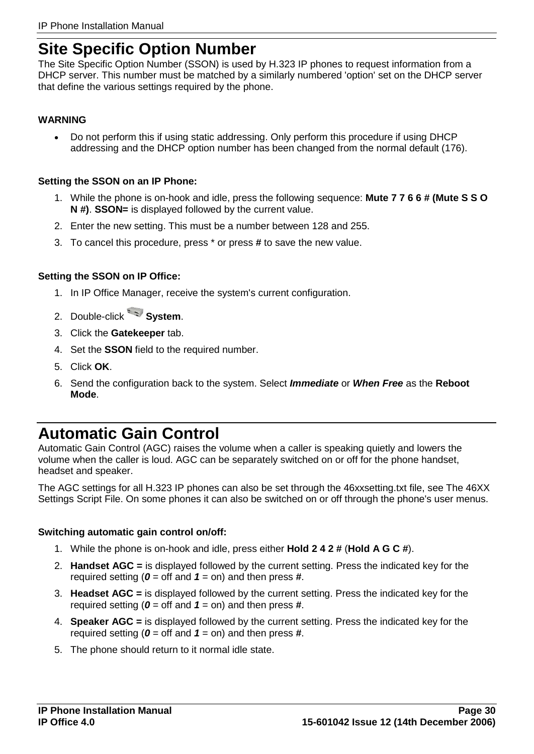# Site Specific Option Number

The Site Specific Option Number (SSON) is used by H.323 IP phones to request information from a DHCP server. This number must be matched by a similarly numbered 'option' set on the DHCP server that define the various settings required by the phone.

**WARNING**

- Do not perform this if using static addressing. Only perform this procedure if using DHCP addressing and the DHCP option number has been changed from the normal default (176).

**Setting the SSON on an IP Phone:**

1. While the phone is on-hook and idle, press the following sequence: **Mute 7 7 6 6 # (Mute S S O N #)**. **SSON=** is displayed followed by the current value.
2. Enter the new setting. This must be a number between 128 and 255.
3. To cancel this procedure, press * or press **#** to save the new value.

**Setting the SSON on IP Office:**

1. In IP Office Manager, receive the system's current configuration.
2. Double-click **System**.
3. Click the **Gatekeeper** tab.
4. Set the **SSON** field to the required number.
5. Click **OK**.
6. Send the configuration back to the system. Select ***Immediate*** or ***When Free*** as the **Reboot Mode**.

# Automatic Gain Control

Automatic Gain Control (AGC) raises the volume when a caller is speaking quietly and lowers the volume when the caller is loud. AGC can be separately switched on or off for the phone handset, headset and speaker.

The AGC settings for all H.323 IP phones can also be set through the 46xxsetting.txt file, see The 46XX Settings Script File. On some phones it can also be switched on or off through the phone's user menus.

**Switching automatic gain control on/off:**

1. While the phone is on-hook and idle, press either **Hold 2 4 2 #** (**Hold A G C #**).
2. **Handset AGC =** is displayed followed by the current setting. Press the indicated key for the required setting (***0*** = off and ***1*** = on) and then press **#**.
3. **Headset AGC =** is displayed followed by the current setting. Press the indicated key for the required setting (***0*** = off and ***1*** = on) and then press **#**.
4. **Speaker AGC =** is displayed followed by the current setting. Press the indicated key for the required setting (***0*** = off and ***1*** = on) and then press **#**.
5. The phone should return to it normal idle state.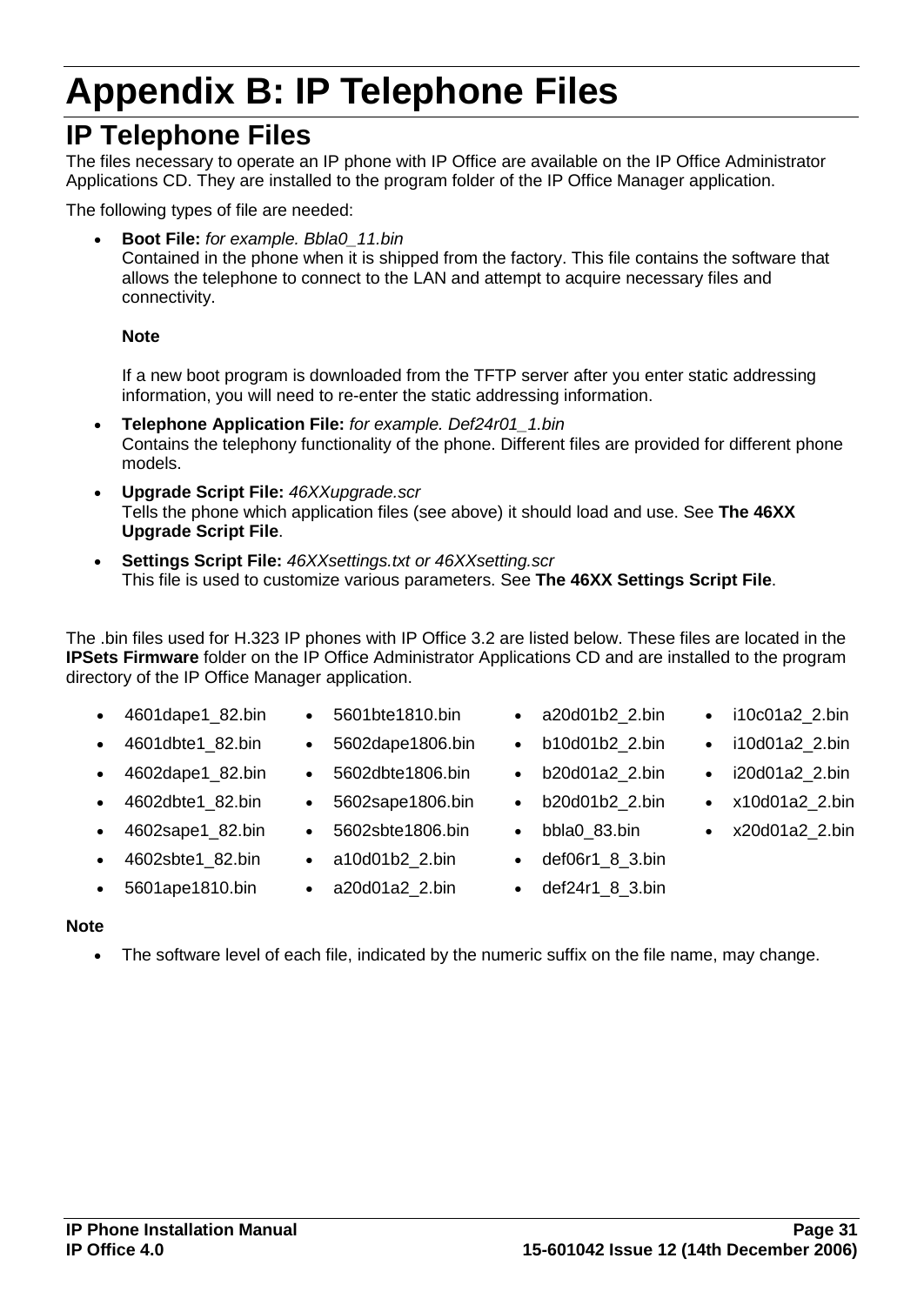# Appendix B: IP Telephone Files

## IP Telephone Files

The files necessary to operate an IP phone with IP Office are available on the IP Office Administrator Applications CD. They are installed to the program folder of the IP Office Manager application.

The following types of file are needed:

- **Boot File:** *for example. Bbla0_11.bin*
  Contained in the phone when it is shipped from the factory. This file contains the software that allows the telephone to connect to the LAN and attempt to acquire necessary files and connectivity.

  **Note**

  If a new boot program is downloaded from the TFTP server after you enter static addressing information, you will need to re-enter the static addressing information.

- **Telephone Application File:** *for example. Def24r01_1.bin*
  Contains the telephony functionality of the phone. Different files are provided for different phone models.
- **Upgrade Script File:** *46XXupgrade.scr*
  Tells the phone which application files (see above) it should load and use. See **The 46XX Upgrade Script File**.
- **Settings Script File:** *46XXsettings.txt or 46XXsetting.scr*
  This file is used to customize various parameters. See **The 46XX Settings Script File**.

The .bin files used for H.323 IP phones with IP Office 3.2 are listed below. These files are located in the **IPSets Firmware** folder on the IP Office Administrator Applications CD and are installed to the program directory of the IP Office Manager application.

- 4601dape1_82.bin
- 4601dbte1_82.bin
- 4602dape1_82.bin
- 4602dbte1_82.bin
- 4602sape1_82.bin
- 4602sbte1_82.bin
- 5601ape1810.bin
- 5601bte1810.bin
- 5602dape1806.bin
- 5602dbte1806.bin
- 5602sape1806.bin
- 5602sbte1806.bin
- a10d01b2_2.bin
- a20d01a2_2.bin
- a20d01b2_2.bin
- b10d01b2_2.bin
- b20d01a2_2.bin
- b20d01b2_2.bin
- bbla0_83.bin
- def06r1_8_3.bin
- def24r1_8_3.bin
- i10c01a2_2.bin
- i10d01a2_2.bin
- i20d01a2_2.bin
- x10d01a2_2.bin
- x20d01a2_2.bin

**Note**

- The software level of each file, indicated by the numeric suffix on the file name, may change.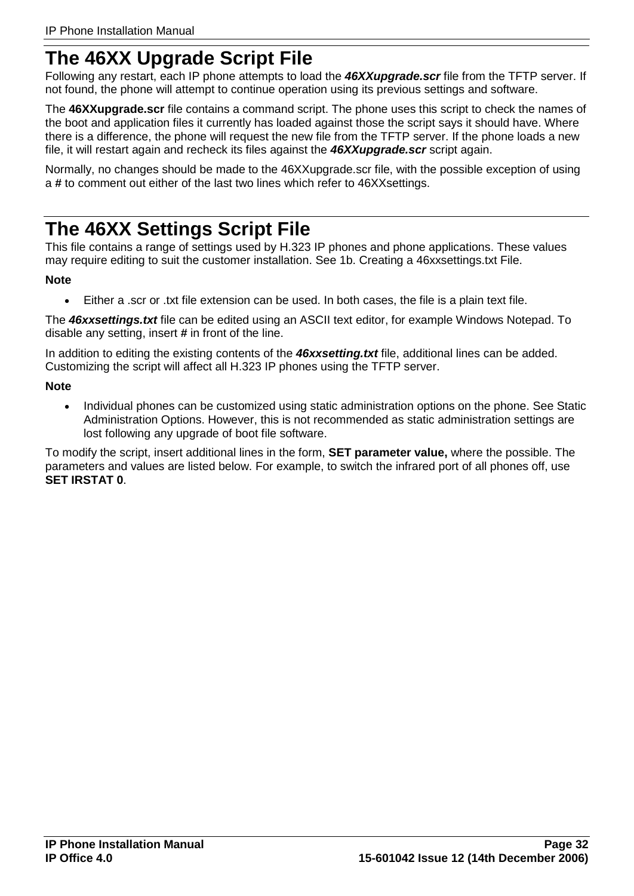# The 46XX Upgrade Script File

Following any restart, each IP phone attempts to load the ***46XXupgrade.scr*** file from the TFTP server. If not found, the phone will attempt to continue operation using its previous settings and software.

The **46XXupgrade.scr** file contains a command script. The phone uses this script to check the names of the boot and application files it currently has loaded against those the script says it should have. Where there is a difference, the phone will request the new file from the TFTP server. If the phone loads a new file, it will restart again and recheck its files against the ***46XXupgrade.scr*** script again.

Normally, no changes should be made to the 46XXupgrade.scr file, with the possible exception of using a **#** to comment out either of the last two lines which refer to 46XXsettings.

# The 46XX Settings Script File

This file contains a range of settings used by H.323 IP phones and phone applications. These values may require editing to suit the customer installation. See 1b. Creating a 46xxsettings.txt File.

**Note**

- Either a .scr or .txt file extension can be used. In both cases, the file is a plain text file.

The ***46xxsettings.txt*** file can be edited using an ASCII text editor, for example Windows Notepad. To disable any setting, insert **#** in front of the line.

In addition to editing the existing contents of the ***46xxsetting.txt*** file, additional lines can be added. Customizing the script will affect all H.323 IP phones using the TFTP server.

**Note**

- Individual phones can be customized using static administration options on the phone. See Static Administration Options. However, this is not recommended as static administration settings are lost following any upgrade of boot file software.

To modify the script, insert additional lines in the form, **SET parameter value,** where the possible. The parameters and values are listed below. For example, to switch the infrared port of all phones off, use **SET IRSTAT 0**.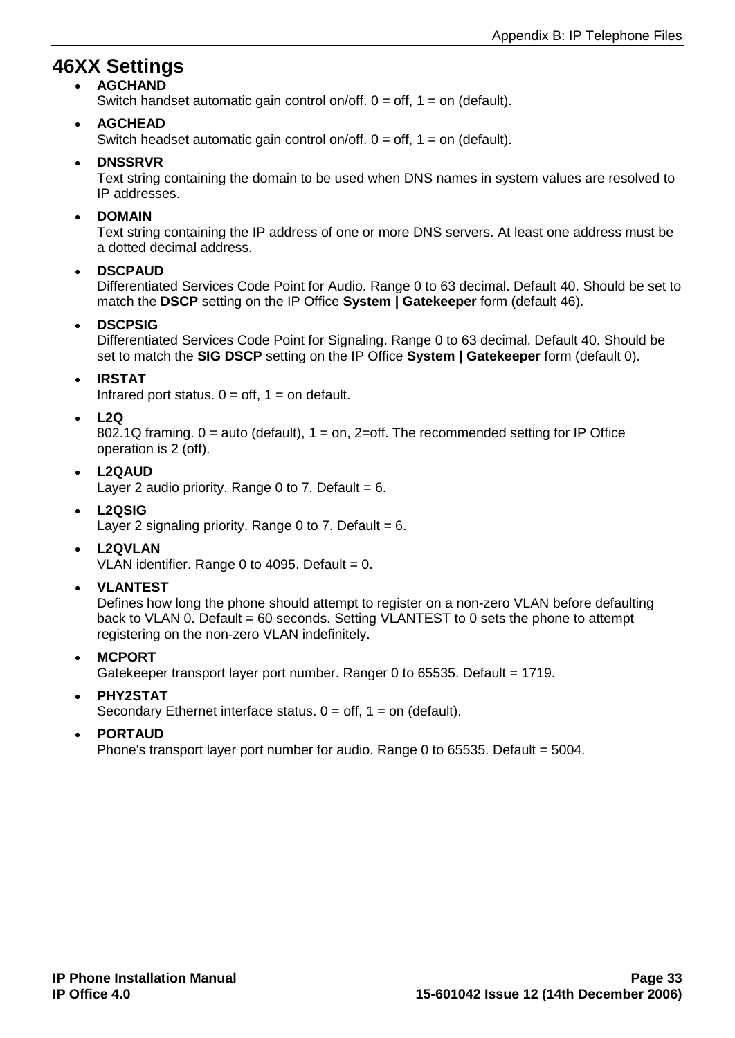# 46XX Settings

- **AGCHAND**
  Switch handset automatic gain control on/off. 0 = off, 1 = on (default).

- **AGCHEAD**
  Switch headset automatic gain control on/off. 0 = off, 1 = on (default).

- **DNSSRVR**
  Text string containing the domain to be used when DNS names in system values are resolved to IP addresses.

- **DOMAIN**
  Text string containing the IP address of one or more DNS servers. At least one address must be a dotted decimal address.

- **DSCPAUD**
  Differentiated Services Code Point for Audio. Range 0 to 63 decimal. Default 40. Should be set to match the **DSCP** setting on the IP Office **System | Gatekeeper** form (default 46).

- **DSCPSIG**
  Differentiated Services Code Point for Signaling. Range 0 to 63 decimal. Default 40. Should be set to match the **SIG DSCP** setting on the IP Office **System | Gatekeeper** form (default 0).

- **IRSTAT**
  Infrared port status. 0 = off, 1 = on default.

- **L2Q**
  802.1Q framing. 0 = auto (default), 1 = on, 2=off. The recommended setting for IP Office operation is 2 (off).

- **L2QAUD**
  Layer 2 audio priority. Range 0 to 7. Default = 6.

- **L2QSIG**
  Layer 2 signaling priority. Range 0 to 7. Default = 6.

- **L2QVLAN**
  VLAN identifier. Range 0 to 4095. Default = 0.

- **VLANTEST**
  Defines how long the phone should attempt to register on a non-zero VLAN before defaulting back to VLAN 0. Default = 60 seconds. Setting VLANTEST to 0 sets the phone to attempt registering on the non-zero VLAN indefinitely.

- **MCPORT**
  Gatekeeper transport layer port number. Ranger 0 to 65535. Default = 1719.

- **PHY2STAT**
  Secondary Ethernet interface status. 0 = off, 1 = on (default).

- **PORTAUD**
  Phone's transport layer port number for audio. Range 0 to 65535. Default = 5004.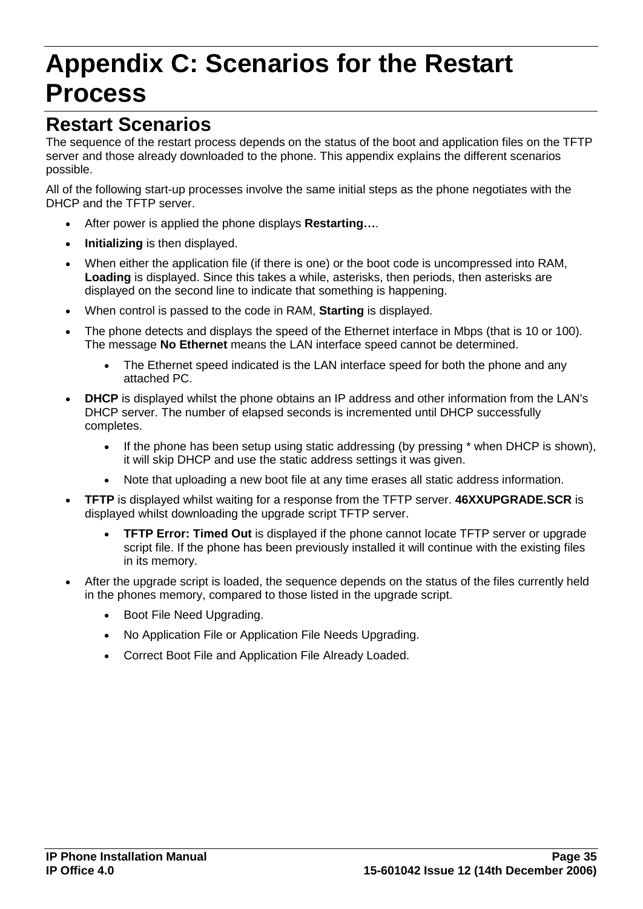# Appendix C: Scenarios for the Restart Process

## Restart Scenarios

The sequence of the restart process depends on the status of the boot and application files on the TFTP server and those already downloaded to the phone. This appendix explains the different scenarios possible.

All of the following start-up processes involve the same initial steps as the phone negotiates with the DHCP and the TFTP server.

- After power is applied the phone displays **Restarting…**.
- **Initializing** is then displayed.
- When either the application file (if there is one) or the boot code is uncompressed into RAM, **Loading** is displayed. Since this takes a while, asterisks, then periods, then asterisks are displayed on the second line to indicate that something is happening.
- When control is passed to the code in RAM, **Starting** is displayed.
- The phone detects and displays the speed of the Ethernet interface in Mbps (that is 10 or 100). The message **No Ethernet** means the LAN interface speed cannot be determined.
    - The Ethernet speed indicated is the LAN interface speed for both the phone and any attached PC.
- **DHCP** is displayed whilst the phone obtains an IP address and other information from the LAN's DHCP server. The number of elapsed seconds is incremented until DHCP successfully completes.
    - If the phone has been setup using static addressing (by pressing * when DHCP is shown), it will skip DHCP and use the static address settings it was given.
    - Note that uploading a new boot file at any time erases all static address information.
- **TFTP** is displayed whilst waiting for a response from the TFTP server. **46XXUPGRADE.SCR** is displayed whilst downloading the upgrade script TFTP server.
    - **TFTP Error: Timed Out** is displayed if the phone cannot locate TFTP server or upgrade script file. If the phone has been previously installed it will continue with the existing files in its memory.
- After the upgrade script is loaded, the sequence depends on the status of the files currently held in the phones memory, compared to those listed in the upgrade script.
    - Boot File Need Upgrading.
    - No Application File or Application File Needs Upgrading.
    - Correct Boot File and Application File Already Loaded.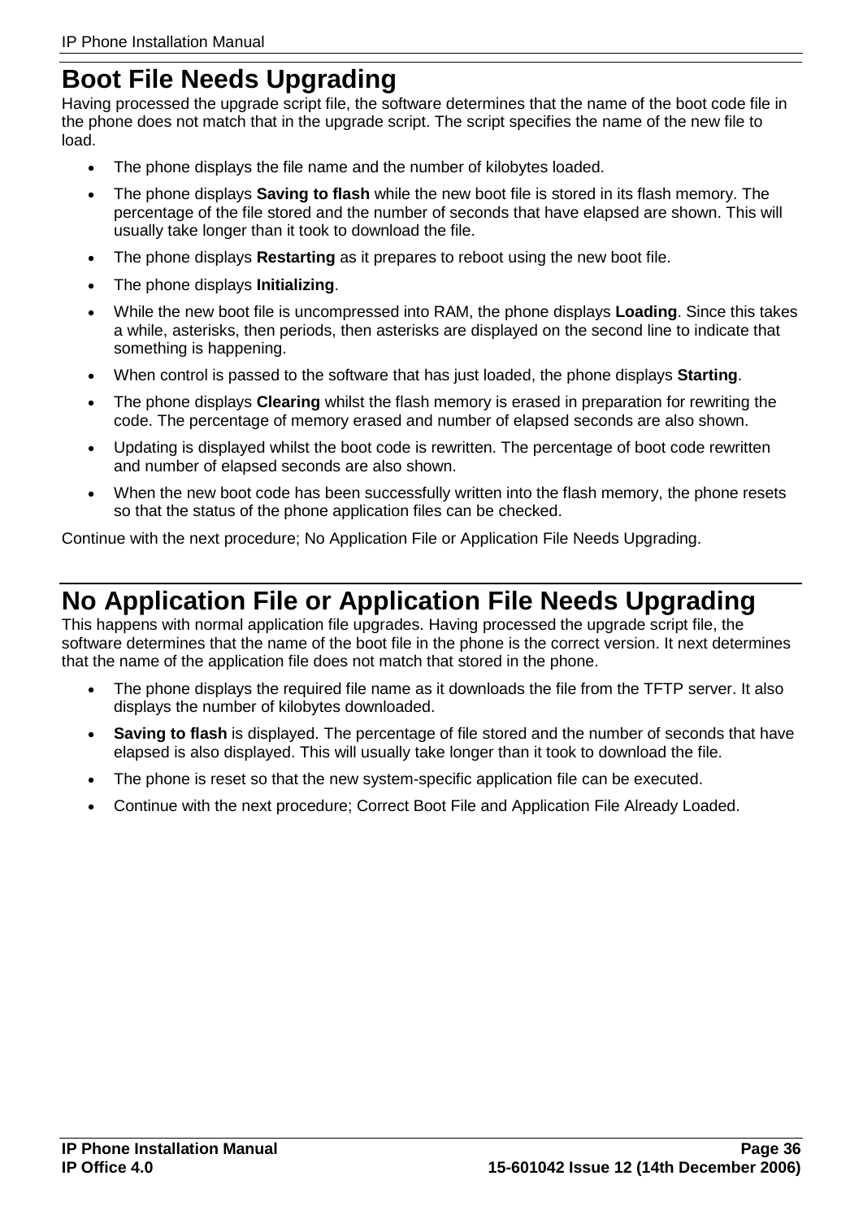# Boot File Needs Upgrading

Having processed the upgrade script file, the software determines that the name of the boot code file in the phone does not match that in the upgrade script. The script specifies the name of the new file to load.

- The phone displays the file name and the number of kilobytes loaded.
- The phone displays **Saving to flash** while the new boot file is stored in its flash memory. The percentage of the file stored and the number of seconds that have elapsed are shown. This will usually take longer than it took to download the file.
- The phone displays **Restarting** as it prepares to reboot using the new boot file.
- The phone displays **Initializing**.
- While the new boot file is uncompressed into RAM, the phone displays **Loading**. Since this takes a while, asterisks, then periods, then asterisks are displayed on the second line to indicate that something is happening.
- When control is passed to the software that has just loaded, the phone displays **Starting**.
- The phone displays **Clearing** whilst the flash memory is erased in preparation for rewriting the code. The percentage of memory erased and number of elapsed seconds are also shown.
- Updating is displayed whilst the boot code is rewritten. The percentage of boot code rewritten and number of elapsed seconds are also shown.
- When the new boot code has been successfully written into the flash memory, the phone resets so that the status of the phone application files can be checked.

Continue with the next procedure; No Application File or Application File Needs Upgrading.

# No Application File or Application File Needs Upgrading

This happens with normal application file upgrades. Having processed the upgrade script file, the software determines that the name of the boot file in the phone is the correct version. It next determines that the name of the application file does not match that stored in the phone.

- The phone displays the required file name as it downloads the file from the TFTP server. It also displays the number of kilobytes downloaded.
- **Saving to flash** is displayed. The percentage of file stored and the number of seconds that have elapsed is also displayed. This will usually take longer than it took to download the file.
- The phone is reset so that the new system-specific application file can be executed.
- Continue with the next procedure; Correct Boot File and Application File Already Loaded.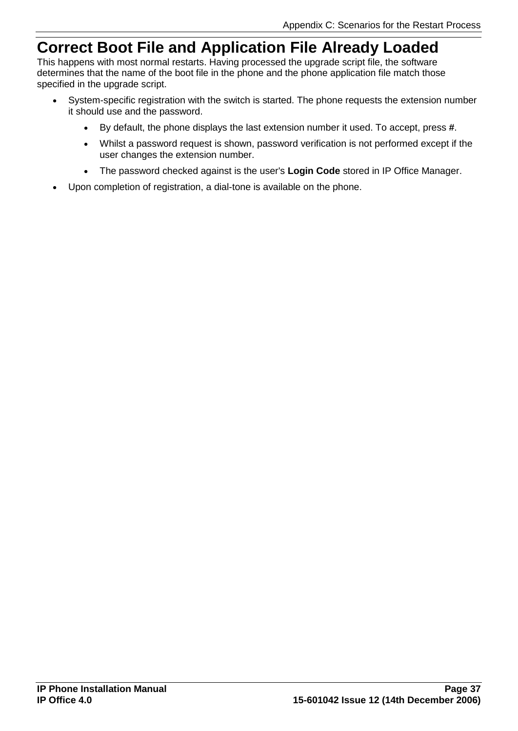# Correct Boot File and Application File Already Loaded

This happens with most normal restarts. Having processed the upgrade script file, the software determines that the name of the boot file in the phone and the phone application file match those specified in the upgrade script.

- System-specific registration with the switch is started. The phone requests the extension number it should use and the password.
  - By default, the phone displays the last extension number it used. To accept, press **#**.
  - Whilst a password request is shown, password verification is not performed except if the user changes the extension number.
  - The password checked against is the user's **Login Code** stored in IP Office Manager.
- Upon completion of registration, a dial-tone is available on the phone.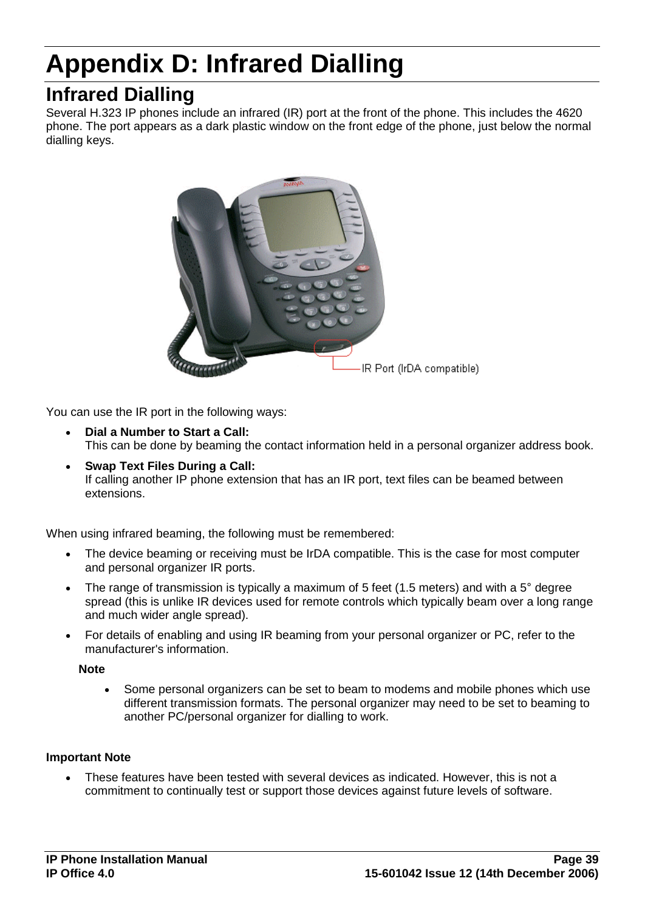# Appendix D: Infrared Dialling

## Infrared Dialling

Several H.323 IP phones include an infrared (IR) port at the front of the phone. This includes the 4620 phone. The port appears as a dark plastic window on the front edge of the phone, just below the normal dialling keys.

IR Port (IrDA compatible)

You can use the IR port in the following ways:

- **Dial a Number to Start a Call:**
  This can be done by beaming the contact information held in a personal organizer address book.
- **Swap Text Files During a Call:**
  If calling another IP phone extension that has an IR port, text files can be beamed between extensions.

When using infrared beaming, the following must be remembered:

- The device beaming or receiving must be IrDA compatible. This is the case for most computer and personal organizer IR ports.
- The range of transmission is typically a maximum of 5 feet (1.5 meters) and with a 5° degree spread (this is unlike IR devices used for remote controls which typically beam over a long range and much wider angle spread).
- For details of enabling and using IR beaming from your personal organizer or PC, refer to the manufacturer's information.

  **Note**

  - Some personal organizers can be set to beam to modems and mobile phones which use different transmission formats. The personal organizer may need to be set to beaming to another PC/personal organizer for dialling to work.

**Important Note**

- These features have been tested with several devices as indicated. However, this is not a commitment to continually test or support those devices against future levels of software.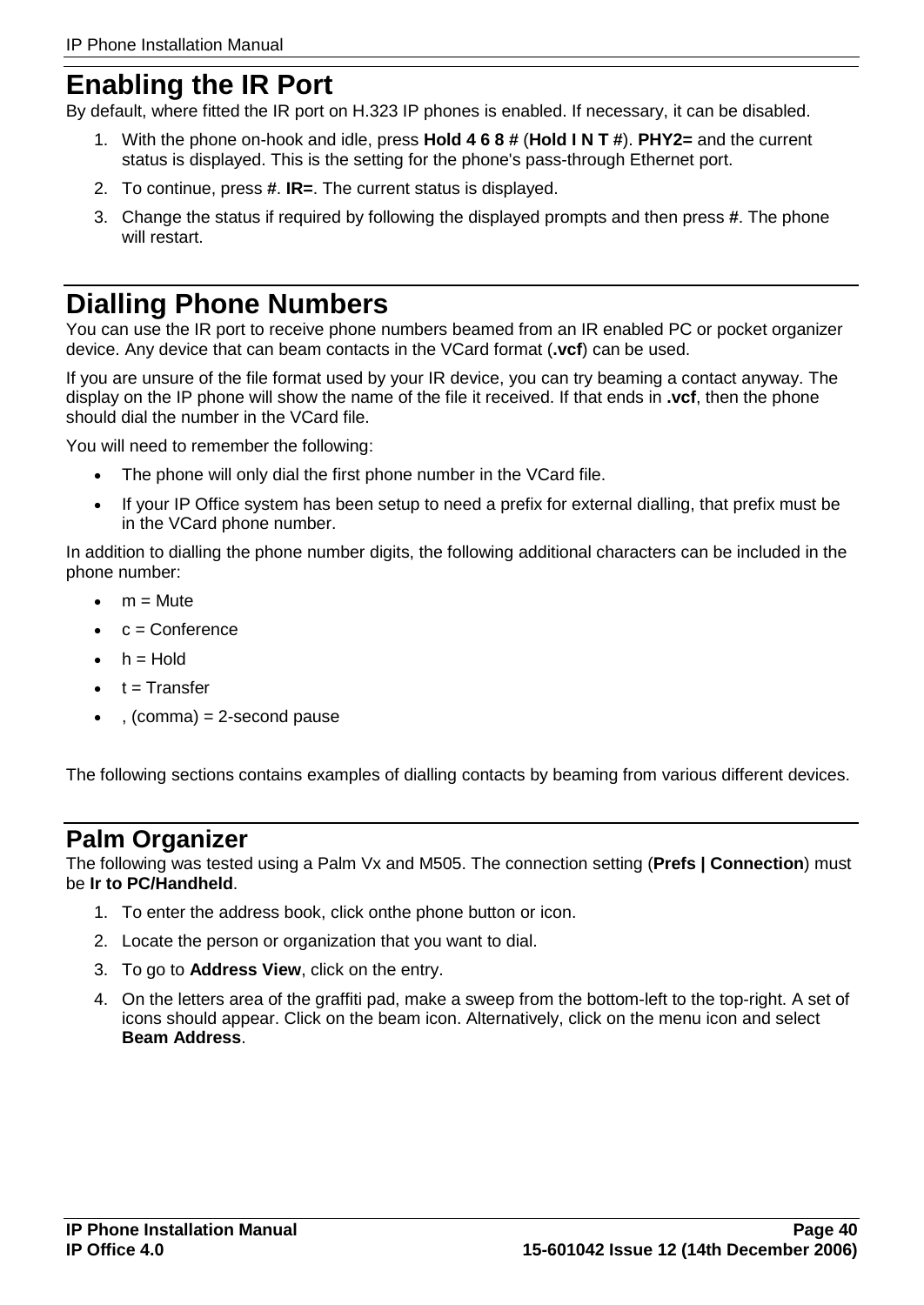# Enabling the IR Port

By default, where fitted the IR port on H.323 IP phones is enabled. If necessary, it can be disabled.

1. With the phone on-hook and idle, press **Hold 4 6 8 #** (**Hold I N T #**). **PHY2=** and the current status is displayed. This is the setting for the phone's pass-through Ethernet port.
2. To continue, press **#**. **IR=**. The current status is displayed.
3. Change the status if required by following the displayed prompts and then press **#**. The phone will restart.

# Dialling Phone Numbers

You can use the IR port to receive phone numbers beamed from an IR enabled PC or pocket organizer device. Any device that can beam contacts in the VCard format (**.vcf**) can be used.

If you are unsure of the file format used by your IR device, you can try beaming a contact anyway. The display on the IP phone will show the name of the file it received. If that ends in **.vcf**, then the phone should dial the number in the VCard file.

You will need to remember the following:

- The phone will only dial the first phone number in the VCard file.
- If your IP Office system has been setup to need a prefix for external dialling, that prefix must be in the VCard phone number.

In addition to dialling the phone number digits, the following additional characters can be included in the phone number:

- m = Mute
- c = Conference
- h = Hold
- t = Transfer
- , (comma) = 2-second pause

The following sections contains examples of dialling contacts by beaming from various different devices.

## Palm Organizer

The following was tested using a Palm Vx and M505. The connection setting (**Prefs | Connection**) must be **Ir to PC/Handheld**.

1. To enter the address book, click onthe phone button or icon.
2. Locate the person or organization that you want to dial.
3. To go to **Address View**, click on the entry.
4. On the letters area of the graffiti pad, make a sweep from the bottom-left to the top-right. A set of icons should appear. Click on the beam icon. Alternatively, click on the menu icon and select **Beam Address**.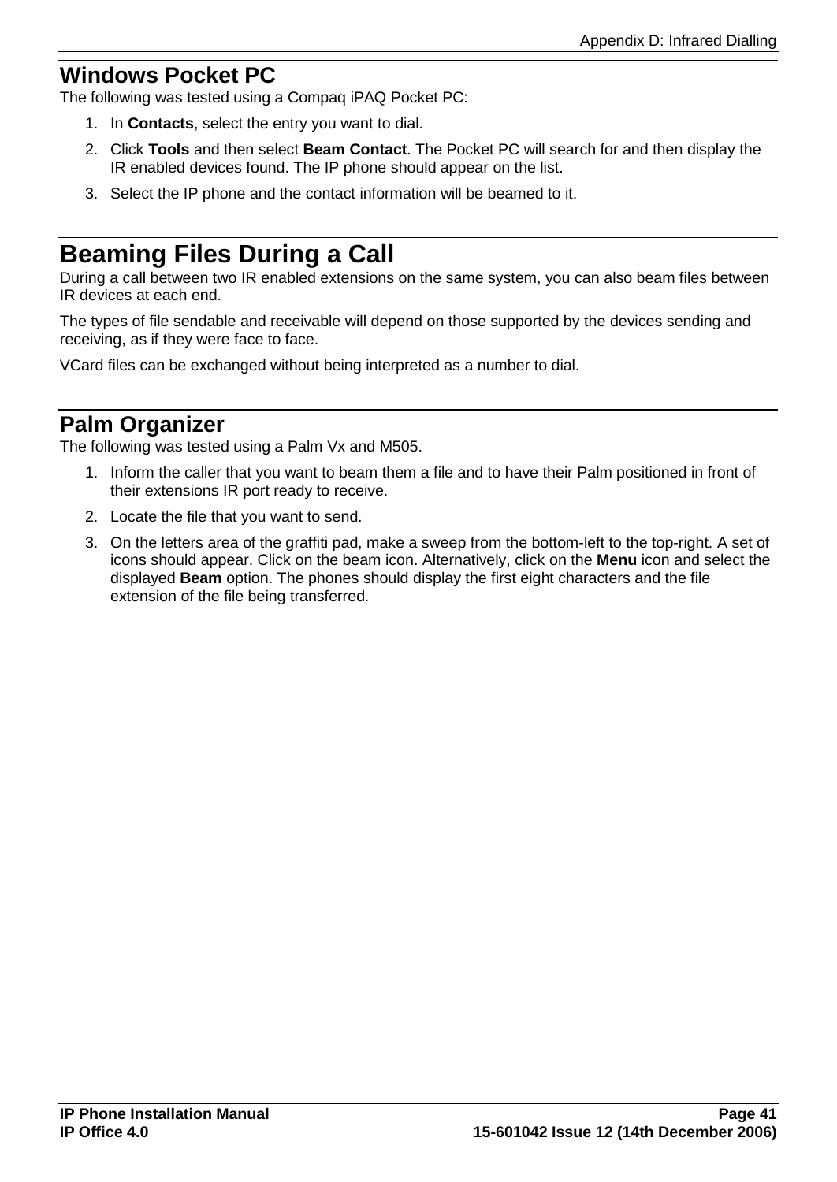## Windows Pocket PC

The following was tested using a Compaq iPAQ Pocket PC:

1. In **Contacts**, select the entry you want to dial.
2. Click **Tools** and then select **Beam Contact**. The Pocket PC will search for and then display the IR enabled devices found. The IP phone should appear on the list.
3. Select the IP phone and the contact information will be beamed to it.

# Beaming Files During a Call

During a call between two IR enabled extensions on the same system, you can also beam files between IR devices at each end.

The types of file sendable and receivable will depend on those supported by the devices sending and receiving, as if they were face to face.

VCard files can be exchanged without being interpreted as a number to dial.

## Palm Organizer

The following was tested using a Palm Vx and M505.

1. Inform the caller that you want to beam them a file and to have their Palm positioned in front of their extensions IR port ready to receive.
2. Locate the file that you want to send.
3. On the letters area of the graffiti pad, make a sweep from the bottom-left to the top-right. A set of icons should appear. Click on the beam icon. Alternatively, click on the **Menu** icon and select the displayed **Beam** option. The phones should display the first eight characters and the file extension of the file being transferred.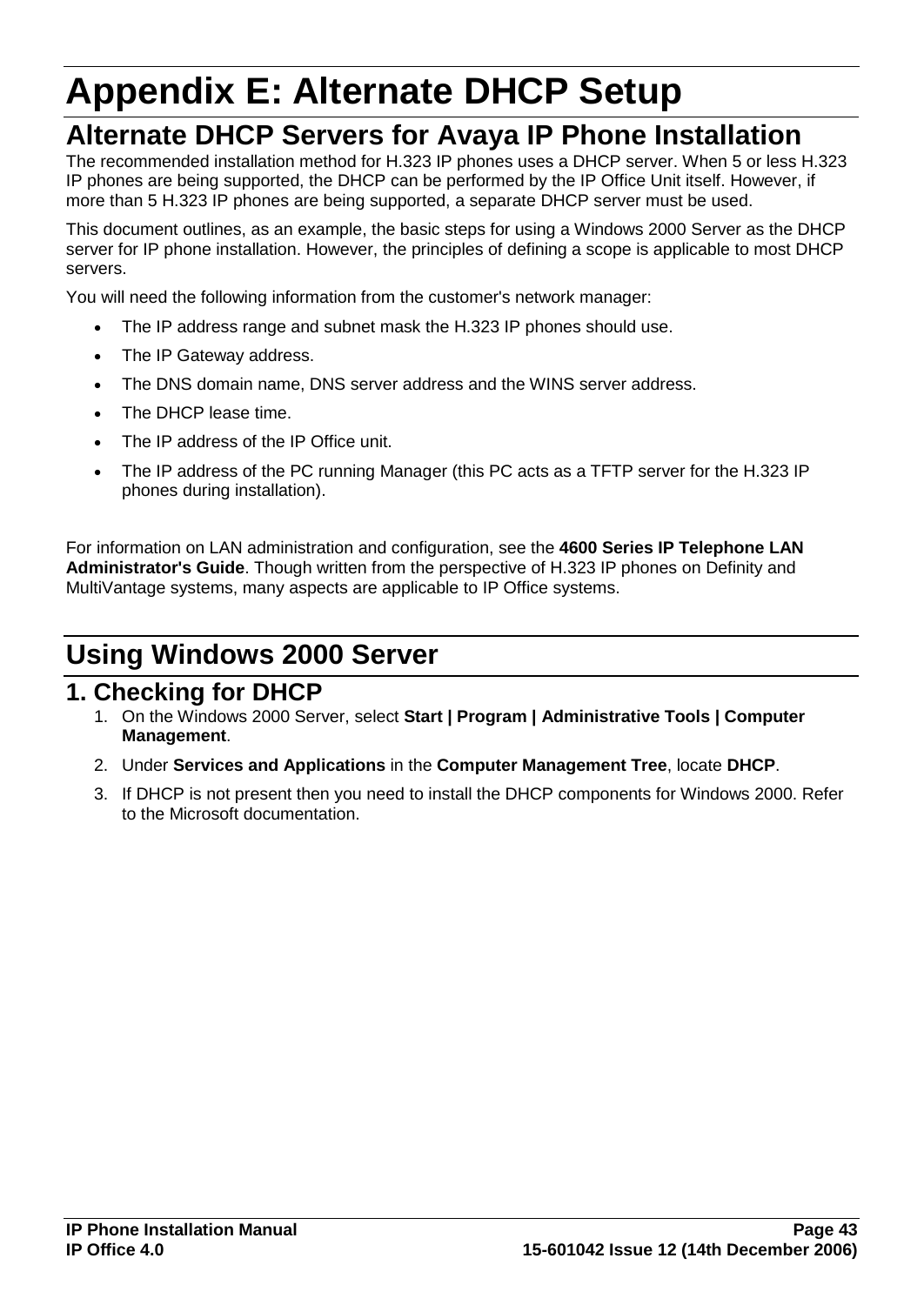# Appendix E: Alternate DHCP Setup

## Alternate DHCP Servers for Avaya IP Phone Installation

The recommended installation method for H.323 IP phones uses a DHCP server. When 5 or less H.323 IP phones are being supported, the DHCP can be performed by the IP Office Unit itself. However, if more than 5 H.323 IP phones are being supported, a separate DHCP server must be used.

This document outlines, as an example, the basic steps for using a Windows 2000 Server as the DHCP server for IP phone installation. However, the principles of defining a scope is applicable to most DHCP servers.

You will need the following information from the customer's network manager:

- The IP address range and subnet mask the H.323 IP phones should use.
- The IP Gateway address.
- The DNS domain name, DNS server address and the WINS server address.
- The DHCP lease time.
- The IP address of the IP Office unit.
- The IP address of the PC running Manager (this PC acts as a TFTP server for the H.323 IP phones during installation).

For information on LAN administration and configuration, see the **4600 Series IP Telephone LAN Administrator's Guide**. Though written from the perspective of H.323 IP phones on Definity and MultiVantage systems, many aspects are applicable to IP Office systems.

## Using Windows 2000 Server

### 1. Checking for DHCP

1. On the Windows 2000 Server, select **Start | Program | Administrative Tools | Computer Management**.
2. Under **Services and Applications** in the **Computer Management Tree**, locate **DHCP**.
3. If DHCP is not present then you need to install the DHCP components for Windows 2000. Refer to the Microsoft documentation.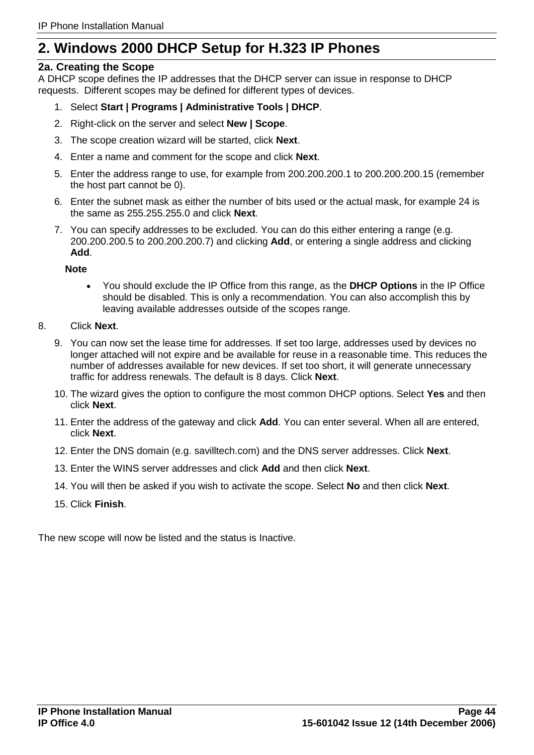# 2. Windows 2000 DHCP Setup for H.323 IP Phones

## 2a. Creating the Scope

A DHCP scope defines the IP addresses that the DHCP server can issue in response to DHCP requests. Different scopes may be defined for different types of devices.

1. Select **Start | Programs | Administrative Tools | DHCP**.
2. Right-click on the server and select **New | Scope**.
3. The scope creation wizard will be started, click **Next**.
4. Enter a name and comment for the scope and click **Next**.
5. Enter the address range to use, for example from 200.200.200.1 to 200.200.200.15 (remember the host part cannot be 0).
6. Enter the subnet mask as either the number of bits used or the actual mask, for example 24 is the same as 255.255.255.0 and click **Next**.
7. You can specify addresses to be excluded. You can do this either entering a range (e.g. 200.200.200.5 to 200.200.200.7) and clicking **Add**, or entering a single address and clicking **Add**.

   **Note**

   - You should exclude the IP Office from this range, as the **DHCP Options** in the IP Office should be disabled. This is only a recommendation. You can also accomplish this by leaving available addresses outside of the scopes range.
8. Click **Next**.
9. You can now set the lease time for addresses. If set too large, addresses used by devices no longer attached will not expire and be available for reuse in a reasonable time. This reduces the number of addresses available for new devices. If set too short, it will generate unnecessary traffic for address renewals. The default is 8 days. Click **Next**.
10. The wizard gives the option to configure the most common DHCP options. Select **Yes** and then click **Next**.
11. Enter the address of the gateway and click **Add**. You can enter several. When all are entered, click **Next**.
12. Enter the DNS domain (e.g. savilltech.com) and the DNS server addresses. Click **Next**.
13. Enter the WINS server addresses and click **Add** and then click **Next**.
14. You will then be asked if you wish to activate the scope. Select **No** and then click **Next**.
15. Click **Finish**.

The new scope will now be listed and the status is Inactive.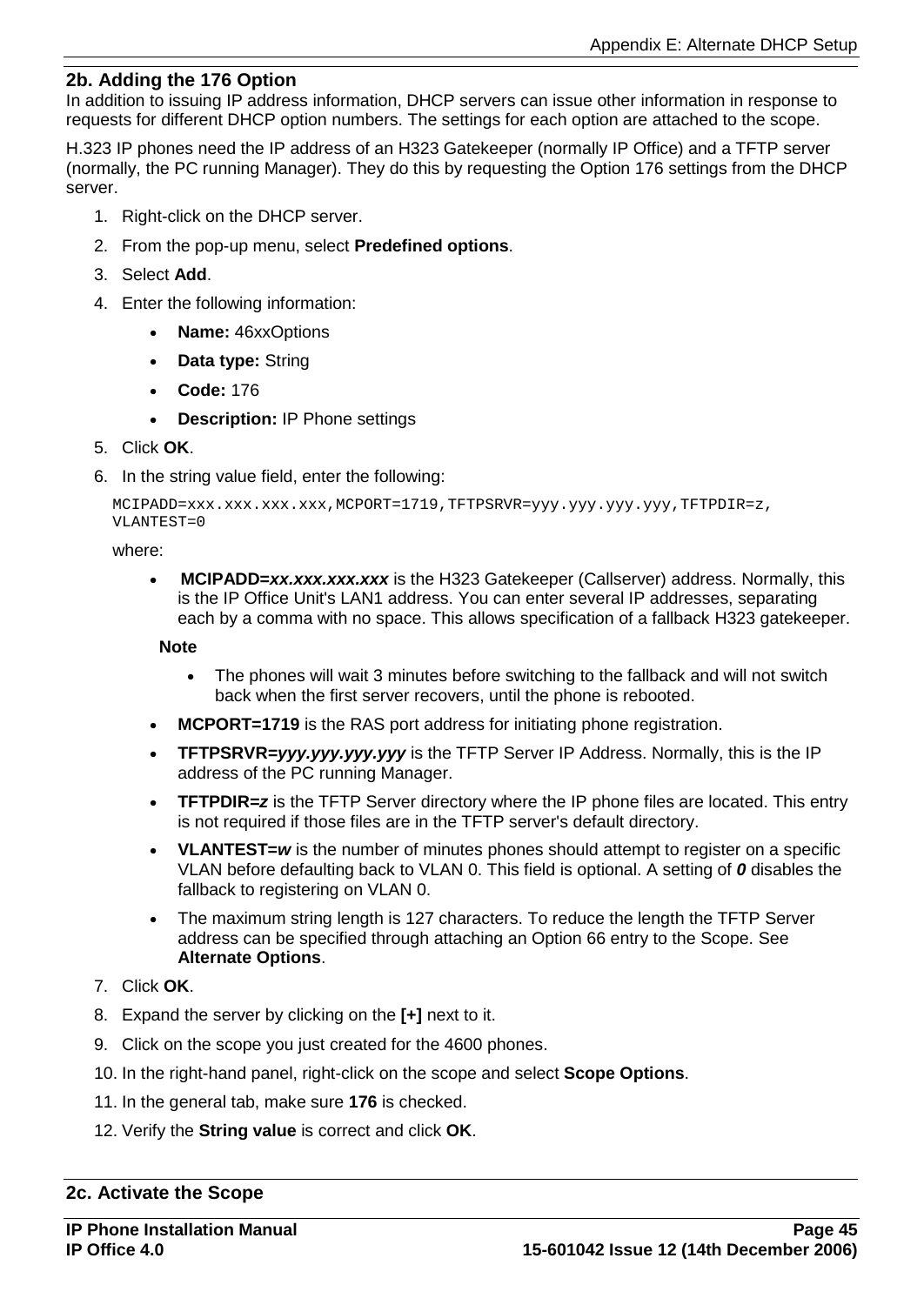## 2b. Adding the 176 Option

In addition to issuing IP address information, DHCP servers can issue other information in response to requests for different DHCP option numbers. The settings for each option are attached to the scope.

H.323 IP phones need the IP address of an H323 Gatekeeper (normally IP Office) and a TFTP server (normally, the PC running Manager). They do this by requesting the Option 176 settings from the DHCP server.

1. Right-click on the DHCP server.
2. From the pop-up menu, select **Predefined options**.
3. Select **Add**.
4. Enter the following information:
   - **Name:** 46xxOptions
   - **Data type:** String
   - **Code:** 176
   - **Description:** IP Phone settings
5. Click **OK**.
6. In the string value field, enter the following:

   ```
   MCIPADD=xxx.xxx.xxx.xxx,MCPORT=1719,TFTPSRVR=yyy.yyy.yyy.yyy,TFTPDIR=z,
   VLANTEST=0
   ```

   where:

   - **MCIPADD=*xx.xxx.xxx.xxx*** is the H323 Gatekeeper (Callserver) address. Normally, this is the IP Office Unit's LAN1 address. You can enter several IP addresses, separating each by a comma with no space. This allows specification of a fallback H323 gatekeeper.

     **Note**

     - The phones will wait 3 minutes before switching to the fallback and will not switch back when the first server recovers, until the phone is rebooted.
   - **MCPORT=1719** is the RAS port address for initiating phone registration.
   - **TFTPSRVR=*yyy.yyy.yyy.yyy*** is the TFTP Server IP Address. Normally, this is the IP address of the PC running Manager.
   - **TFTPDIR=*z*** is the TFTP Server directory where the IP phone files are located. This entry is not required if those files are in the TFTP server's default directory.
   - **VLANTEST=*w*** is the number of minutes phones should attempt to register on a specific VLAN before defaulting back to VLAN 0. This field is optional. A setting of ***0*** disables the fallback to registering on VLAN 0.
   - The maximum string length is 127 characters. To reduce the length the TFTP Server address can be specified through attaching an Option 66 entry to the Scope. See **Alternate Options**.
7. Click **OK**.
8. Expand the server by clicking on the **[+]** next to it.
9. Click on the scope you just created for the 4600 phones.
10. In the right-hand panel, right-click on the scope and select **Scope Options**.
11. In the general tab, make sure **176** is checked.
12. Verify the **String value** is correct and click **OK**.

## 2c. Activate the Scope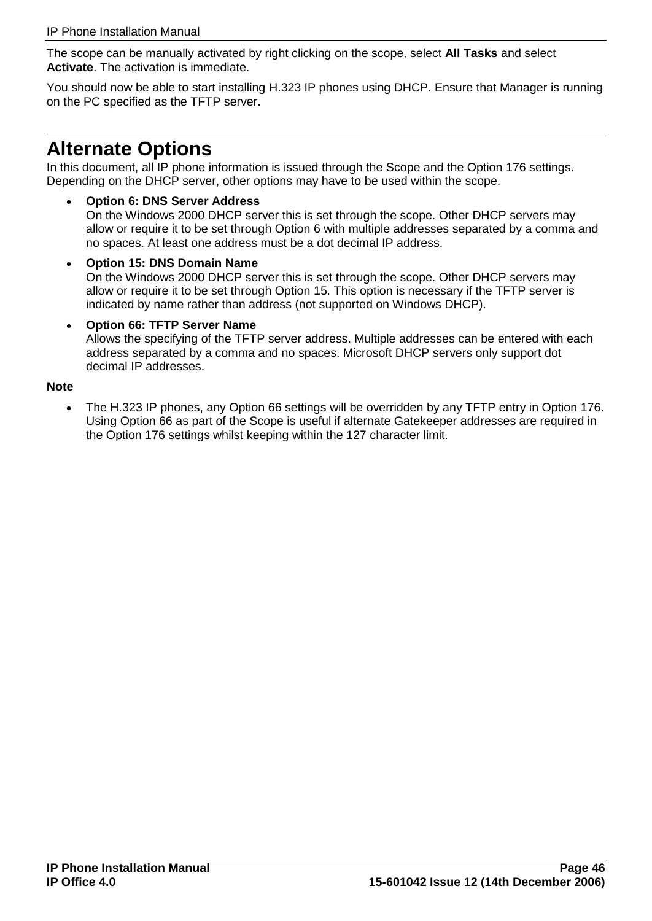The scope can be manually activated by right clicking on the scope, select **All Tasks** and select **Activate**. The activation is immediate.

You should now be able to start installing H.323 IP phones using DHCP. Ensure that Manager is running on the PC specified as the TFTP server.

# Alternate Options

In this document, all IP phone information is issued through the Scope and the Option 176 settings. Depending on the DHCP server, other options may have to be used within the scope.

- **Option 6: DNS Server Address**
  On the Windows 2000 DHCP server this is set through the scope. Other DHCP servers may allow or require it to be set through Option 6 with multiple addresses separated by a comma and no spaces. At least one address must be a dot decimal IP address.
- **Option 15: DNS Domain Name**
  On the Windows 2000 DHCP server this is set through the scope. Other DHCP servers may allow or require it to be set through Option 15. This option is necessary if the TFTP server is indicated by name rather than address (not supported on Windows DHCP).
- **Option 66: TFTP Server Name**
  Allows the specifying of the TFTP server address. Multiple addresses can be entered with each address separated by a comma and no spaces. Microsoft DHCP servers only support dot decimal IP addresses.

**Note**

- The H.323 IP phones, any Option 66 settings will be overridden by any TFTP entry in Option 176. Using Option 66 as part of the Scope is useful if alternate Gatekeeper addresses are required in the Option 176 settings whilst keeping within the 127 character limit.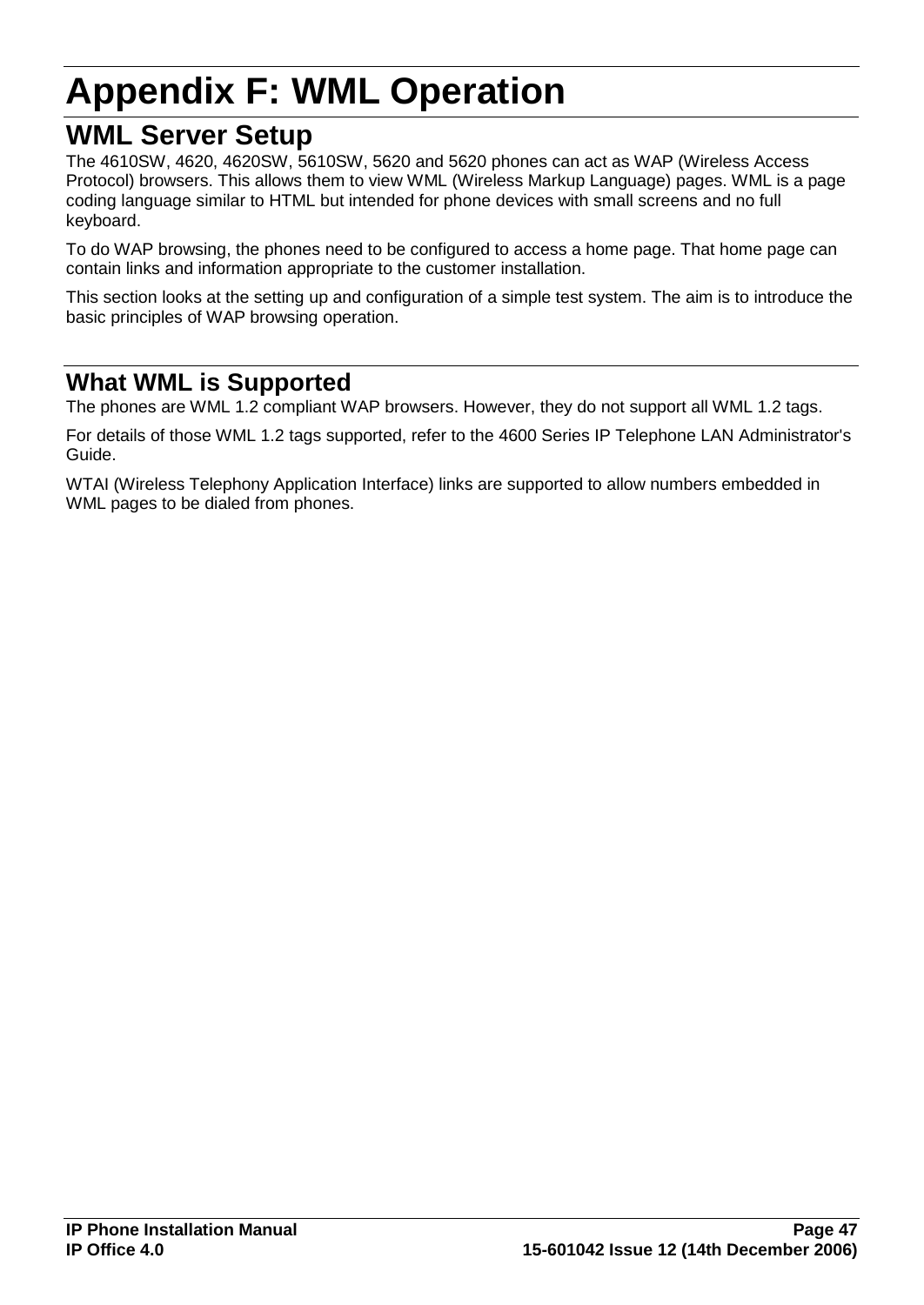# Appendix F: WML Operation

## WML Server Setup

The 4610SW, 4620, 4620SW, 5610SW, 5620 and 5620 phones can act as WAP (Wireless Access Protocol) browsers. This allows them to view WML (Wireless Markup Language) pages. WML is a page coding language similar to HTML but intended for phone devices with small screens and no full keyboard.

To do WAP browsing, the phones need to be configured to access a home page. That home page can contain links and information appropriate to the customer installation.

This section looks at the setting up and configuration of a simple test system. The aim is to introduce the basic principles of WAP browsing operation.

## What WML is Supported

The phones are WML 1.2 compliant WAP browsers. However, they do not support all WML 1.2 tags.

For details of those WML 1.2 tags supported, refer to the 4600 Series IP Telephone LAN Administrator's Guide.

WTAI (Wireless Telephony Application Interface) links are supported to allow numbers embedded in WML pages to be dialed from phones.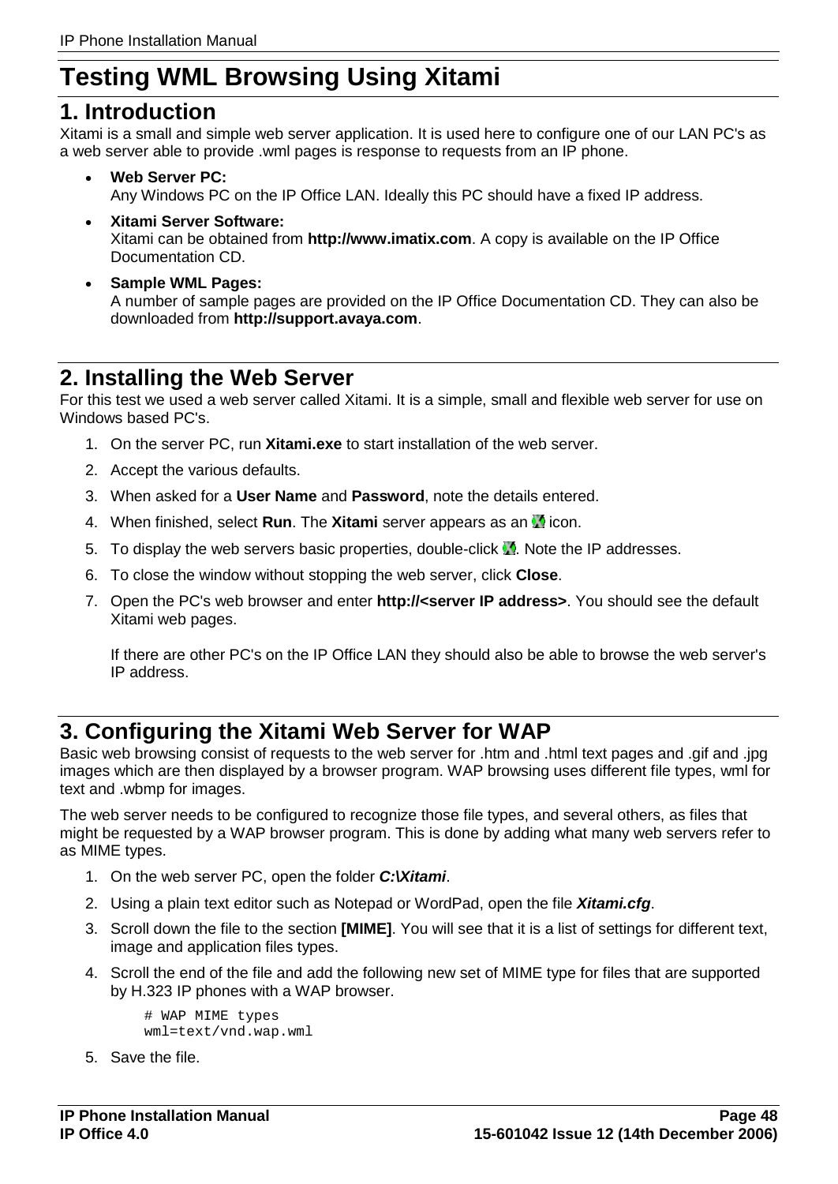# Testing WML Browsing Using Xitami

## 1. Introduction

Xitami is a small and simple web server application. It is used here to configure one of our LAN PC's as a web server able to provide .wml pages is response to requests from an IP phone.

- **Web Server PC:**
  Any Windows PC on the IP Office LAN. Ideally this PC should have a fixed IP address.
- **Xitami Server Software:**
  Xitami can be obtained from **http://www.imatix.com**. A copy is available on the IP Office Documentation CD.
- **Sample WML Pages:**
  A number of sample pages are provided on the IP Office Documentation CD. They can also be downloaded from **http://support.avaya.com**.

## 2. Installing the Web Server

For this test we used a web server called Xitami. It is a simple, small and flexible web server for use on Windows based PC's.

1. On the server PC, run **Xitami.exe** to start installation of the web server.
2. Accept the various defaults.
3. When asked for a **User Name** and **Password**, note the details entered.
4. When finished, select **Run**. The **Xitami** server appears as an icon.
5. To display the web servers basic properties, double-click . Note the IP addresses.
6. To close the window without stopping the web server, click **Close**.
7. Open the PC's web browser and enter **http://<server IP address>**. You should see the default Xitami web pages.

   If there are other PC's on the IP Office LAN they should also be able to browse the web server's IP address.

## 3. Configuring the Xitami Web Server for WAP

Basic web browsing consist of requests to the web server for .htm and .html text pages and .gif and .jpg images which are then displayed by a browser program. WAP browsing uses different file types, wml for text and .wbmp for images.

The web server needs to be configured to recognize those file types, and several others, as files that might be requested by a WAP browser program. This is done by adding what many web servers refer to as MIME types.

1. On the web server PC, open the folder ***C:\Xitami***.
2. Using a plain text editor such as Notepad or WordPad, open the file ***Xitami.cfg***.
3. Scroll down the file to the section **[MIME]**. You will see that it is a list of settings for different text, image and application files types.
4. Scroll the end of the file and add the following new set of MIME type for files that are supported by H.323 IP phones with a WAP browser.

   ```
   # WAP MIME types
   wml=text/vnd.wap.wml
   ```

5. Save the file.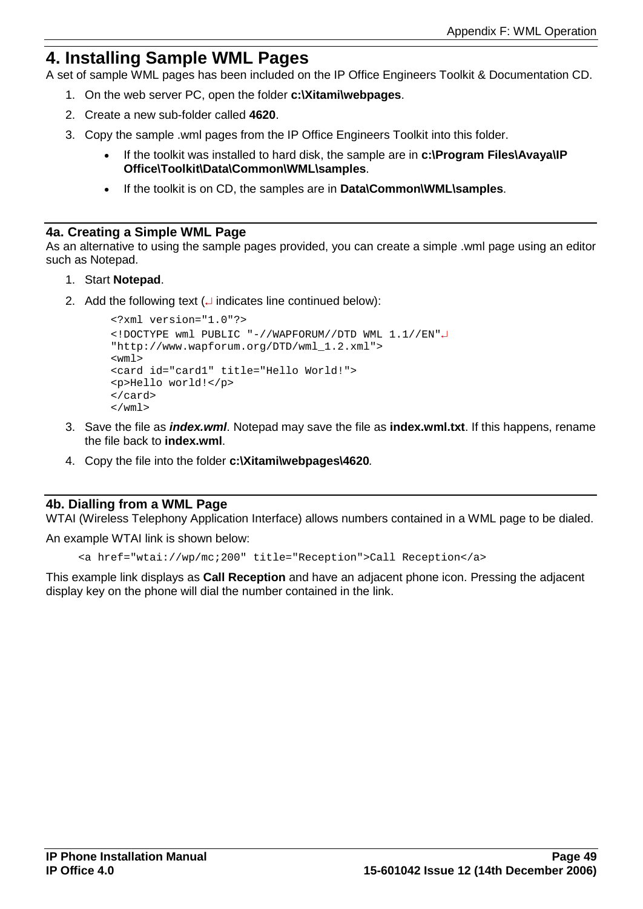# 4. Installing Sample WML Pages

A set of sample WML pages has been included on the IP Office Engineers Toolkit & Documentation CD.

1. On the web server PC, open the folder **c:\Xitami\webpages**.
2. Create a new sub-folder called **4620**.
3. Copy the sample .wml pages from the IP Office Engineers Toolkit into this folder.
   - If the toolkit was installed to hard disk, the sample are in **c:\Program Files\Avaya\IP Office\Toolkit\Data\Common\WML\samples**.
   - If the toolkit is on CD, the samples are in **Data\Common\WML\samples**.

## 4a. Creating a Simple WML Page

As an alternative to using the sample pages provided, you can create a simple .wml page using an editor such as Notepad.

1. Start **Notepad**.
2. Add the following text (↵ indicates line continued below):

```
<?xml version="1.0"?>
<!DOCTYPE wml PUBLIC "-//WAPFORUM//DTD WML 1.1//EN"↵
"http://www.wapforum.org/DTD/wml_1.2.xml">
<wml>
<card id="card1" title="Hello World!">
<p>Hello world!</p>
</card>
</wml>
```

3. Save the file as ***index.wml***. Notepad may save the file as **index.wml.txt**. If this happens, rename the file back to **index.wml**.
4. Copy the file into the folder **c:\Xitami\webpages\4620**.

## 4b. Dialling from a WML Page

WTAI (Wireless Telephony Application Interface) allows numbers contained in a WML page to be dialed.

An example WTAI link is shown below:

```
<a href="wtai://wp/mc;200" title="Reception">Call Reception</a>
```

This example link displays as **Call Reception** and have an adjacent phone icon. Pressing the adjacent display key on the phone will dial the number contained in the link.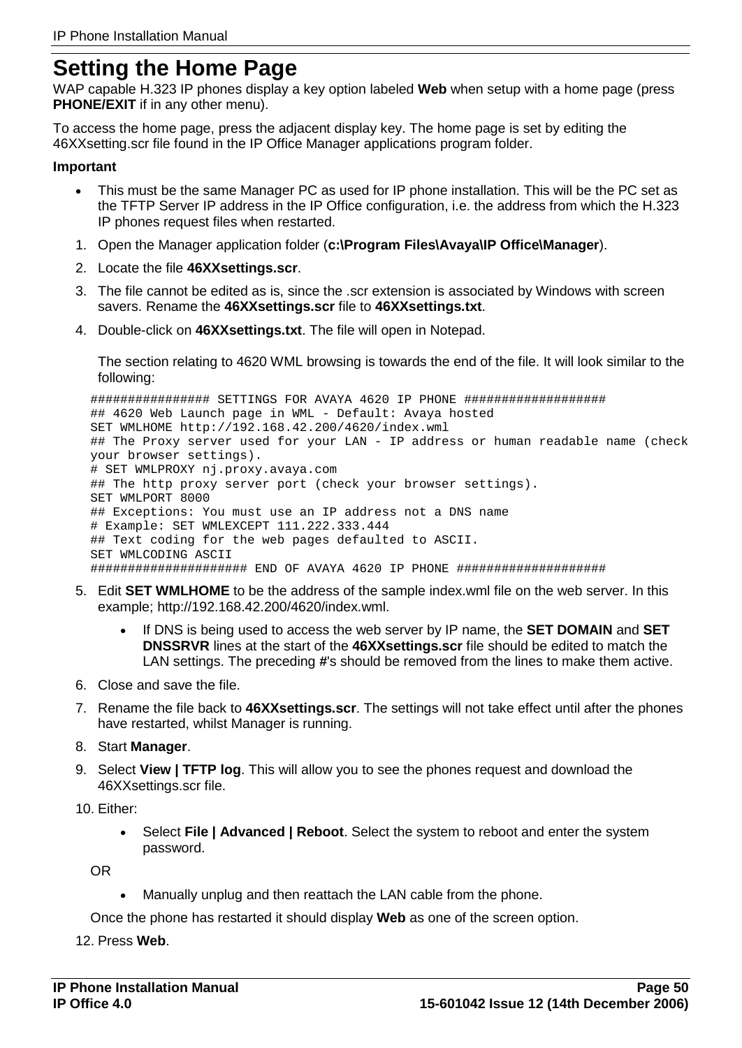# Setting the Home Page

WAP capable H.323 IP phones display a key option labeled **Web** when setup with a home page (press **PHONE/EXIT** if in any other menu).

To access the home page, press the adjacent display key. The home page is set by editing the 46XXsetting.scr file found in the IP Office Manager applications program folder.

**Important**

- This must be the same Manager PC as used for IP phone installation. This will be the PC set as the TFTP Server IP address in the IP Office configuration, i.e. the address from which the H.323 IP phones request files when restarted.

1. Open the Manager application folder (**c:\Program Files\Avaya\IP Office\Manager**).
2. Locate the file **46XXsettings.scr**.
3. The file cannot be edited as is, since the .scr extension is associated by Windows with screen savers. Rename the **46XXsettings.scr** file to **46XXsettings.txt**.
4. Double-click on **46XXsettings.txt**. The file will open in Notepad.

   The section relating to 4620 WML browsing is towards the end of the file. It will look similar to the following:

```
################ SETTINGS FOR AVAYA 4620 IP PHONE ###################
## 4620 Web Launch page in WML - Default: Avaya hosted
SET WMLHOME http://192.168.42.200/4620/index.wml
## The Proxy server used for your LAN - IP address or human readable name (check
your browser settings).
# SET WMLPROXY nj.proxy.avaya.com
## The http proxy server port (check your browser settings).
SET WMLPORT 8000
## Exceptions: You must use an IP address not a DNS name
# Example: SET WMLEXCEPT 111.222.333.444
## Text coding for the web pages defaulted to ASCII.
SET WMLCODING ASCII
#################### END OF AVAYA 4620 IP PHONE ###################
```

5. Edit **SET WMLHOME** to be the address of the sample index.wml file on the web server. In this example; http://192.168.42.200/4620/index.wml.
   - If DNS is being used to access the web server by IP name, the **SET DOMAIN** and **SET DNSSRVR** lines at the start of the **46XXsettings.scr** file should be edited to match the LAN settings. The preceding **#**'s should be removed from the lines to make them active.
6. Close and save the file.
7. Rename the file back to **46XXsettings.scr**. The settings will not take effect until after the phones have restarted, whilst Manager is running.
8. Start **Manager**.
9. Select **View | TFTP log**. This will allow you to see the phones request and download the 46XXsettings.scr file.
10. Either:
    - Select **File | Advanced | Reboot**. Select the system to reboot and enter the system password.

    OR

    - Manually unplug and then reattach the LAN cable from the phone.

    Once the phone has restarted it should display **Web** as one of the screen option.

12. Press **Web**.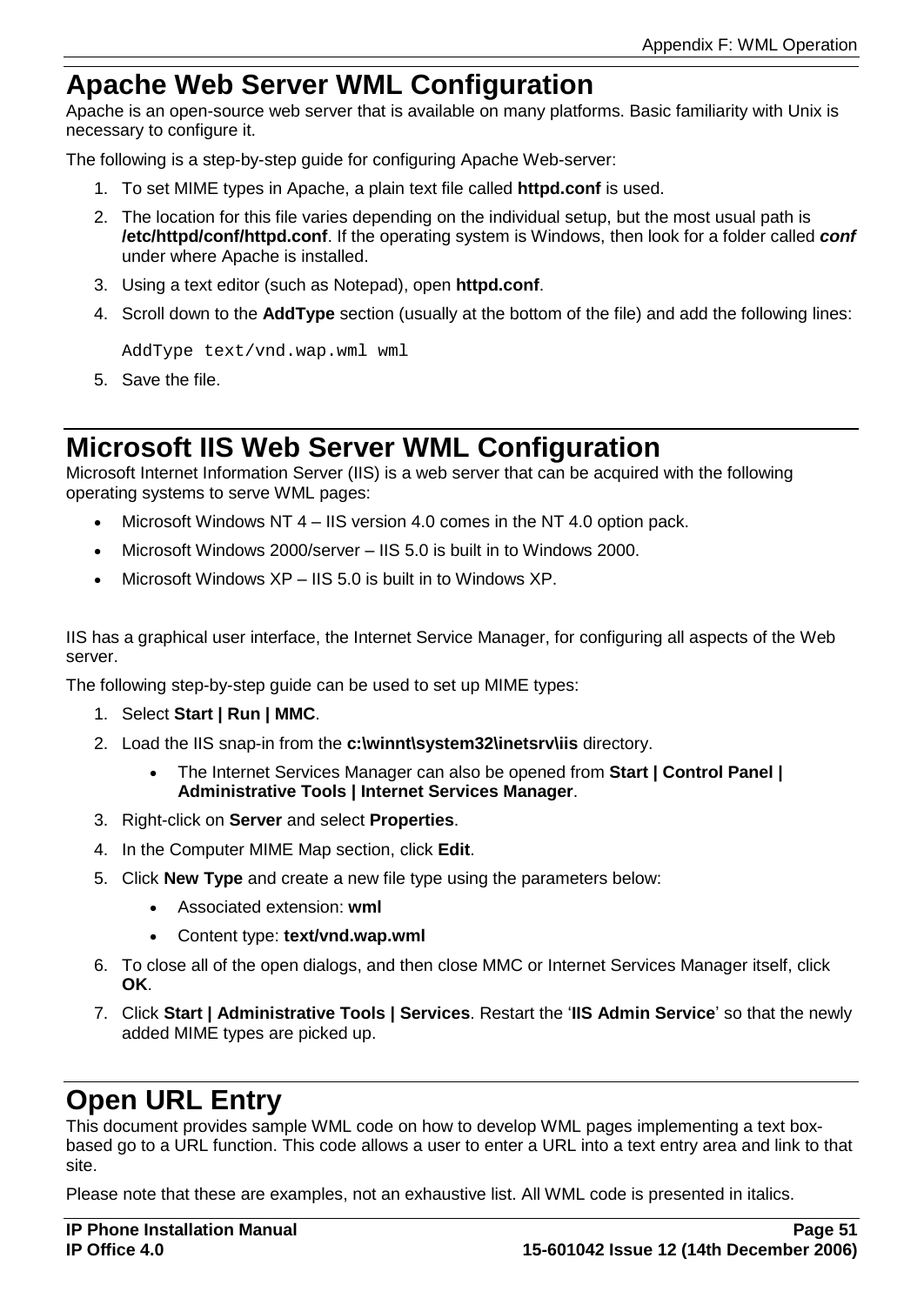# Apache Web Server WML Configuration

Apache is an open-source web server that is available on many platforms. Basic familiarity with Unix is necessary to configure it.

The following is a step-by-step guide for configuring Apache Web-server:

1. To set MIME types in Apache, a plain text file called **httpd.conf** is used.
2. The location for this file varies depending on the individual setup, but the most usual path is **/etc/httpd/conf/httpd.conf**. If the operating system is Windows, then look for a folder called ***conf*** under where Apache is installed.
3. Using a text editor (such as Notepad), open **httpd.conf**.
4. Scroll down to the **AddType** section (usually at the bottom of the file) and add the following lines:

   ```
   AddType text/vnd.wap.wml wml
   ```

5. Save the file.

# Microsoft IIS Web Server WML Configuration

Microsoft Internet Information Server (IIS) is a web server that can be acquired with the following operating systems to serve WML pages:

- Microsoft Windows NT 4 – IIS version 4.0 comes in the NT 4.0 option pack.
- Microsoft Windows 2000/server – IIS 5.0 is built in to Windows 2000.
- Microsoft Windows XP – IIS 5.0 is built in to Windows XP.

IIS has a graphical user interface, the Internet Service Manager, for configuring all aspects of the Web server.

The following step-by-step guide can be used to set up MIME types:

1. Select **Start | Run | MMC**.
2. Load the IIS snap-in from the **c:\winnt\system32\inetsrv\iis** directory.
   - The Internet Services Manager can also be opened from **Start | Control Panel | Administrative Tools | Internet Services Manager**.
3. Right-click on **Server** and select **Properties**.
4. In the Computer MIME Map section, click **Edit**.
5. Click **New Type** and create a new file type using the parameters below:
   - Associated extension: **wml**
   - Content type: **text/vnd.wap.wml**
6. To close all of the open dialogs, and then close MMC or Internet Services Manager itself, click **OK**.
7. Click **Start | Administrative Tools | Services**. Restart the '**IIS Admin Service**' so that the newly added MIME types are picked up.

# Open URL Entry

This document provides sample WML code on how to develop WML pages implementing a text box-based go to a URL function. This code allows a user to enter a URL into a text entry area and link to that site.

Please note that these are examples, not an exhaustive list. All WML code is presented in italics.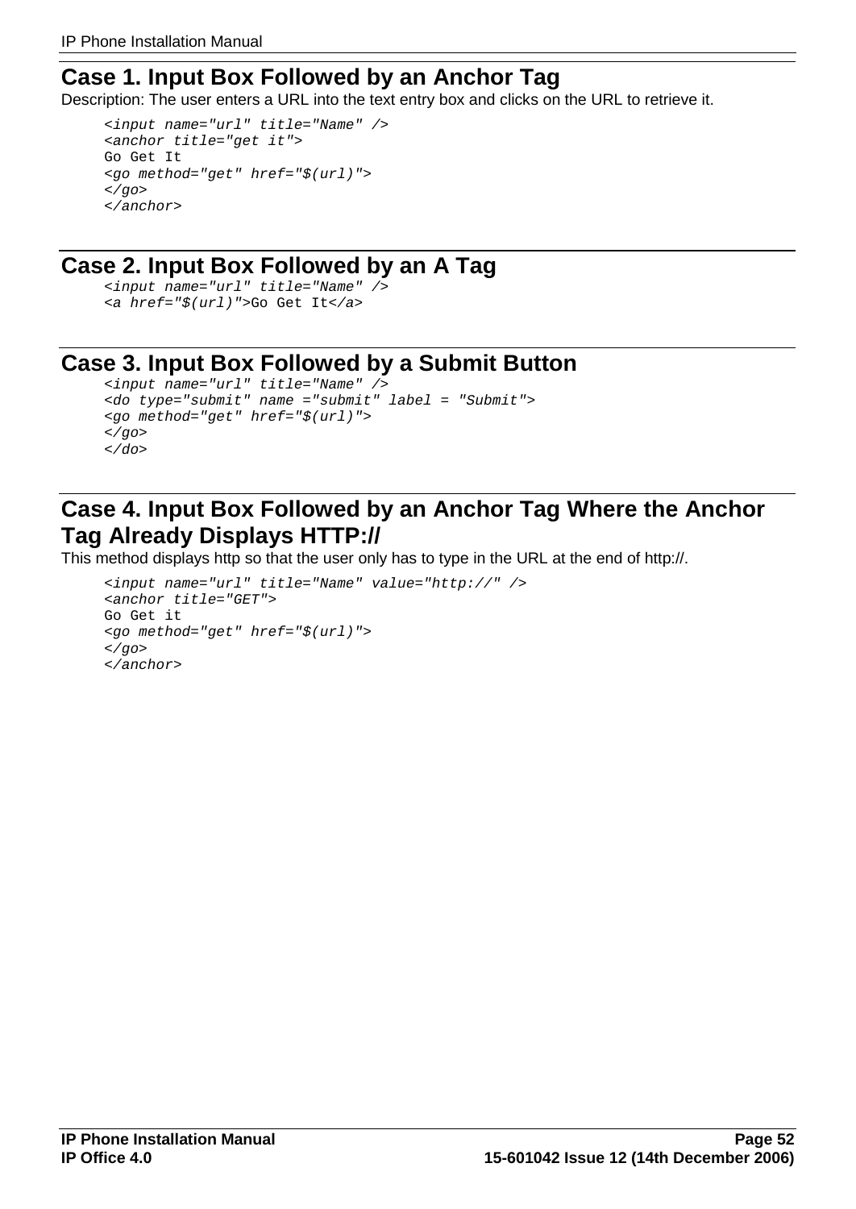## Case 1. Input Box Followed by an Anchor Tag

Description: The user enters a URL into the text entry box and clicks on the URL to retrieve it.

```
<input name="url" title="Name" />
<anchor title="get it">
Go Get It
<go method="get" href="$(url)">
</go>
</anchor>
```

## Case 2. Input Box Followed by an A Tag

```
<input name="url" title="Name" />
<a href="$(url)">Go Get It</a>
```

## Case 3. Input Box Followed by a Submit Button

```
<input name="url" title="Name" />
<do type="submit" name ="submit" label = "Submit">
<go method="get" href="$(url)">
</go>
</do>
```

## Case 4. Input Box Followed by an Anchor Tag Where the Anchor Tag Already Displays HTTP://

This method displays http so that the user only has to type in the URL at the end of http://.

```
<input name="url" title="Name" value="http://" />
<anchor title="GET">
Go Get it
<go method="get" href="$(url)">
</go>
</anchor>
```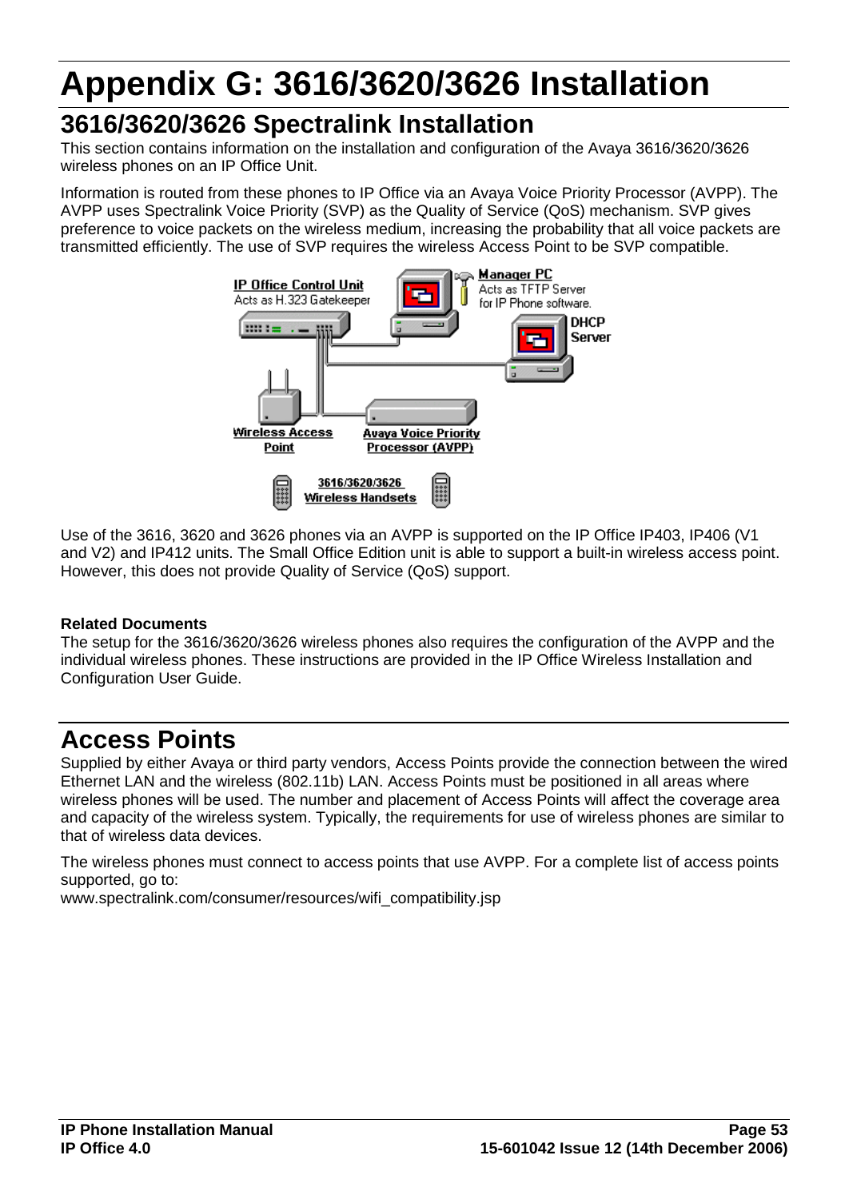# Appendix G: 3616/3620/3626 Installation

## 3616/3620/3626 Spectralink Installation

This section contains information on the installation and configuration of the Avaya 3616/3620/3626 wireless phones on an IP Office Unit.

Information is routed from these phones to IP Office via an Avaya Voice Priority Processor (AVPP). The AVPP uses Spectralink Voice Priority (SVP) as the Quality of Service (QoS) mechanism. SVP gives preference to voice packets on the wireless medium, increasing the probability that all voice packets are transmitted efficiently. The use of SVP requires the wireless Access Point to be SVP compatible.

Use of the 3616, 3620 and 3626 phones via an AVPP is supported on the IP Office IP403, IP406 (V1 and V2) and IP412 units. The Small Office Edition unit is able to support a built-in wireless access point. However, this does not provide Quality of Service (QoS) support.

**Related Documents**

The setup for the 3616/3620/3626 wireless phones also requires the configuration of the AVPP and the individual wireless phones. These instructions are provided in the IP Office Wireless Installation and Configuration User Guide.

## Access Points

Supplied by either Avaya or third party vendors, Access Points provide the connection between the wired Ethernet LAN and the wireless (802.11b) LAN. Access Points must be positioned in all areas where wireless phones will be used. The number and placement of Access Points will affect the coverage area and capacity of the wireless system. Typically, the requirements for use of wireless phones are similar to that of wireless data devices.

The wireless phones must connect to access points that use AVPP. For a complete list of access points supported, go to:
www.spectralink.com/consumer/resources/wifi_compatibility.jsp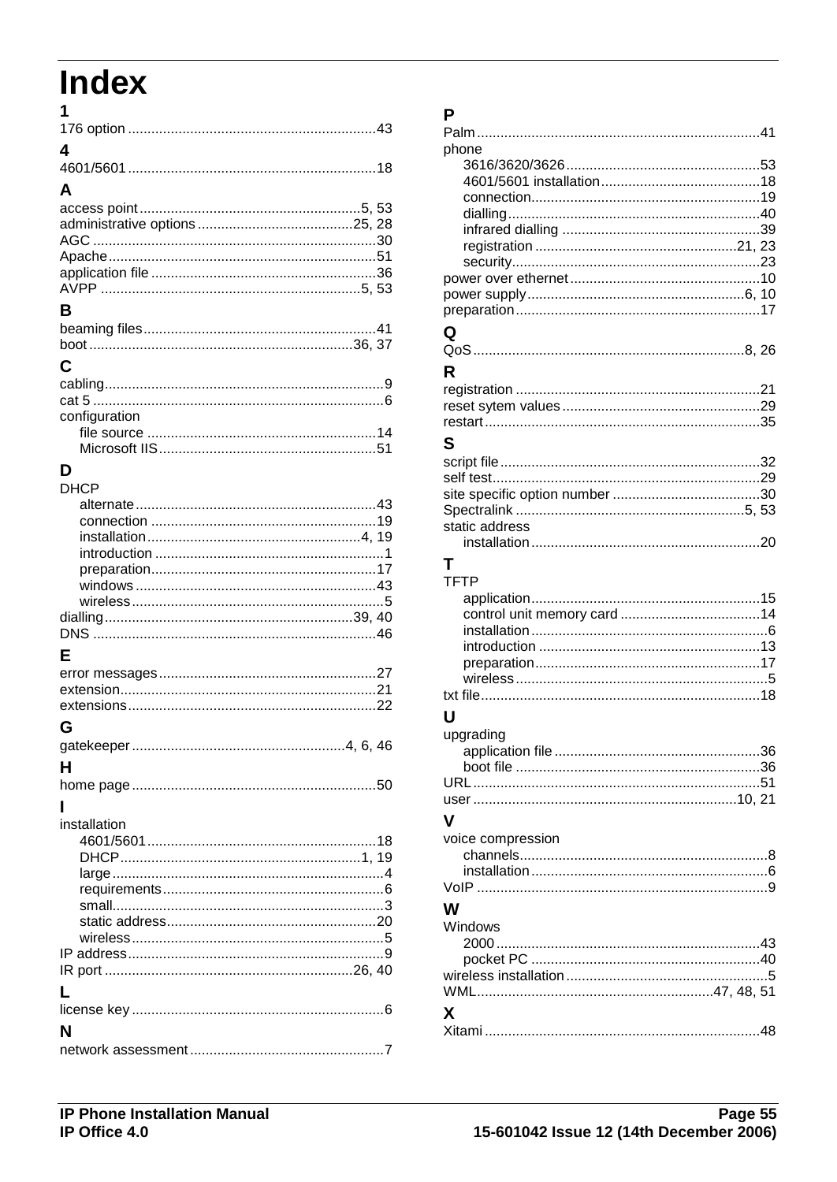# Index

## 1

176 option ....43

## 4

4601/5601 ....18

## A

access point ....5, 53
administrative options ....25, 28
AGC ....30
Apache ....51
application file ....36
AVPP ....5, 53

## B

beaming files ....41
boot ....36, 37

## C

cabling ....9
cat 5 ....6
configuration
- file source ....14
- Microsoft IIS ....51

## D

DHCP
- alternate ....43
- connection ....19
- installation ....4, 19
- introduction ....1
- preparation ....17
- windows ....43
- wireless ....5

dialling ....39, 40
DNS ....46

## E

error messages ....27
extension ....21
extensions ....22

## G

gatekeeper ....4, 6, 46

## H

home page ....50

## I

installation
- 4601/5601 ....18
- DHCP ....1, 19
- large ....4
- requirements ....6
- small ....3
- static address ....20
- wireless ....5

IP address ....9
IR port ....26, 40

## L

license key ....6

## N

network assessment ....7

## P

Palm ....41
phone
- 3616/3620/3626 ....53
- 4601/5601 installation ....18
- connection ....19
- dialling ....40
- infrared dialling ....39
- registration ....21, 23
- security ....23

power over ethernet ....10
power supply ....6, 10
preparation ....17

## Q

QoS ....8, 26

## R

registration ....21
reset sytem values ....29
restart ....35

## S

script file ....32
self test ....29
site specific option number ....30
Spectralink ....5, 53
static address
- installation ....20

## T

TFTP
- application ....15
- control unit memory card ....14
- installation ....6
- introduction ....13
- preparation ....17
- wireless ....5

txt file ....18

## U

upgrading
- application file ....36
- boot file ....36

URL ....51
user ....10, 21

## V

voice compression
- channels ....8
- installation ....6

VoIP ....9

## W

Windows
- 2000 ....43
- pocket PC ....40

wireless installation ....5
WML ....47, 48, 51

## X

Xitami ....48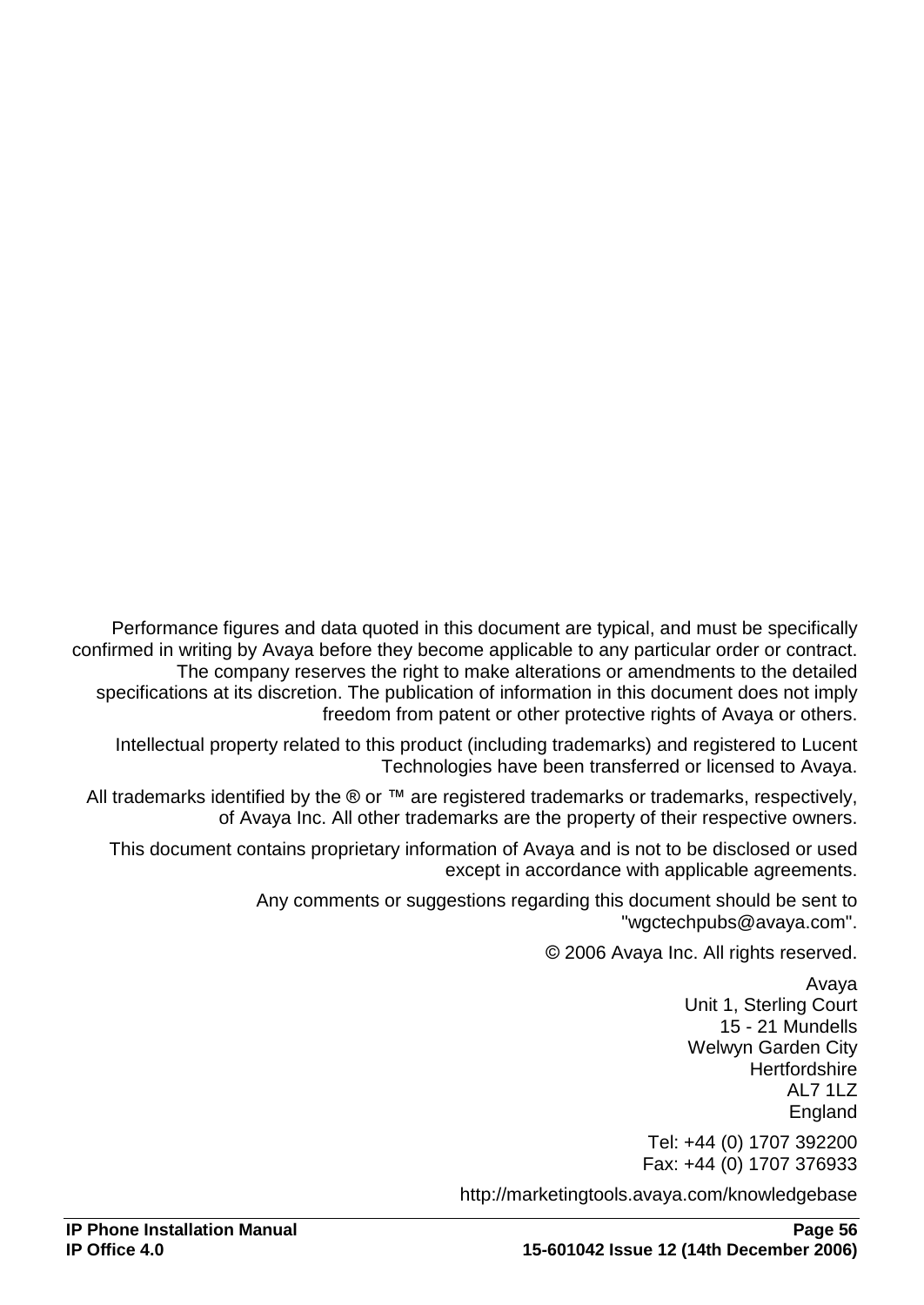Performance figures and data quoted in this document are typical, and must be specifically confirmed in writing by Avaya before they become applicable to any particular order or contract. The company reserves the right to make alterations or amendments to the detailed specifications at its discretion. The publication of information in this document does not imply freedom from patent or other protective rights of Avaya or others.

Intellectual property related to this product (including trademarks) and registered to Lucent Technologies have been transferred or licensed to Avaya.

All trademarks identified by the ® or ™ are registered trademarks or trademarks, respectively, of Avaya Inc. All other trademarks are the property of their respective owners.

This document contains proprietary information of Avaya and is not to be disclosed or used except in accordance with applicable agreements.

Any comments or suggestions regarding this document should be sent to "wgctechpubs@avaya.com".

© 2006 Avaya Inc. All rights reserved.

Avaya
Unit 1, Sterling Court
15 - 21 Mundells
Welwyn Garden City
Hertfordshire
AL7 1LZ
England

Tel: +44 (0) 1707 392200
Fax: +44 (0) 1707 376933

http://marketingtools.avaya.com/knowledgebase